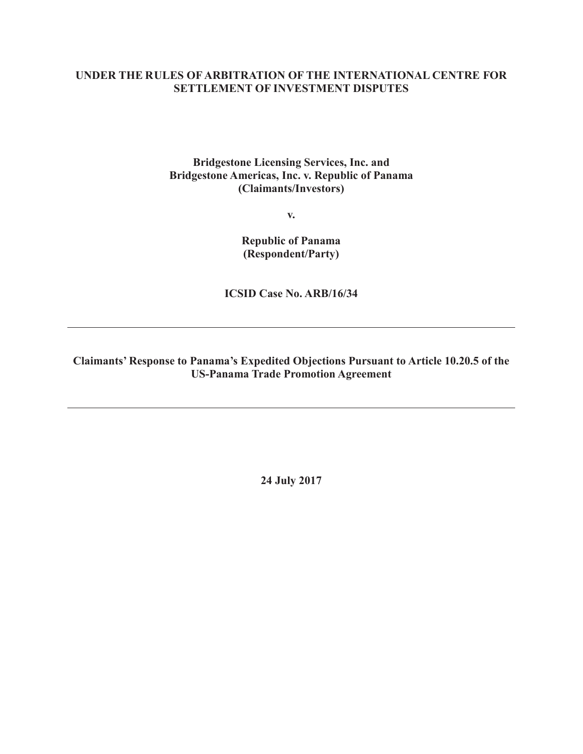**UNDER THE RULES OF ARBITRATION OF THE INTERNATIONAL CENTRE FOR SETTLEMENT OF INVESTMENT DISPUTES**

**Bridgestone Licensing Services, Inc. and Bridgestone Americas, Inc. v. Republic of Panama (Claimants/Investors)**

**v.**

**Republic of Panama (Respondent/Party)**

**ICSID Case No. ARB/16/34**

---

**Claimants' Response to Panama's Expedited Objections Pursuant to Article 10.20.5 of the US-Panama Trade Promotion Agreement**

---

**24 July 2017**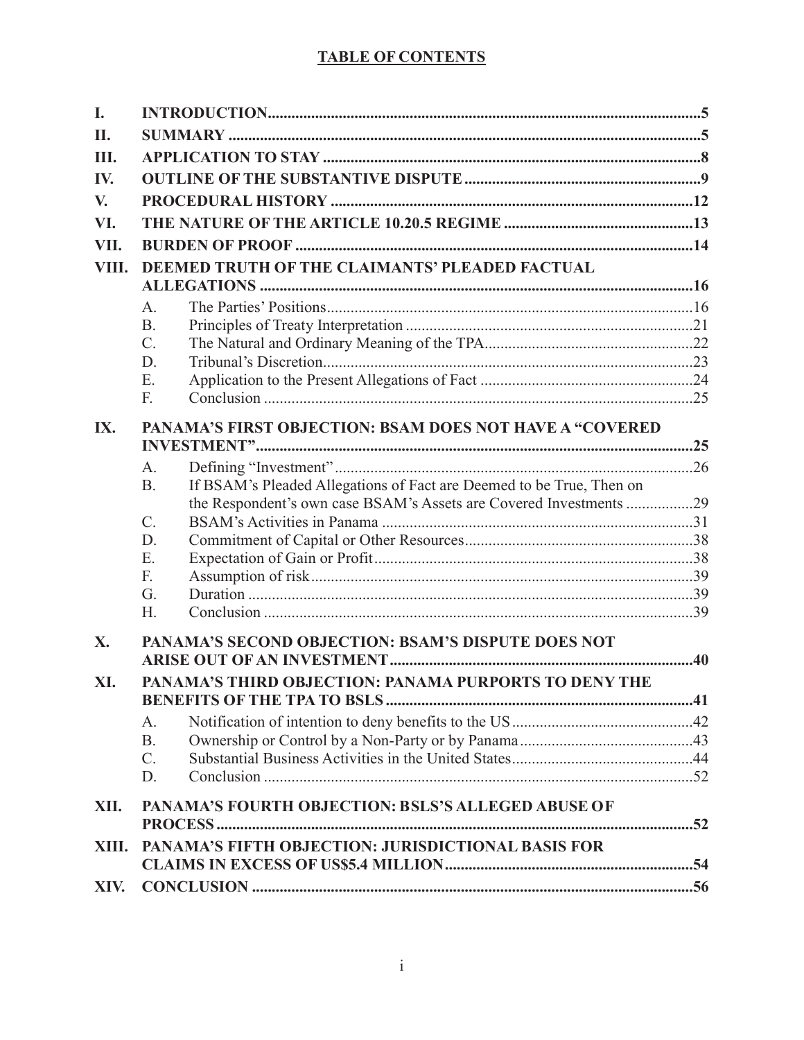# TABLE OF CONTENTS

| | | |
|---|---|---|
| **I.** | **INTRODUCTION** | **5** |
| **II.** | **SUMMARY** | **5** |
| **III.** | **APPLICATION TO STAY** | **8** |
| **IV.** | **OUTLINE OF THE SUBSTANTIVE DISPUTE** | **9** |
| **V.** | **PROCEDURAL HISTORY** | **12** |
| **VI.** | **THE NATURE OF THE ARTICLE 10.20.5 REGIME** | **13** |
| **VII.** | **BURDEN OF PROOF** | **14** |
| **VIII.** | **DEEMED TRUTH OF THE CLAIMANTS' PLEADED FACTUAL ALLEGATIONS** | **16** |
| A. | The Parties' Positions | 16 |
| B. | Principles of Treaty Interpretation | 21 |
| C. | The Natural and Ordinary Meaning of the TPA | 22 |
| D. | Tribunal's Discretion | 23 |
| E. | Application to the Present Allegations of Fact | 24 |
| F. | Conclusion | 25 |
| **IX.** | **PANAMA'S FIRST OBJECTION: BSAM DOES NOT HAVE A "COVERED INVESTMENT"** | **25** |
| A. | Defining "Investment" | 26 |
| B. | If BSAM's Pleaded Allegations of Fact are Deemed to be True, Then on the Respondent's own case BSAM's Assets are Covered Investments | 29 |
| C. | BSAM's Activities in Panama | 31 |
| D. | Commitment of Capital or Other Resources | 38 |
| E. | Expectation of Gain or Profit | 38 |
| F. | Assumption of risk | 39 |
| G. | Duration | 39 |
| H. | Conclusion | 39 |
| **X.** | **PANAMA'S SECOND OBJECTION: BSAM'S DISPUTE DOES NOT ARISE OUT OF AN INVESTMENT** | **40** |
| **XI.** | **PANAMA'S THIRD OBJECTION: PANAMA PURPORTS TO DENY THE BENEFITS OF THE TPA TO BSLS** | **41** |
| A. | Notification of intention to deny benefits to the US | 42 |
| B. | Ownership or Control by a Non-Party or by Panama | 43 |
| C. | Substantial Business Activities in the United States | 44 |
| D. | Conclusion | 52 |
| **XII.** | **PANAMA'S FOURTH OBJECTION: BSLS'S ALLEGED ABUSE OF PROCESS** | **52** |
| **XIII.** | **PANAMA'S FIFTH OBJECTION: JURISDICTIONAL BASIS FOR CLAIMS IN EXCESS OF US$5.4 MILLION** | **54** |
| **XIV.** | **CONCLUSION** | **56** |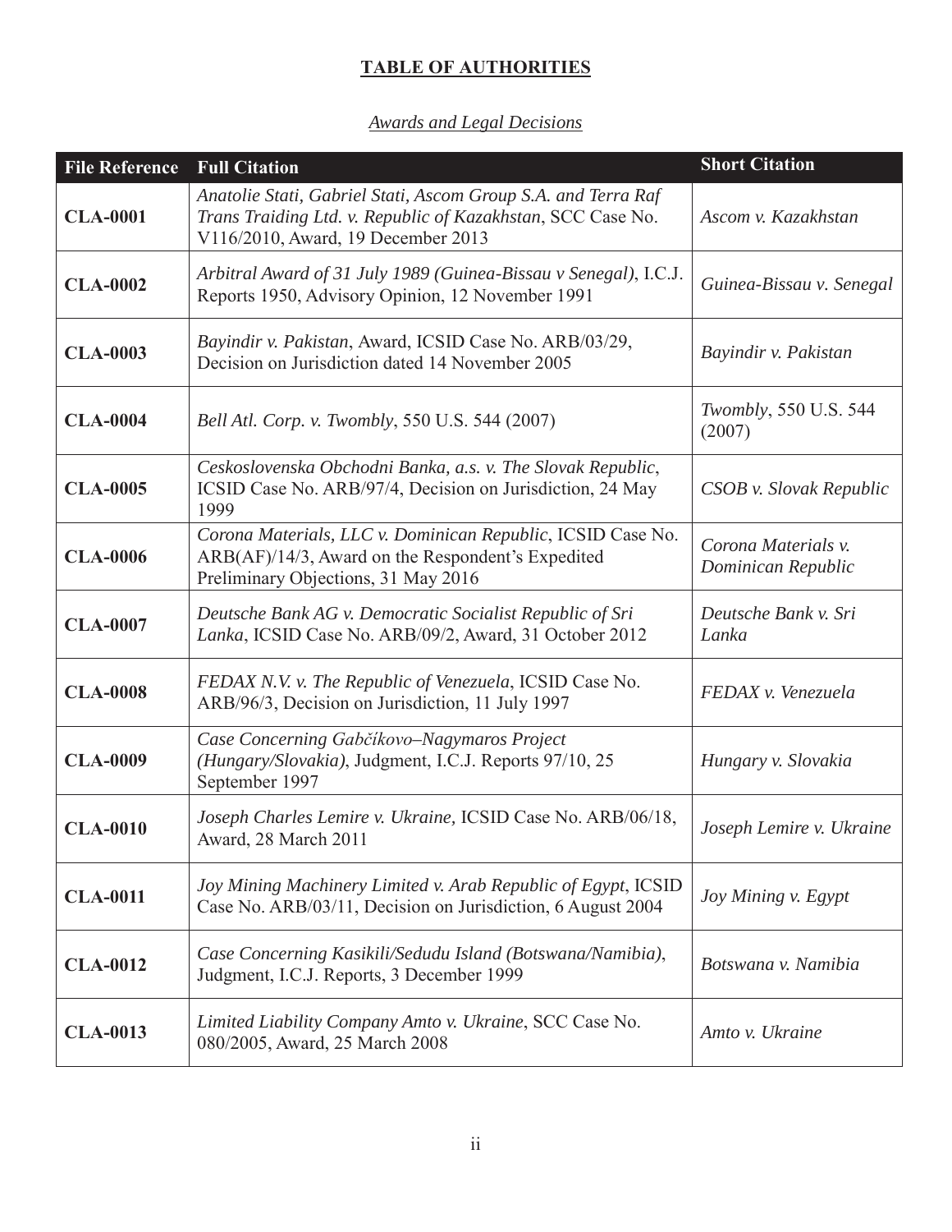## **TABLE OF AUTHORITIES**

### *Awards and Legal Decisions*

| File Reference | Full Citation | Short Citation |
|---|---|---|
| **CLA-0001** | *Anatolie Stati, Gabriel Stati, Ascom Group S.A. and Terra Raf Trans Traiding Ltd. v. Republic of Kazakhstan*, SCC Case No. V116/2010, Award, 19 December 2013 | *Ascom v. Kazakhstan* |
| **CLA-0002** | *Arbitral Award of 31 July 1989 (Guinea-Bissau v Senegal)*, I.C.J. Reports 1950, Advisory Opinion, 12 November 1991 | *Guinea-Bissau v. Senegal* |
| **CLA-0003** | *Bayindir v. Pakistan*, Award, ICSID Case No. ARB/03/29, Decision on Jurisdiction dated 14 November 2005 | *Bayindir v. Pakistan* |
| **CLA-0004** | *Bell Atl. Corp. v. Twombly*, 550 U.S. 544 (2007) | *Twombly*, 550 U.S. 544 (2007) |
| **CLA-0005** | *Ceskoslovenska Obchodni Banka, a.s. v. The Slovak Republic*, ICSID Case No. ARB/97/4, Decision on Jurisdiction, 24 May 1999 | *CSOB v. Slovak Republic* |
| **CLA-0006** | *Corona Materials, LLC v. Dominican Republic*, ICSID Case No. ARB(AF)/14/3, Award on the Respondent's Expedited Preliminary Objections, 31 May 2016 | *Corona Materials v. Dominican Republic* |
| **CLA-0007** | *Deutsche Bank AG v. Democratic Socialist Republic of Sri Lanka*, ICSID Case No. ARB/09/2, Award, 31 October 2012 | *Deutsche Bank v. Sri Lanka* |
| **CLA-0008** | *FEDAX N.V. v. The Republic of Venezuela*, ICSID Case No. ARB/96/3, Decision on Jurisdiction, 11 July 1997 | *FEDAX v. Venezuela* |
| **CLA-0009** | *Case Concerning Gabčíkovo–Nagymaros Project (Hungary/Slovakia)*, Judgment, I.C.J. Reports 97/10, 25 September 1997 | *Hungary v. Slovakia* |
| **CLA-0010** | *Joseph Charles Lemire v. Ukraine,* ICSID Case No. ARB/06/18, Award, 28 March 2011 | *Joseph Lemire v. Ukraine* |
| **CLA-0011** | *Joy Mining Machinery Limited v. Arab Republic of Egypt*, ICSID Case No. ARB/03/11, Decision on Jurisdiction, 6 August 2004 | *Joy Mining v. Egypt* |
| **CLA-0012** | *Case Concerning Kasikili/Sedudu Island (Botswana/Namibia)*, Judgment, I.C.J. Reports, 3 December 1999 | *Botswana v. Namibia* |
| **CLA-0013** | *Limited Liability Company Amto v. Ukraine*, SCC Case No. 080/2005, Award, 25 March 2008 | *Amto v. Ukraine* |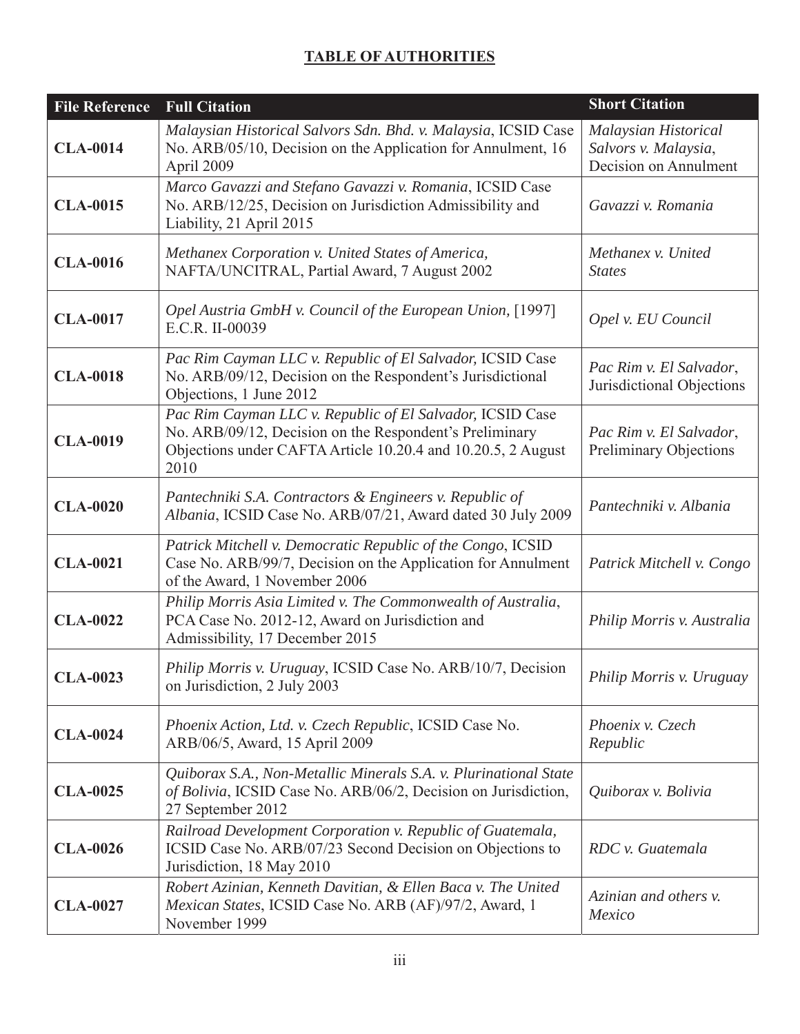**TABLE OF AUTHORITIES**

| File Reference | Full Citation | Short Citation |
|---|---|---|
| **CLA-0014** | *Malaysian Historical Salvors Sdn. Bhd. v. Malaysia*, ICSID Case No. ARB/05/10, Decision on the Application for Annulment, 16 April 2009 | *Malaysian Historical Salvors v. Malaysia*, Decision on Annulment |
| **CLA-0015** | *Marco Gavazzi and Stefano Gavazzi v. Romania*, ICSID Case No. ARB/12/25, Decision on Jurisdiction Admissibility and Liability, 21 April 2015 | *Gavazzi v. Romania* |
| **CLA-0016** | *Methanex Corporation v. United States of America,* NAFTA/UNCITRAL, Partial Award, 7 August 2002 | *Methanex v. United States* |
| **CLA-0017** | *Opel Austria GmbH v. Council of the European Union,* [1997] E.C.R. II-00039 | *Opel v. EU Council* |
| **CLA-0018** | *Pac Rim Cayman LLC v. Republic of El Salvador,* ICSID Case No. ARB/09/12, Decision on the Respondent's Jurisdictional Objections, 1 June 2012 | *Pac Rim v. El Salvador*, Jurisdictional Objections |
| **CLA-0019** | *Pac Rim Cayman LLC v. Republic of El Salvador,* ICSID Case No. ARB/09/12, Decision on the Respondent's Preliminary Objections under CAFTA Article 10.20.4 and 10.20.5, 2 August 2010 | *Pac Rim v. El Salvador*, Preliminary Objections |
| **CLA-0020** | *Pantechniki S.A. Contractors & Engineers v. Republic of Albania*, ICSID Case No. ARB/07/21, Award dated 30 July 2009 | *Pantechniki v. Albania* |
| **CLA-0021** | *Patrick Mitchell v. Democratic Republic of the Congo*, ICSID Case No. ARB/99/7, Decision on the Application for Annulment of the Award, 1 November 2006 | *Patrick Mitchell v. Congo* |
| **CLA-0022** | *Philip Morris Asia Limited v. The Commonwealth of Australia*, PCA Case No. 2012-12, Award on Jurisdiction and Admissibility, 17 December 2015 | *Philip Morris v. Australia* |
| **CLA-0023** | *Philip Morris v. Uruguay*, ICSID Case No. ARB/10/7, Decision on Jurisdiction, 2 July 2003 | *Philip Morris v. Uruguay* |
| **CLA-0024** | *Phoenix Action, Ltd. v. Czech Republic*, ICSID Case No. ARB/06/5, Award, 15 April 2009 | *Phoenix v. Czech Republic* |
| **CLA-0025** | *Quiborax S.A., Non-Metallic Minerals S.A. v. Plurinational State of Bolivia*, ICSID Case No. ARB/06/2, Decision on Jurisdiction, 27 September 2012 | *Quiborax v. Bolivia* |
| **CLA-0026** | *Railroad Development Corporation v. Republic of Guatemala,* ICSID Case No. ARB/07/23 Second Decision on Objections to Jurisdiction, 18 May 2010 | *RDC v. Guatemala* |
| **CLA-0027** | *Robert Azinian, Kenneth Davitian, & Ellen Baca v. The United Mexican States*, ICSID Case No. ARB (AF)/97/2, Award, 1 November 1999 | *Azinian and others v. Mexico* |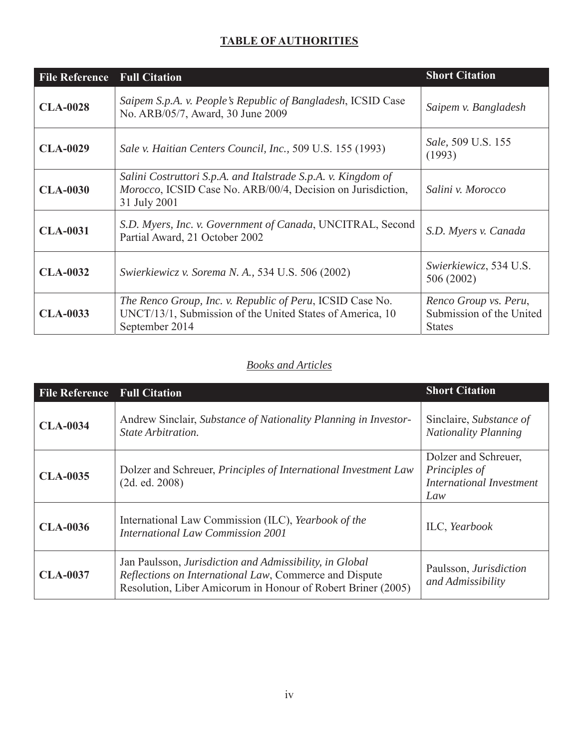**TABLE OF AUTHORITIES**

| File Reference | Full Citation | Short Citation |
|---|---|---|
| **CLA-0028** | *Saipem S.p.A. v. People's Republic of Bangladesh*, ICSID Case No. ARB/05/7, Award, 30 June 2009 | *Saipem v. Bangladesh* |
| **CLA-0029** | *Sale v. Haitian Centers Council, Inc.,* 509 U.S. 155 (1993) | *Sale,* 509 U.S. 155 (1993) |
| **CLA-0030** | *Salini Costruttori S.p.A. and Italstrade S.p.A. v. Kingdom of Morocco*, ICSID Case No. ARB/00/4, Decision on Jurisdiction, 31 July 2001 | *Salini v. Morocco* |
| **CLA-0031** | *S.D. Myers, Inc. v. Government of Canada*, UNCITRAL, Second Partial Award, 21 October 2002 | *S.D. Myers v. Canada* |
| **CLA-0032** | *Swierkiewicz v. Sorema N. A.,* 534 U.S. 506 (2002) | *Swierkiewicz*, 534 U.S. 506 (2002) |
| **CLA-0033** | *The Renco Group, Inc. v. Republic of Peru*, ICSID Case No. UNCT/13/1, Submission of the United States of America, 10 September 2014 | *Renco Group vs. Peru*, Submission of the United States |

*Books and Articles*

| File Reference | Full Citation | Short Citation |
|---|---|---|
| **CLA-0034** | Andrew Sinclair, *Substance of Nationality Planning in Investor-State Arbitration.* | Sinclaire, *Substance of Nationality Planning* |
| **CLA-0035** | Dolzer and Schreuer, *Principles of International Investment Law* (2d. ed. 2008) | Dolzer and Schreuer, *Principles of International Investment Law* |
| **CLA-0036** | International Law Commission (ILC), *Yearbook of the International Law Commission 2001* | ILC, *Yearbook* |
| **CLA-0037** | Jan Paulsson, *Jurisdiction and Admissibility, in Global Reflections on International Law*, Commerce and Dispute Resolution, Liber Amicorum in Honour of Robert Briner (2005) | Paulsson, *Jurisdiction and Admissibility* |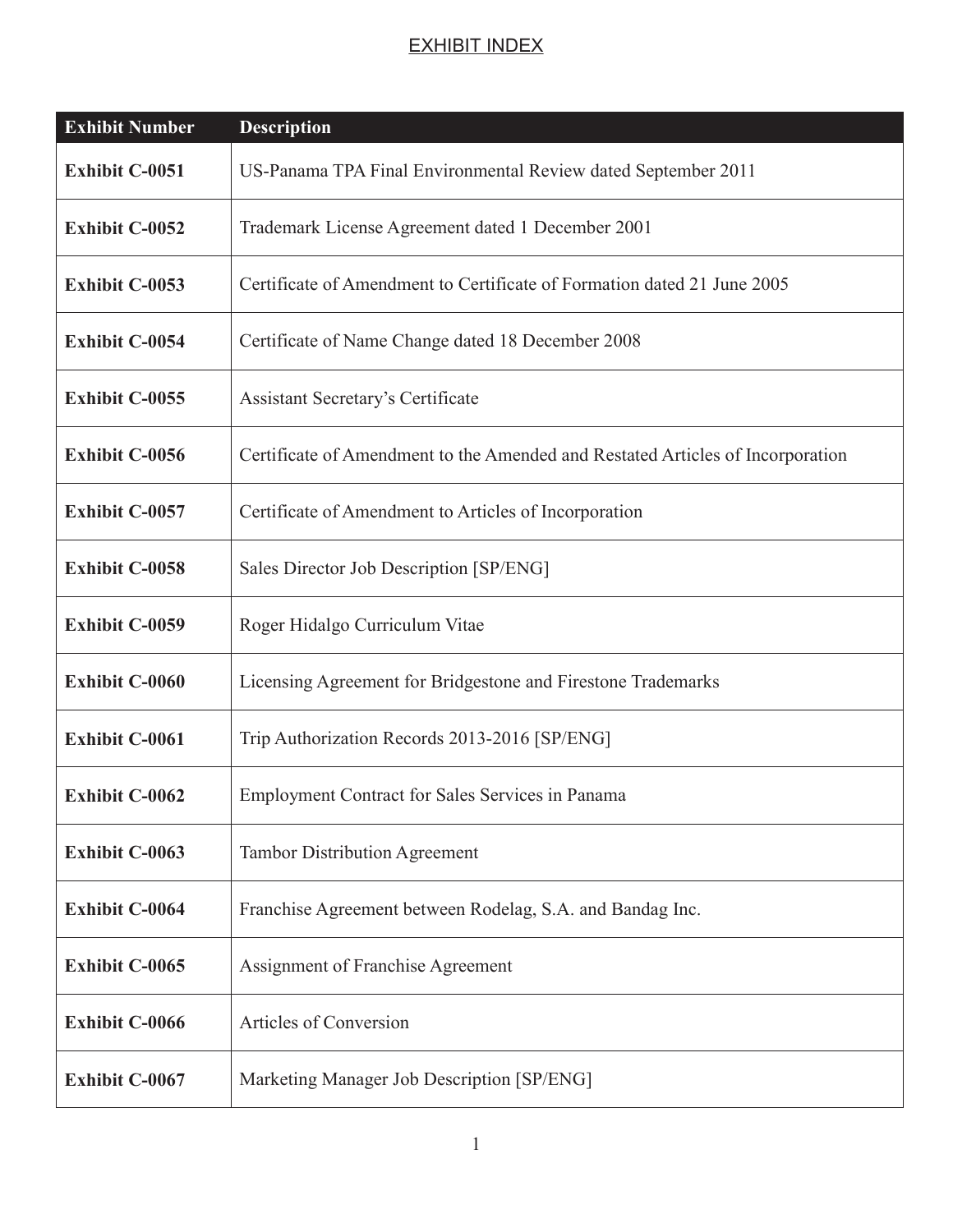# EXHIBIT INDEX

| Exhibit Number | Description |
|---|---|
| **Exhibit C-0051** | US-Panama TPA Final Environmental Review dated September 2011 |
| **Exhibit C-0052** | Trademark License Agreement dated 1 December 2001 |
| **Exhibit C-0053** | Certificate of Amendment to Certificate of Formation dated 21 June 2005 |
| **Exhibit C-0054** | Certificate of Name Change dated 18 December 2008 |
| **Exhibit C-0055** | Assistant Secretary's Certificate |
| **Exhibit C-0056** | Certificate of Amendment to the Amended and Restated Articles of Incorporation |
| **Exhibit C-0057** | Certificate of Amendment to Articles of Incorporation |
| **Exhibit C-0058** | Sales Director Job Description [SP/ENG] |
| **Exhibit C-0059** | Roger Hidalgo Curriculum Vitae |
| **Exhibit C-0060** | Licensing Agreement for Bridgestone and Firestone Trademarks |
| **Exhibit C-0061** | Trip Authorization Records 2013-2016 [SP/ENG] |
| **Exhibit C-0062** | Employment Contract for Sales Services in Panama |
| **Exhibit C-0063** | Tambor Distribution Agreement |
| **Exhibit C-0064** | Franchise Agreement between Rodelag, S.A. and Bandag Inc. |
| **Exhibit C-0065** | Assignment of Franchise Agreement |
| **Exhibit C-0066** | Articles of Conversion |
| **Exhibit C-0067** | Marketing Manager Job Description [SP/ENG] |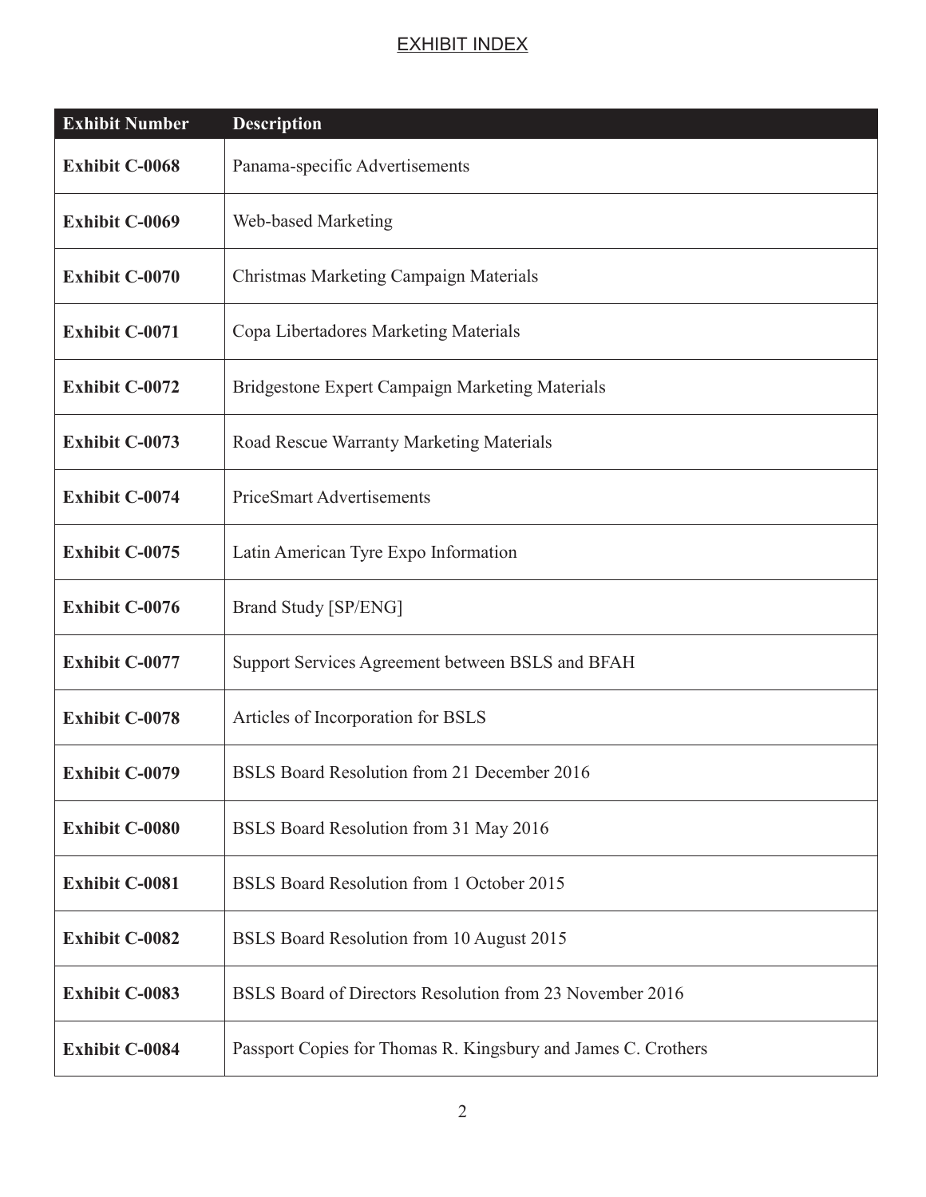EXHIBIT INDEX

| Exhibit Number | Description |
|---|---|
| **Exhibit C-0068** | Panama-specific Advertisements |
| **Exhibit C-0069** | Web-based Marketing |
| **Exhibit C-0070** | Christmas Marketing Campaign Materials |
| **Exhibit C-0071** | Copa Libertadores Marketing Materials |
| **Exhibit C-0072** | Bridgestone Expert Campaign Marketing Materials |
| **Exhibit C-0073** | Road Rescue Warranty Marketing Materials |
| **Exhibit C-0074** | PriceSmart Advertisements |
| **Exhibit C-0075** | Latin American Tyre Expo Information |
| **Exhibit C-0076** | Brand Study [SP/ENG] |
| **Exhibit C-0077** | Support Services Agreement between BSLS and BFAH |
| **Exhibit C-0078** | Articles of Incorporation for BSLS |
| **Exhibit C-0079** | BSLS Board Resolution from 21 December 2016 |
| **Exhibit C-0080** | BSLS Board Resolution from 31 May 2016 |
| **Exhibit C-0081** | BSLS Board Resolution from 1 October 2015 |
| **Exhibit C-0082** | BSLS Board Resolution from 10 August 2015 |
| **Exhibit C-0083** | BSLS Board of Directors Resolution from 23 November 2016 |
| **Exhibit C-0084** | Passport Copies for Thomas R. Kingsbury and James C. Crothers |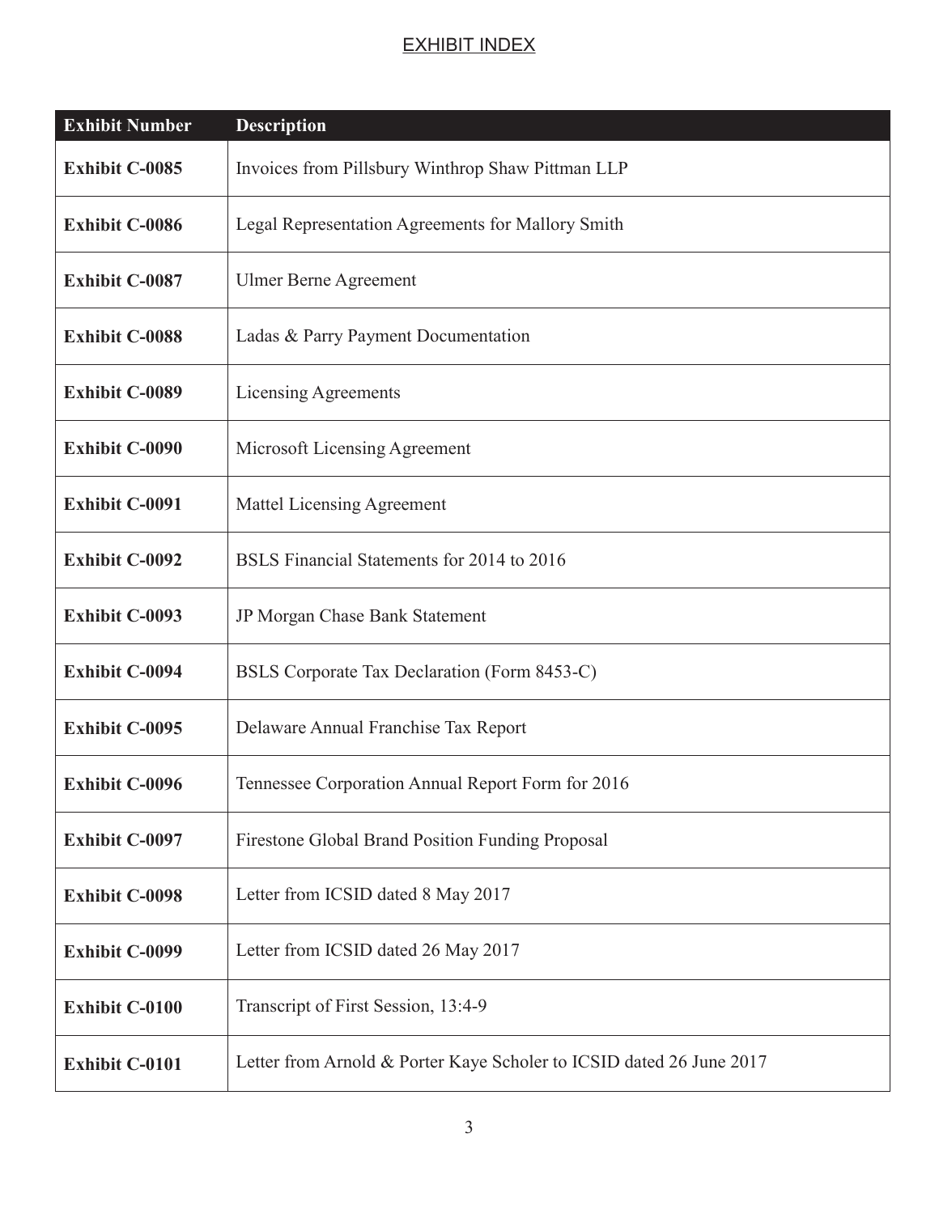## EXHIBIT INDEX

| Exhibit Number | Description |
|---|---|
| **Exhibit C-0085** | Invoices from Pillsbury Winthrop Shaw Pittman LLP |
| **Exhibit C-0086** | Legal Representation Agreements for Mallory Smith |
| **Exhibit C-0087** | Ulmer Berne Agreement |
| **Exhibit C-0088** | Ladas & Parry Payment Documentation |
| **Exhibit C-0089** | Licensing Agreements |
| **Exhibit C-0090** | Microsoft Licensing Agreement |
| **Exhibit C-0091** | Mattel Licensing Agreement |
| **Exhibit C-0092** | BSLS Financial Statements for 2014 to 2016 |
| **Exhibit C-0093** | JP Morgan Chase Bank Statement |
| **Exhibit C-0094** | BSLS Corporate Tax Declaration (Form 8453-C) |
| **Exhibit C-0095** | Delaware Annual Franchise Tax Report |
| **Exhibit C-0096** | Tennessee Corporation Annual Report Form for 2016 |
| **Exhibit C-0097** | Firestone Global Brand Position Funding Proposal |
| **Exhibit C-0098** | Letter from ICSID dated 8 May 2017 |
| **Exhibit C-0099** | Letter from ICSID dated 26 May 2017 |
| **Exhibit C-0100** | Transcript of First Session, 13:4-9 |
| **Exhibit C-0101** | Letter from Arnold & Porter Kaye Scholer to ICSID dated 26 June 2017 |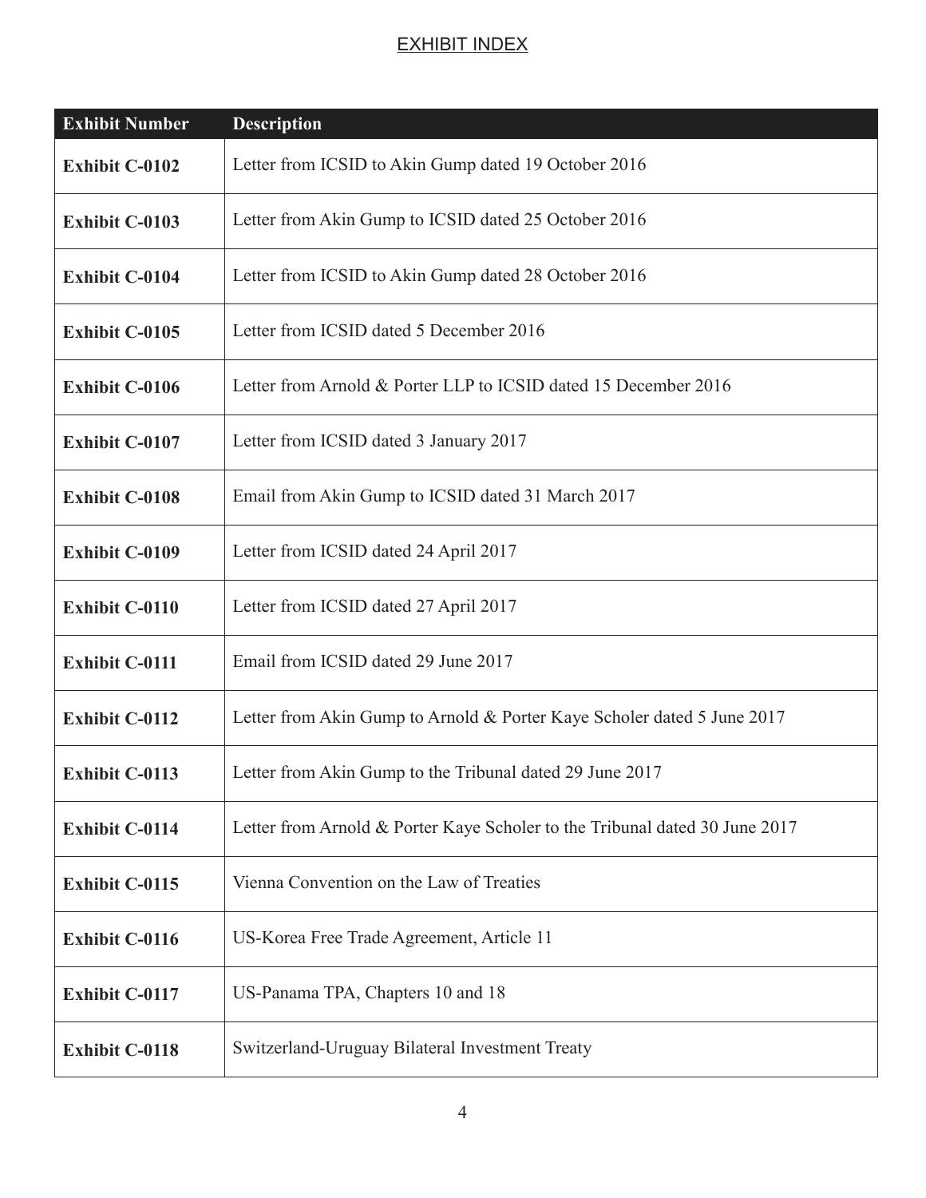## EXHIBIT INDEX

| Exhibit Number | Description |
|---|---|
| **Exhibit C-0102** | Letter from ICSID to Akin Gump dated 19 October 2016 |
| **Exhibit C-0103** | Letter from Akin Gump to ICSID dated 25 October 2016 |
| **Exhibit C-0104** | Letter from ICSID to Akin Gump dated 28 October 2016 |
| **Exhibit C-0105** | Letter from ICSID dated 5 December 2016 |
| **Exhibit C-0106** | Letter from Arnold & Porter LLP to ICSID dated 15 December 2016 |
| **Exhibit C-0107** | Letter from ICSID dated 3 January 2017 |
| **Exhibit C-0108** | Email from Akin Gump to ICSID dated 31 March 2017 |
| **Exhibit C-0109** | Letter from ICSID dated 24 April 2017 |
| **Exhibit C-0110** | Letter from ICSID dated 27 April 2017 |
| **Exhibit C-0111** | Email from ICSID dated 29 June 2017 |
| **Exhibit C-0112** | Letter from Akin Gump to Arnold & Porter Kaye Scholer dated 5 June 2017 |
| **Exhibit C-0113** | Letter from Akin Gump to the Tribunal dated 29 June 2017 |
| **Exhibit C-0114** | Letter from Arnold & Porter Kaye Scholer to the Tribunal dated 30 June 2017 |
| **Exhibit C-0115** | Vienna Convention on the Law of Treaties |
| **Exhibit C-0116** | US-Korea Free Trade Agreement, Article 11 |
| **Exhibit C-0117** | US-Panama TPA, Chapters 10 and 18 |
| **Exhibit C-0118** | Switzerland-Uruguay Bilateral Investment Treaty |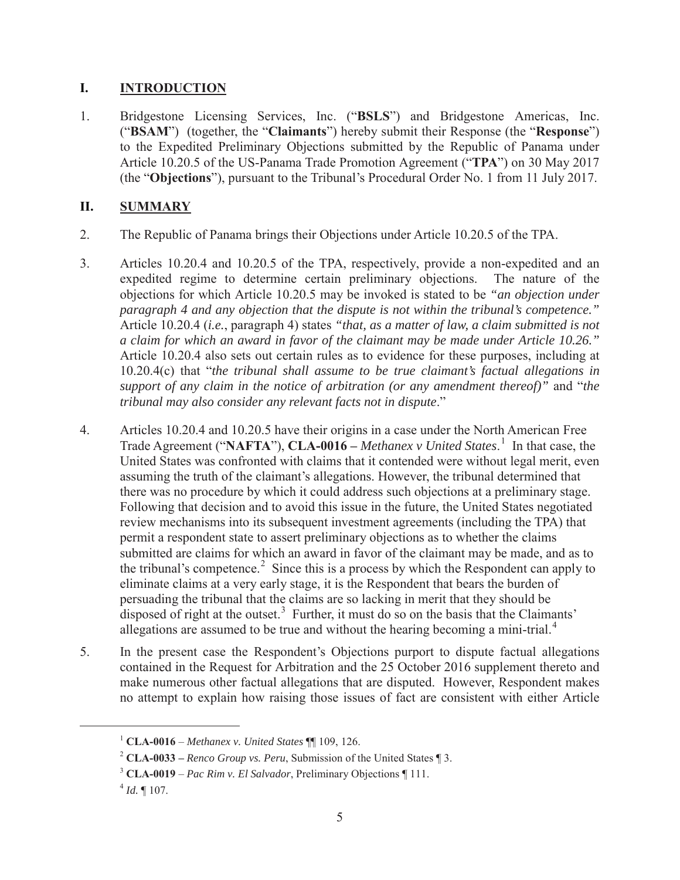## I. INTRODUCTION

1. Bridgestone Licensing Services, Inc. ("**BSLS**") and Bridgestone Americas, Inc. ("**BSAM**") (together, the "**Claimants**") hereby submit their Response (the "**Response**") to the Expedited Preliminary Objections submitted by the Republic of Panama under Article 10.20.5 of the US-Panama Trade Promotion Agreement ("**TPA**") on 30 May 2017 (the "**Objections**"), pursuant to the Tribunal's Procedural Order No. 1 from 11 July 2017.

## II. SUMMARY

2. The Republic of Panama brings their Objections under Article 10.20.5 of the TPA.

3. Articles 10.20.4 and 10.20.5 of the TPA, respectively, provide a non-expedited and an expedited regime to determine certain preliminary objections. The nature of the objections for which Article 10.20.5 may be invoked is stated to be *"an objection under paragraph 4 and any objection that the dispute is not within the tribunal's competence."* Article 10.20.4 (*i.e.*, paragraph 4) states *"that, as a matter of law, a claim submitted is not a claim for which an award in favor of the claimant may be made under Article 10.26."* Article 10.20.4 also sets out certain rules as to evidence for these purposes, including at 10.20.4(c) that "*the tribunal shall assume to be true claimant's factual allegations in support of any claim in the notice of arbitration (or any amendment thereof)"* and "*the tribunal may also consider any relevant facts not in dispute*."

4. Articles 10.20.4 and 10.20.5 have their origins in a case under the North American Free Trade Agreement ("**NAFTA**"), **CLA-0016 –** *Methanex v United States*.[1] In that case, the United States was confronted with claims that it contended were without legal merit, even assuming the truth of the claimant's allegations. However, the tribunal determined that there was no procedure by which it could address such objections at a preliminary stage. Following that decision and to avoid this issue in the future, the United States negotiated review mechanisms into its subsequent investment agreements (including the TPA) that permit a respondent state to assert preliminary objections as to whether the claims submitted are claims for which an award in favor of the claimant may be made, and as to the tribunal's competence.[2] Since this is a process by which the Respondent can apply to eliminate claims at a very early stage, it is the Respondent that bears the burden of persuading the tribunal that the claims are so lacking in merit that they should be disposed of right at the outset.[3] Further, it must do so on the basis that the Claimants' allegations are assumed to be true and without the hearing becoming a mini-trial.[4]

5. In the present case the Respondent's Objections purport to dispute factual allegations contained in the Request for Arbitration and the 25 October 2016 supplement thereto and make numerous other factual allegations that are disputed. However, Respondent makes no attempt to explain how raising those issues of fact are consistent with either Article

---

[1] **CLA-0016** – *Methanex v. United States* ¶¶ 109, 126.

[2] **CLA-0033 –** *Renco Group vs. Peru*, Submission of the United States ¶ 3.

[3] **CLA-0019** – *Pac Rim v. El Salvador*, Preliminary Objections ¶ 111.

[4] *Id.* ¶ 107.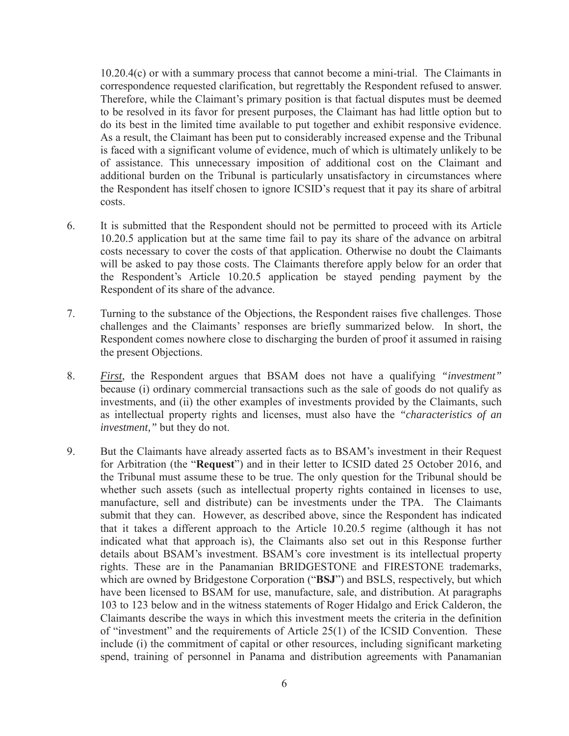10.20.4(c) or with a summary process that cannot become a mini-trial. The Claimants in correspondence requested clarification, but regrettably the Respondent refused to answer. Therefore, while the Claimant's primary position is that factual disputes must be deemed to be resolved in its favor for present purposes, the Claimant has had little option but to do its best in the limited time available to put together and exhibit responsive evidence. As a result, the Claimant has been put to considerably increased expense and the Tribunal is faced with a significant volume of evidence, much of which is ultimately unlikely to be of assistance. This unnecessary imposition of additional cost on the Claimant and additional burden on the Tribunal is particularly unsatisfactory in circumstances where the Respondent has itself chosen to ignore ICSID's request that it pay its share of arbitral costs.

6. It is submitted that the Respondent should not be permitted to proceed with its Article 10.20.5 application but at the same time fail to pay its share of the advance on arbitral costs necessary to cover the costs of that application. Otherwise no doubt the Claimants will be asked to pay those costs. The Claimants therefore apply below for an order that the Respondent's Article 10.20.5 application be stayed pending payment by the Respondent of its share of the advance.

7. Turning to the substance of the Objections, the Respondent raises five challenges. Those challenges and the Claimants' responses are briefly summarized below. In short, the Respondent comes nowhere close to discharging the burden of proof it assumed in raising the present Objections.

8. ***First***, the Respondent argues that BSAM does not have a qualifying *"investment"* because (i) ordinary commercial transactions such as the sale of goods do not qualify as investments, and (ii) the other examples of investments provided by the Claimants, such as intellectual property rights and licenses, must also have the *"characteristics of an investment,"* but they do not.

9. But the Claimants have already asserted facts as to BSAM's investment in their Request for Arbitration (the "**Request**") and in their letter to ICSID dated 25 October 2016, and the Tribunal must assume these to be true. The only question for the Tribunal should be whether such assets (such as intellectual property rights contained in licenses to use, manufacture, sell and distribute) can be investments under the TPA. The Claimants submit that they can. However, as described above, since the Respondent has indicated that it takes a different approach to the Article 10.20.5 regime (although it has not indicated what that approach is), the Claimants also set out in this Response further details about BSAM's investment. BSAM's core investment is its intellectual property rights. These are in the Panamanian BRIDGESTONE and FIRESTONE trademarks, which are owned by Bridgestone Corporation ("**BSJ**") and BSLS, respectively, but which have been licensed to BSAM for use, manufacture, sale, and distribution. At paragraphs 103 to 123 below and in the witness statements of Roger Hidalgo and Erick Calderon, the Claimants describe the ways in which this investment meets the criteria in the definition of "investment" and the requirements of Article 25(1) of the ICSID Convention. These include (i) the commitment of capital or other resources, including significant marketing spend, training of personnel in Panama and distribution agreements with Panamanian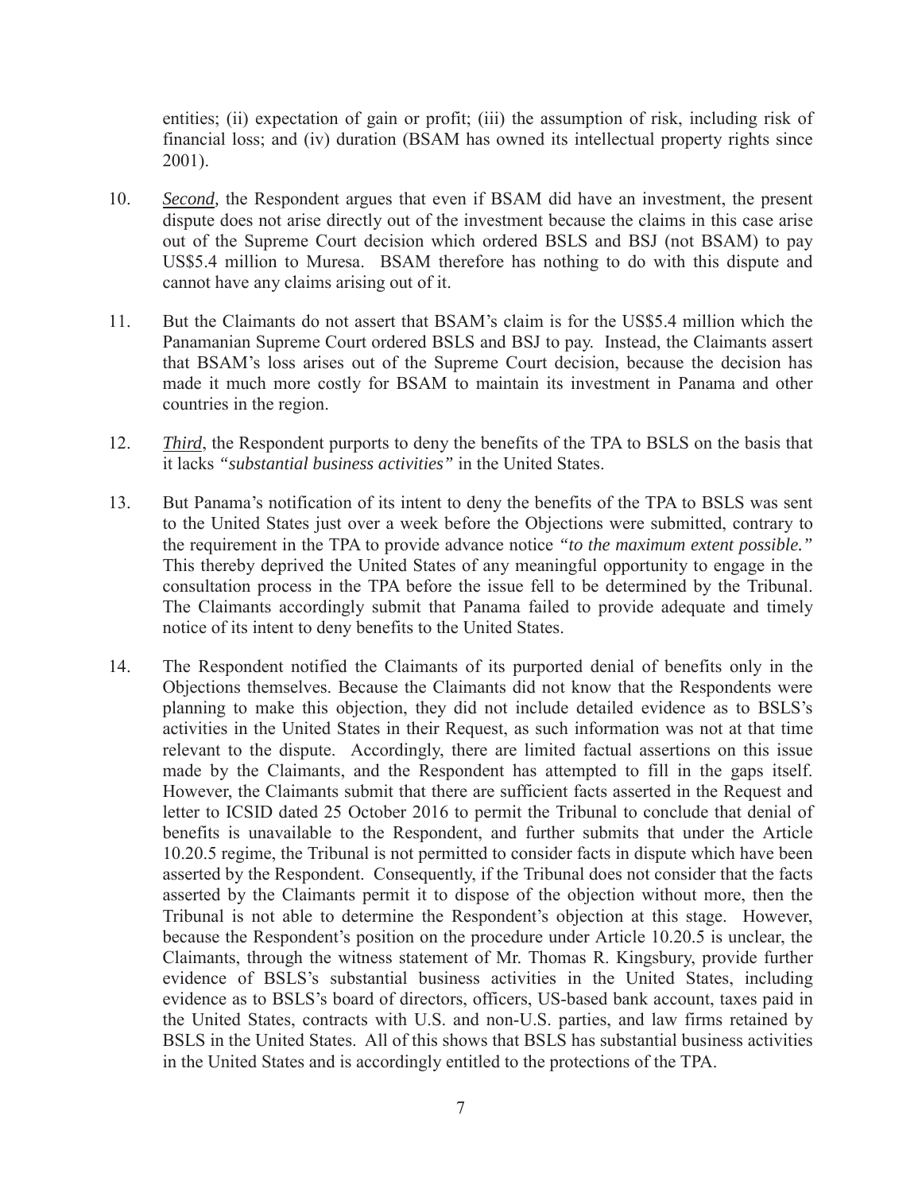entities; (ii) expectation of gain or profit; (iii) the assumption of risk, including risk of financial loss; and (iv) duration (BSAM has owned its intellectual property rights since 2001).

10. ***Second,*** the Respondent argues that even if BSAM did have an investment, the present dispute does not arise directly out of the investment because the claims in this case arise out of the Supreme Court decision which ordered BSLS and BSJ (not BSAM) to pay US$5.4 million to Muresa. BSAM therefore has nothing to do with this dispute and cannot have any claims arising out of it.

11. But the Claimants do not assert that BSAM's claim is for the US$5.4 million which the Panamanian Supreme Court ordered BSLS and BSJ to pay. Instead, the Claimants assert that BSAM's loss arises out of the Supreme Court decision, because the decision has made it much more costly for BSAM to maintain its investment in Panama and other countries in the region.

12. ***Third***, the Respondent purports to deny the benefits of the TPA to BSLS on the basis that it lacks *"substantial business activities"* in the United States.

13. But Panama's notification of its intent to deny the benefits of the TPA to BSLS was sent to the United States just over a week before the Objections were submitted, contrary to the requirement in the TPA to provide advance notice *"to the maximum extent possible."* This thereby deprived the United States of any meaningful opportunity to engage in the consultation process in the TPA before the issue fell to be determined by the Tribunal. The Claimants accordingly submit that Panama failed to provide adequate and timely notice of its intent to deny benefits to the United States.

14. The Respondent notified the Claimants of its purported denial of benefits only in the Objections themselves. Because the Claimants did not know that the Respondents were planning to make this objection, they did not include detailed evidence as to BSLS's activities in the United States in their Request, as such information was not at that time relevant to the dispute. Accordingly, there are limited factual assertions on this issue made by the Claimants, and the Respondent has attempted to fill in the gaps itself. However, the Claimants submit that there are sufficient facts asserted in the Request and letter to ICSID dated 25 October 2016 to permit the Tribunal to conclude that denial of benefits is unavailable to the Respondent, and further submits that under the Article 10.20.5 regime, the Tribunal is not permitted to consider facts in dispute which have been asserted by the Respondent. Consequently, if the Tribunal does not consider that the facts asserted by the Claimants permit it to dispose of the objection without more, then the Tribunal is not able to determine the Respondent's objection at this stage. However, because the Respondent's position on the procedure under Article 10.20.5 is unclear, the Claimants, through the witness statement of Mr. Thomas R. Kingsbury, provide further evidence of BSLS's substantial business activities in the United States, including evidence as to BSLS's board of directors, officers, US-based bank account, taxes paid in the United States, contracts with U.S. and non-U.S. parties, and law firms retained by BSLS in the United States. All of this shows that BSLS has substantial business activities in the United States and is accordingly entitled to the protections of the TPA.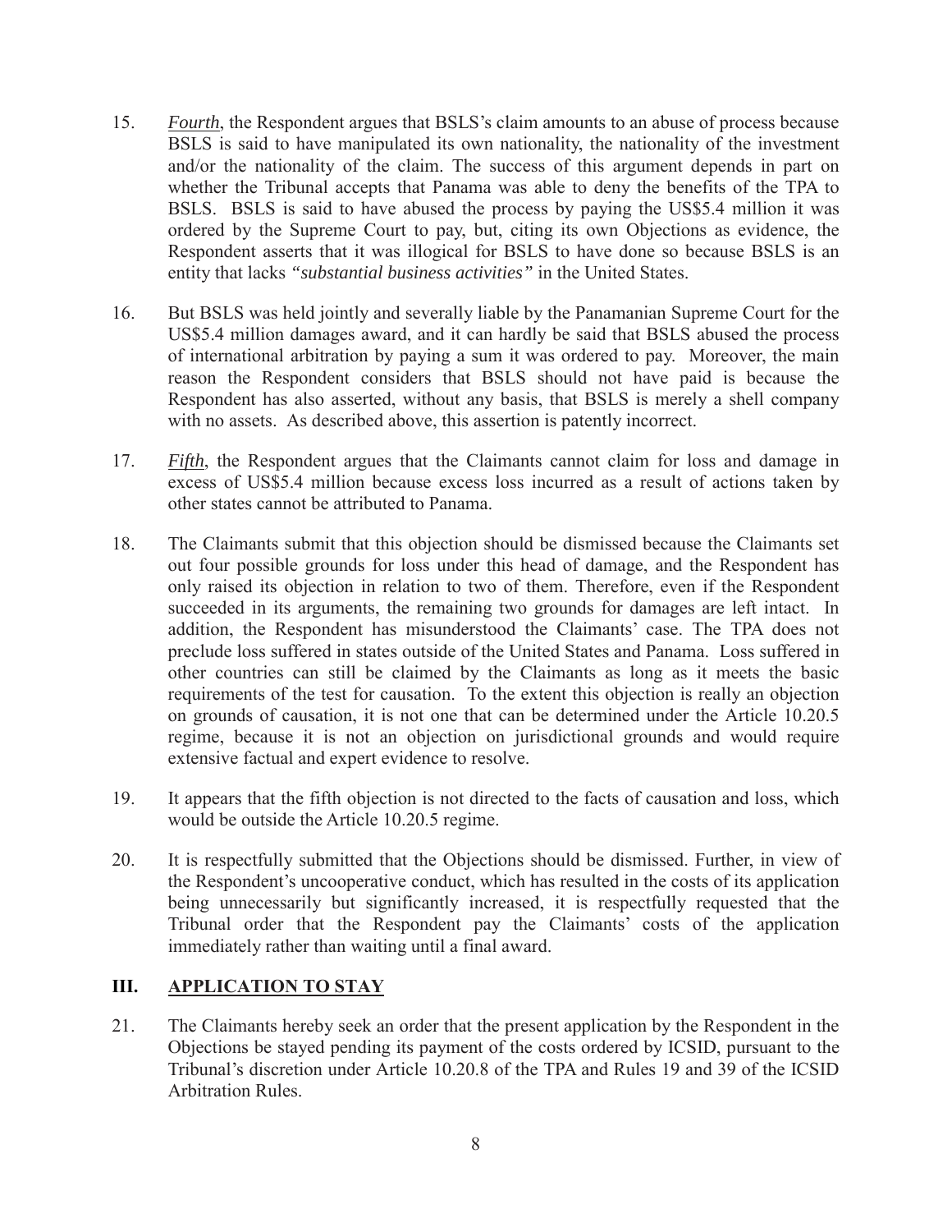15. *Fourth*, the Respondent argues that BSLS's claim amounts to an abuse of process because BSLS is said to have manipulated its own nationality, the nationality of the investment and/or the nationality of the claim. The success of this argument depends in part on whether the Tribunal accepts that Panama was able to deny the benefits of the TPA to BSLS. BSLS is said to have abused the process by paying the US$5.4 million it was ordered by the Supreme Court to pay, but, citing its own Objections as evidence, the Respondent asserts that it was illogical for BSLS to have done so because BSLS is an entity that lacks *"substantial business activities"* in the United States.

16. But BSLS was held jointly and severally liable by the Panamanian Supreme Court for the US$5.4 million damages award, and it can hardly be said that BSLS abused the process of international arbitration by paying a sum it was ordered to pay. Moreover, the main reason the Respondent considers that BSLS should not have paid is because the Respondent has also asserted, without any basis, that BSLS is merely a shell company with no assets. As described above, this assertion is patently incorrect.

17. *Fifth*, the Respondent argues that the Claimants cannot claim for loss and damage in excess of US$5.4 million because excess loss incurred as a result of actions taken by other states cannot be attributed to Panama.

18. The Claimants submit that this objection should be dismissed because the Claimants set out four possible grounds for loss under this head of damage, and the Respondent has only raised its objection in relation to two of them. Therefore, even if the Respondent succeeded in its arguments, the remaining two grounds for damages are left intact. In addition, the Respondent has misunderstood the Claimants' case. The TPA does not preclude loss suffered in states outside of the United States and Panama. Loss suffered in other countries can still be claimed by the Claimants as long as it meets the basic requirements of the test for causation. To the extent this objection is really an objection on grounds of causation, it is not one that can be determined under the Article 10.20.5 regime, because it is not an objection on jurisdictional grounds and would require extensive factual and expert evidence to resolve.

19. It appears that the fifth objection is not directed to the facts of causation and loss, which would be outside the Article 10.20.5 regime.

20. It is respectfully submitted that the Objections should be dismissed. Further, in view of the Respondent's uncooperative conduct, which has resulted in the costs of its application being unnecessarily but significantly increased, it is respectfully requested that the Tribunal order that the Respondent pay the Claimants' costs of the application immediately rather than waiting until a final award.

## III. APPLICATION TO STAY

21. The Claimants hereby seek an order that the present application by the Respondent in the Objections be stayed pending its payment of the costs ordered by ICSID, pursuant to the Tribunal's discretion under Article 10.20.8 of the TPA and Rules 19 and 39 of the ICSID Arbitration Rules.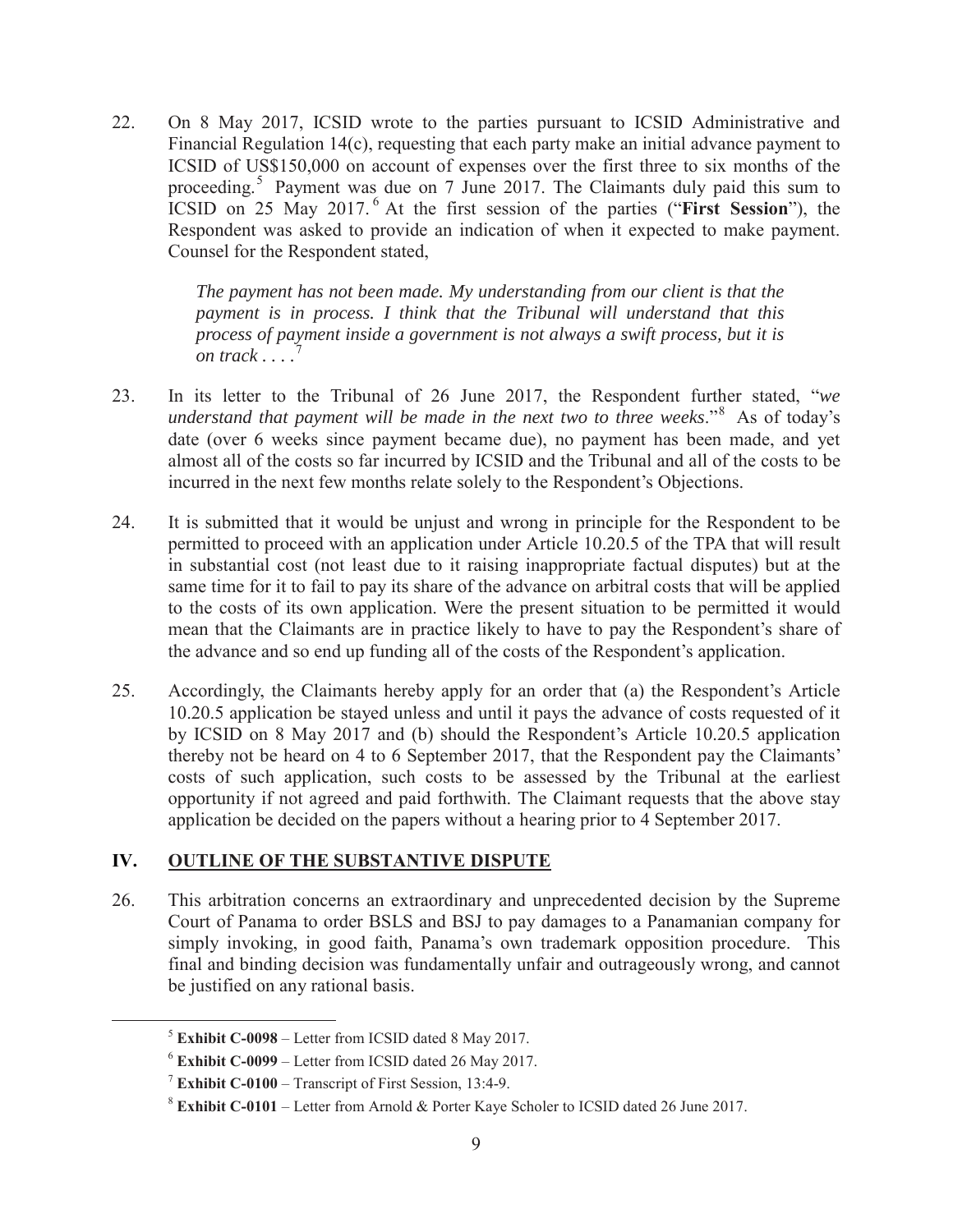22. On 8 May 2017, ICSID wrote to the parties pursuant to ICSID Administrative and Financial Regulation 14(c), requesting that each party make an initial advance payment to ICSID of US$150,000 on account of expenses over the first three to six months of the proceeding.[5] Payment was due on 7 June 2017. The Claimants duly paid this sum to ICSID on 25 May 2017.[6] At the first session of the parties ("**First Session**"), the Respondent was asked to provide an indication of when it expected to make payment. Counsel for the Respondent stated,

> *The payment has not been made. My understanding from our client is that the payment is in process. I think that the Tribunal will understand that this process of payment inside a government is not always a swift process, but it is on track . . . .*[7]

23. In its letter to the Tribunal of 26 June 2017, the Respondent further stated, "*we understand that payment will be made in the next two to three weeks*."[8] As of today's date (over 6 weeks since payment became due), no payment has been made, and yet almost all of the costs so far incurred by ICSID and the Tribunal and all of the costs to be incurred in the next few months relate solely to the Respondent's Objections.

24. It is submitted that it would be unjust and wrong in principle for the Respondent to be permitted to proceed with an application under Article 10.20.5 of the TPA that will result in substantial cost (not least due to it raising inappropriate factual disputes) but at the same time for it to fail to pay its share of the advance on arbitral costs that will be applied to the costs of its own application. Were the present situation to be permitted it would mean that the Claimants are in practice likely to have to pay the Respondent's share of the advance and so end up funding all of the costs of the Respondent's application.

25. Accordingly, the Claimants hereby apply for an order that (a) the Respondent's Article 10.20.5 application be stayed unless and until it pays the advance of costs requested of it by ICSID on 8 May 2017 and (b) should the Respondent's Article 10.20.5 application thereby not be heard on 4 to 6 September 2017, that the Respondent pay the Claimants' costs of such application, such costs to be assessed by the Tribunal at the earliest opportunity if not agreed and paid forthwith. The Claimant requests that the above stay application be decided on the papers without a hearing prior to 4 September 2017.

## IV. OUTLINE OF THE SUBSTANTIVE DISPUTE

26. This arbitration concerns an extraordinary and unprecedented decision by the Supreme Court of Panama to order BSLS and BSJ to pay damages to a Panamanian company for simply invoking, in good faith, Panama's own trademark opposition procedure. This final and binding decision was fundamentally unfair and outrageously wrong, and cannot be justified on any rational basis.

---

[5] **Exhibit C-0098** – Letter from ICSID dated 8 May 2017.

[6] **Exhibit C-0099** – Letter from ICSID dated 26 May 2017.

[7] **Exhibit C-0100** – Transcript of First Session, 13:4-9.

[8] **Exhibit C-0101** – Letter from Arnold & Porter Kaye Scholer to ICSID dated 26 June 2017.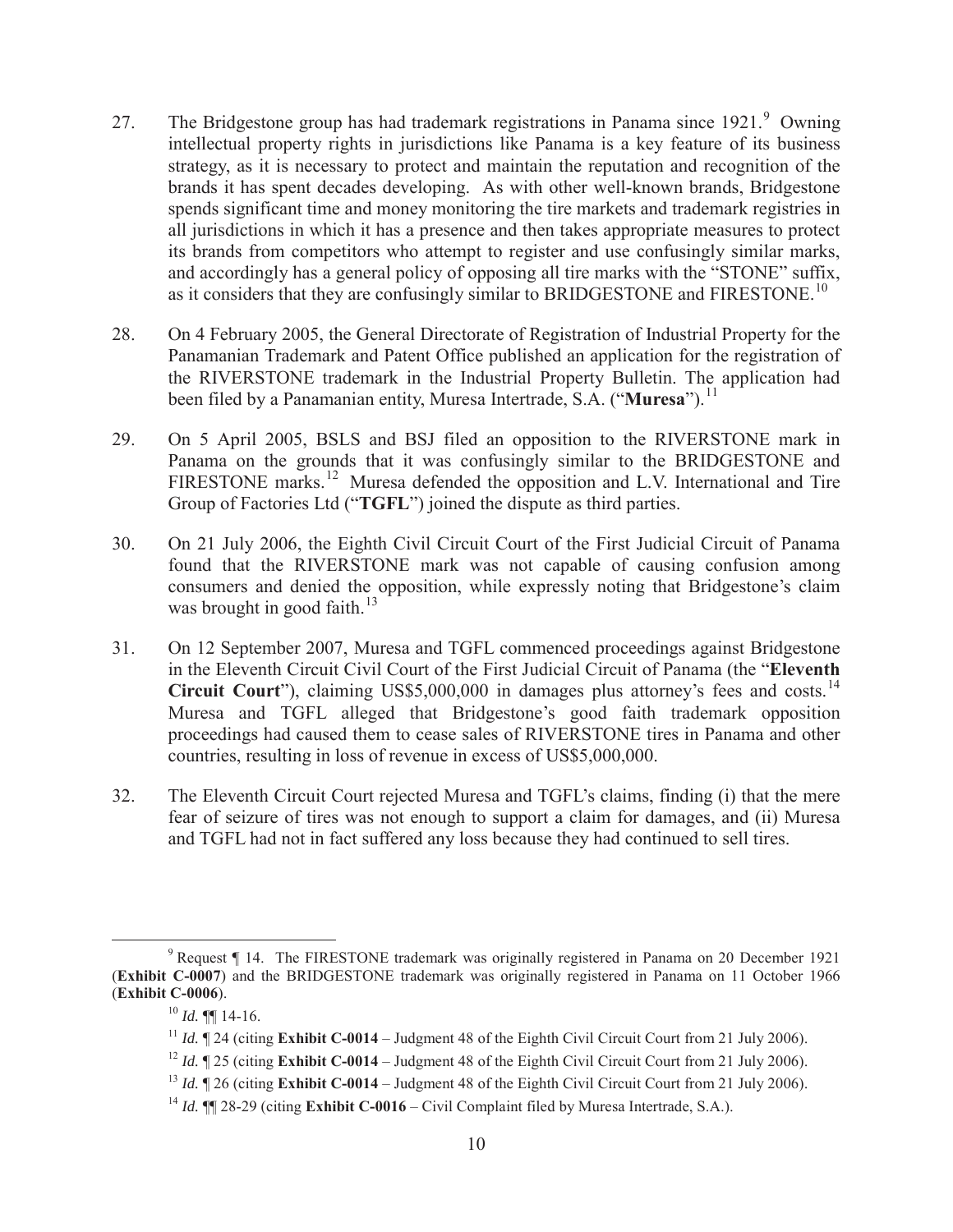27. The Bridgestone group has had trademark registrations in Panama since 1921.[9] Owning intellectual property rights in jurisdictions like Panama is a key feature of its business strategy, as it is necessary to protect and maintain the reputation and recognition of the brands it has spent decades developing. As with other well-known brands, Bridgestone spends significant time and money monitoring the tire markets and trademark registries in all jurisdictions in which it has a presence and then takes appropriate measures to protect its brands from competitors who attempt to register and use confusingly similar marks, and accordingly has a general policy of opposing all tire marks with the "STONE" suffix, as it considers that they are confusingly similar to BRIDGESTONE and FIRESTONE.[10]

28. On 4 February 2005, the General Directorate of Registration of Industrial Property for the Panamanian Trademark and Patent Office published an application for the registration of the RIVERSTONE trademark in the Industrial Property Bulletin. The application had been filed by a Panamanian entity, Muresa Intertrade, S.A. ("**Muresa**").[11]

29. On 5 April 2005, BSLS and BSJ filed an opposition to the RIVERSTONE mark in Panama on the grounds that it was confusingly similar to the BRIDGESTONE and FIRESTONE marks.[12] Muresa defended the opposition and L.V. International and Tire Group of Factories Ltd ("**TGFL**") joined the dispute as third parties.

30. On 21 July 2006, the Eighth Civil Circuit Court of the First Judicial Circuit of Panama found that the RIVERSTONE mark was not capable of causing confusion among consumers and denied the opposition, while expressly noting that Bridgestone's claim was brought in good faith.[13]

31. On 12 September 2007, Muresa and TGFL commenced proceedings against Bridgestone in the Eleventh Circuit Civil Court of the First Judicial Circuit of Panama (the "**Eleventh Circuit Court**"), claiming US$5,000,000 in damages plus attorney's fees and costs.[14] Muresa and TGFL alleged that Bridgestone's good faith trademark opposition proceedings had caused them to cease sales of RIVERSTONE tires in Panama and other countries, resulting in loss of revenue in excess of US$5,000,000.

32. The Eleventh Circuit Court rejected Muresa and TGFL's claims, finding (i) that the mere fear of seizure of tires was not enough to support a claim for damages, and (ii) Muresa and TGFL had not in fact suffered any loss because they had continued to sell tires.

---

[9] Request ¶ 14. The FIRESTONE trademark was originally registered in Panama on 20 December 1921 (**Exhibit C-0007**) and the BRIDGESTONE trademark was originally registered in Panama on 11 October 1966 (**Exhibit C-0006**).

[10] *Id.* ¶¶ 14-16.

[11] *Id.* ¶ 24 (citing **Exhibit C-0014** – Judgment 48 of the Eighth Civil Circuit Court from 21 July 2006).

[12] *Id.* ¶ 25 (citing **Exhibit C-0014** – Judgment 48 of the Eighth Civil Circuit Court from 21 July 2006).

[13] *Id.* ¶ 26 (citing **Exhibit C-0014** – Judgment 48 of the Eighth Civil Circuit Court from 21 July 2006).

[14] *Id.* ¶¶ 28-29 (citing **Exhibit C-0016** – Civil Complaint filed by Muresa Intertrade, S.A.).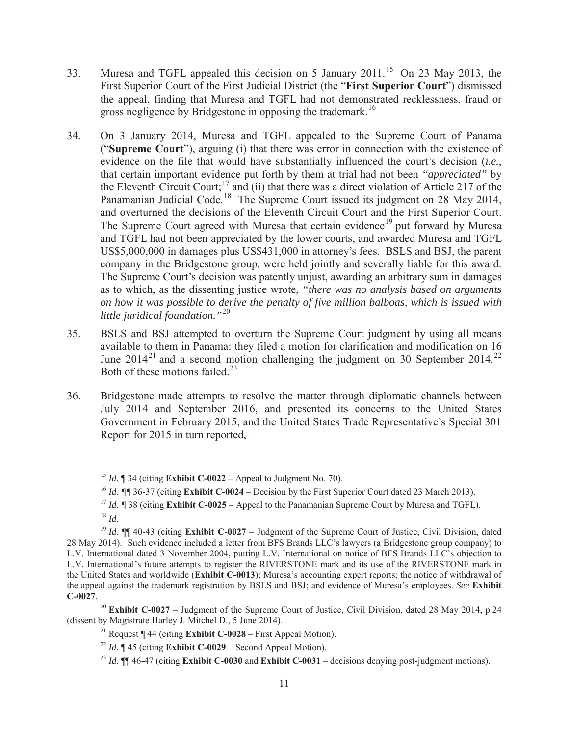33. Muresa and TGFL appealed this decision on 5 January 2011.[15] On 23 May 2013, the First Superior Court of the First Judicial District (the "**First Superior Court**") dismissed the appeal, finding that Muresa and TGFL had not demonstrated recklessness, fraud or gross negligence by Bridgestone in opposing the trademark.[16]

34. On 3 January 2014, Muresa and TGFL appealed to the Supreme Court of Panama ("**Supreme Court**"), arguing (i) that there was error in connection with the existence of evidence on the file that would have substantially influenced the court's decision (*i.e.*, that certain important evidence put forth by them at trial had not been *"appreciated"* by the Eleventh Circuit Court;[17] and (ii) that there was a direct violation of Article 217 of the Panamanian Judicial Code.[18] The Supreme Court issued its judgment on 28 May 2014, and overturned the decisions of the Eleventh Circuit Court and the First Superior Court. The Supreme Court agreed with Muresa that certain evidence[19] put forward by Muresa and TGFL had not been appreciated by the lower courts, and awarded Muresa and TGFL US$5,000,000 in damages plus US$431,000 in attorney's fees. BSLS and BSJ, the parent company in the Bridgestone group, were held jointly and severally liable for this award. The Supreme Court's decision was patently unjust, awarding an arbitrary sum in damages as to which, as the dissenting justice wrote, *"there was no analysis based on arguments on how it was possible to derive the penalty of five million balboas, which is issued with little juridical foundation."*[20]

35. BSLS and BSJ attempted to overturn the Supreme Court judgment by using all means available to them in Panama: they filed a motion for clarification and modification on 16 June 2014[21] and a second motion challenging the judgment on 30 September 2014.[22] Both of these motions failed.[23]

36. Bridgestone made attempts to resolve the matter through diplomatic channels between July 2014 and September 2016, and presented its concerns to the United States Government in February 2015, and the United States Trade Representative's Special 301 Report for 2015 in turn reported,

---

[15] *Id.* ¶ 34 (citing **Exhibit C-0022 –** Appeal to Judgment No. 70).

[16] *Id.* ¶¶ 36-37 (citing **Exhibit C-0024** – Decision by the First Superior Court dated 23 March 2013).

[17] *Id.* ¶ 38 (citing **Exhibit C-0025** – Appeal to the Panamanian Supreme Court by Muresa and TGFL).

[18] *Id.*

[19] *Id.* ¶¶ 40-43 (citing **Exhibit C-0027** – Judgment of the Supreme Court of Justice, Civil Division, dated 28 May 2014). Such evidence included a letter from BFS Brands LLC's lawyers (a Bridgestone group company) to L.V. International dated 3 November 2004, putting L.V. International on notice of BFS Brands LLC's objection to L.V. International's future attempts to register the RIVERSTONE mark and its use of the RIVERSTONE mark in the United States and worldwide (**Exhibit C-0013**); Muresa's accounting expert reports; the notice of withdrawal of the appeal against the trademark registration by BSLS and BSJ; and evidence of Muresa's employees. *See* **Exhibit C-0027**.

[20] **Exhibit C-0027** – Judgment of the Supreme Court of Justice, Civil Division, dated 28 May 2014, p.24 (dissent by Magistrate Harley J. Mitchel D., 5 June 2014).

[21] Request ¶ 44 (citing **Exhibit C-0028** – First Appeal Motion).

[22] *Id.* ¶ 45 (citing **Exhibit C-0029** – Second Appeal Motion).

[23] *Id.* ¶¶ 46-47 (citing **Exhibit C-0030** and **Exhibit C-0031** – decisions denying post-judgment motions).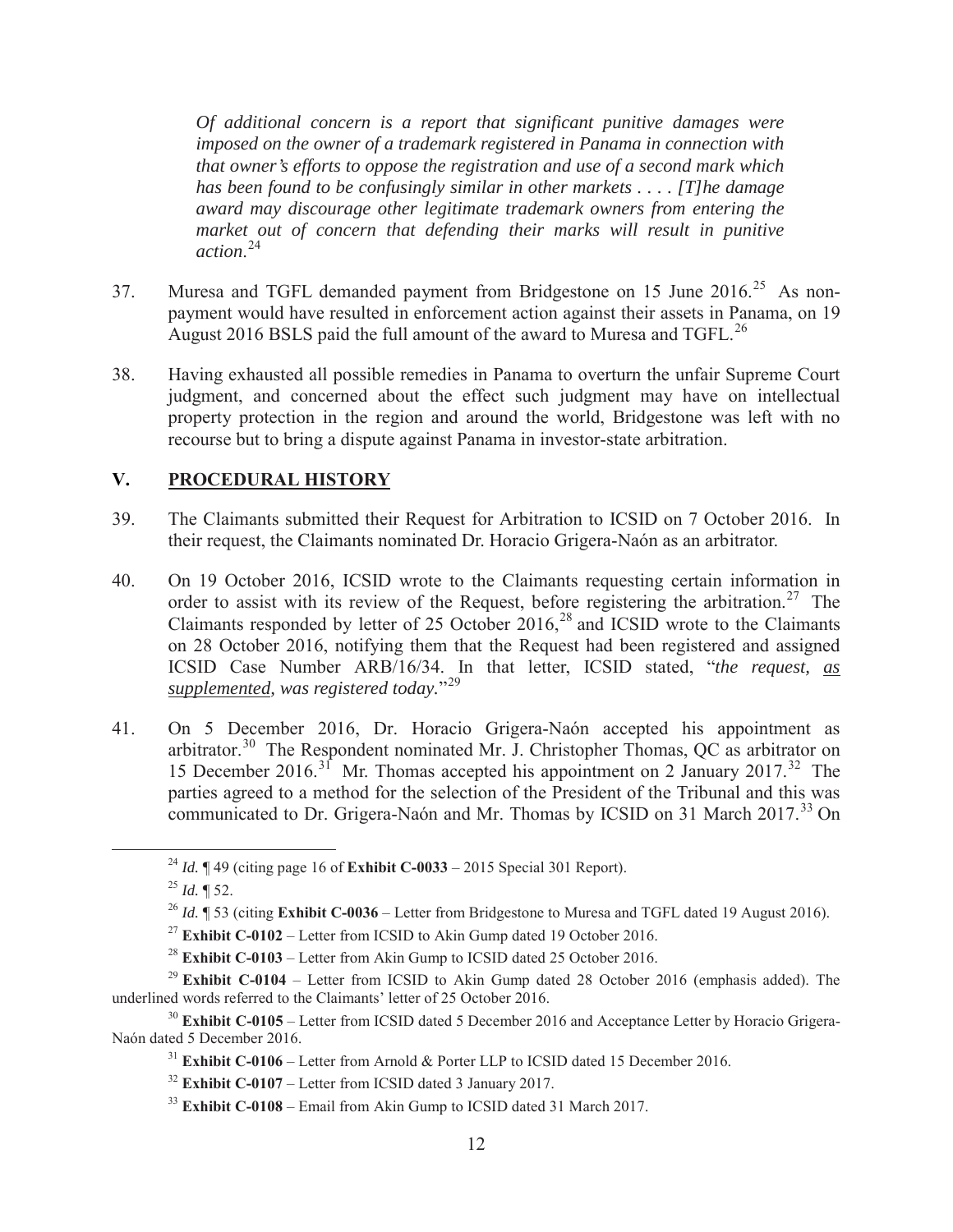> *Of additional concern is a report that significant punitive damages were imposed on the owner of a trademark registered in Panama in connection with that owner's efforts to oppose the registration and use of a second mark which has been found to be confusingly similar in other markets . . . . [T]he damage award may discourage other legitimate trademark owners from entering the market out of concern that defending their marks will result in punitive action.*[24]

37. Muresa and TGFL demanded payment from Bridgestone on 15 June 2016.[25] As non-payment would have resulted in enforcement action against their assets in Panama, on 19 August 2016 BSLS paid the full amount of the award to Muresa and TGFL.[26]

38. Having exhausted all possible remedies in Panama to overturn the unfair Supreme Court judgment, and concerned about the effect such judgment may have on intellectual property protection in the region and around the world, Bridgestone was left with no recourse but to bring a dispute against Panama in investor-state arbitration.

## V. PROCEDURAL HISTORY

39. The Claimants submitted their Request for Arbitration to ICSID on 7 October 2016. In their request, the Claimants nominated Dr. Horacio Grigera-Naón as an arbitrator.

40. On 19 October 2016, ICSID wrote to the Claimants requesting certain information in order to assist with its review of the Request, before registering the arbitration.[27] The Claimants responded by letter of 25 October 2016,[28] and ICSID wrote to the Claimants on 28 October 2016, notifying them that the Request had been registered and assigned ICSID Case Number ARB/16/34. In that letter, ICSID stated, "*the request, <u>as supplemented</u>, was registered today.*"[29]

41. On 5 December 2016, Dr. Horacio Grigera-Naón accepted his appointment as arbitrator.[30] The Respondent nominated Mr. J. Christopher Thomas, QC as arbitrator on 15 December 2016.[31] Mr. Thomas accepted his appointment on 2 January 2017.[32] The parties agreed to a method for the selection of the President of the Tribunal and this was communicated to Dr. Grigera-Naón and Mr. Thomas by ICSID on 31 March 2017.[33] On

---

[24] *Id.* ¶ 49 (citing page 16 of **Exhibit C-0033** – 2015 Special 301 Report).

[25] *Id.* ¶ 52.

[26] *Id.* ¶ 53 (citing **Exhibit C-0036** – Letter from Bridgestone to Muresa and TGFL dated 19 August 2016).

[27] **Exhibit C-0102** – Letter from ICSID to Akin Gump dated 19 October 2016.

[28] **Exhibit C-0103** – Letter from Akin Gump to ICSID dated 25 October 2016.

[29] **Exhibit C-0104** – Letter from ICSID to Akin Gump dated 28 October 2016 (emphasis added). The underlined words referred to the Claimants' letter of 25 October 2016.

[30] **Exhibit C-0105** – Letter from ICSID dated 5 December 2016 and Acceptance Letter by Horacio Grigera-Naón dated 5 December 2016.

[31] **Exhibit C-0106** – Letter from Arnold & Porter LLP to ICSID dated 15 December 2016.

[32] **Exhibit C-0107** – Letter from ICSID dated 3 January 2017.

[33] **Exhibit C-0108** – Email from Akin Gump to ICSID dated 31 March 2017.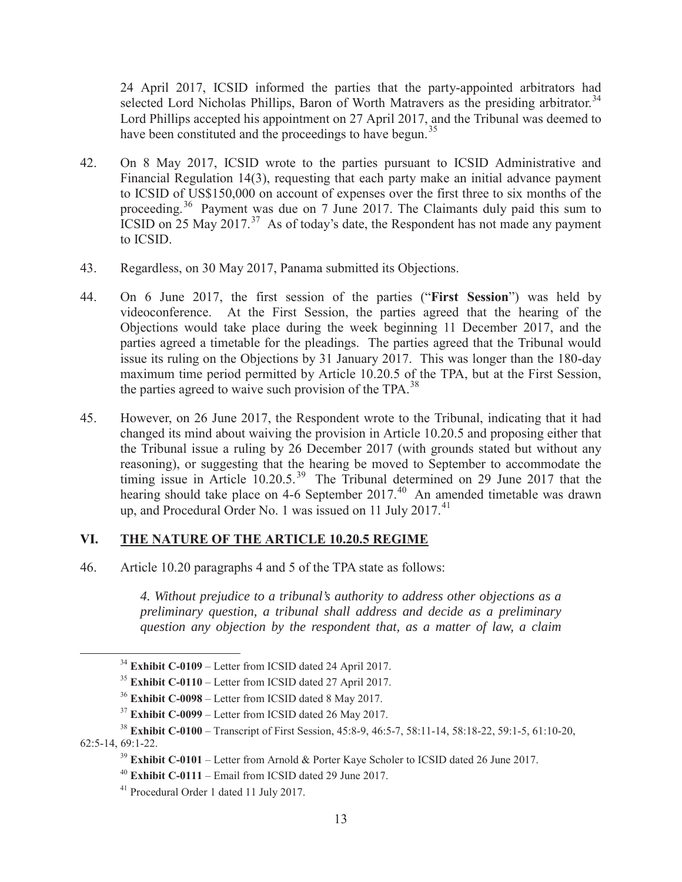24 April 2017, ICSID informed the parties that the party-appointed arbitrators had selected Lord Nicholas Phillips, Baron of Worth Matravers as the presiding arbitrator.[34] Lord Phillips accepted his appointment on 27 April 2017, and the Tribunal was deemed to have been constituted and the proceedings to have begun.[35]

42. On 8 May 2017, ICSID wrote to the parties pursuant to ICSID Administrative and Financial Regulation 14(3), requesting that each party make an initial advance payment to ICSID of US$150,000 on account of expenses over the first three to six months of the proceeding.[36] Payment was due on 7 June 2017. The Claimants duly paid this sum to ICSID on 25 May 2017.[37] As of today's date, the Respondent has not made any payment to ICSID.

43. Regardless, on 30 May 2017, Panama submitted its Objections.

44. On 6 June 2017, the first session of the parties ("**First Session**") was held by videoconference. At the First Session, the parties agreed that the hearing of the Objections would take place during the week beginning 11 December 2017, and the parties agreed a timetable for the pleadings. The parties agreed that the Tribunal would issue its ruling on the Objections by 31 January 2017. This was longer than the 180-day maximum time period permitted by Article 10.20.5 of the TPA, but at the First Session, the parties agreed to waive such provision of the TPA.[38]

45. However, on 26 June 2017, the Respondent wrote to the Tribunal, indicating that it had changed its mind about waiving the provision in Article 10.20.5 and proposing either that the Tribunal issue a ruling by 26 December 2017 (with grounds stated but without any reasoning), or suggesting that the hearing be moved to September to accommodate the timing issue in Article 10.20.5.[39] The Tribunal determined on 29 June 2017 that the hearing should take place on 4-6 September 2017.[40] An amended timetable was drawn up, and Procedural Order No. 1 was issued on 11 July 2017.[41]

## VI. THE NATURE OF THE ARTICLE 10.20.5 REGIME

46. Article 10.20 paragraphs 4 and 5 of the TPA state as follows:

> *4. Without prejudice to a tribunal's authority to address other objections as a preliminary question, a tribunal shall address and decide as a preliminary question any objection by the respondent that, as a matter of law, a claim*

---

[34] **Exhibit C-0109** – Letter from ICSID dated 24 April 2017.

[35] **Exhibit C-0110** – Letter from ICSID dated 27 April 2017.

[36] **Exhibit C-0098** – Letter from ICSID dated 8 May 2017.

[37] **Exhibit C-0099** – Letter from ICSID dated 26 May 2017.

[38] **Exhibit C-0100** – Transcript of First Session, 45:8-9, 46:5-7, 58:11-14, 58:18-22, 59:1-5, 61:10-20, 62:5-14, 69:1-22.

[39] **Exhibit C-0101** – Letter from Arnold & Porter Kaye Scholer to ICSID dated 26 June 2017.

[40] **Exhibit C-0111** – Email from ICSID dated 29 June 2017.

[41] Procedural Order 1 dated 11 July 2017.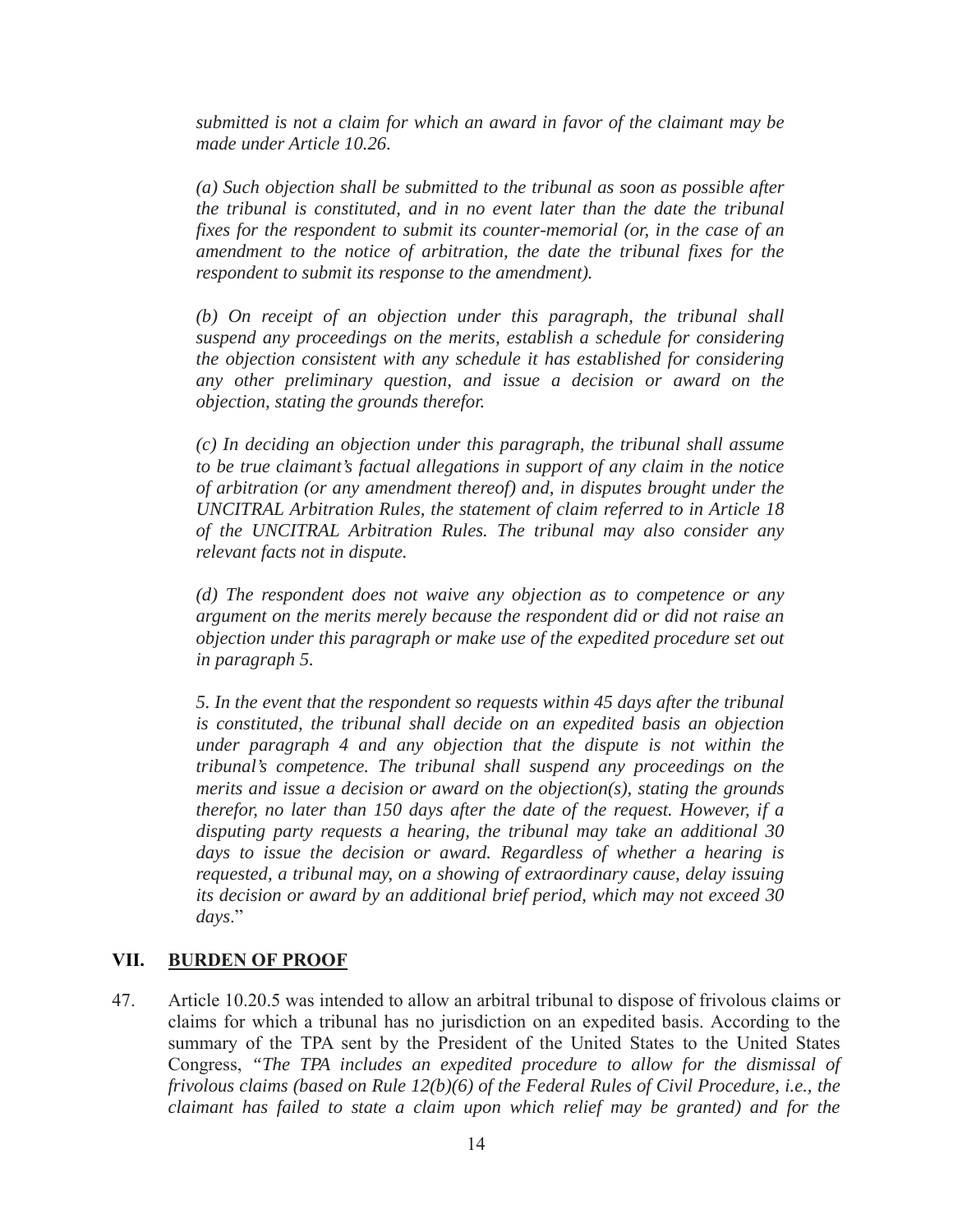*submitted is not a claim for which an award in favor of the claimant may be made under Article 10.26.*

*(a) Such objection shall be submitted to the tribunal as soon as possible after the tribunal is constituted, and in no event later than the date the tribunal fixes for the respondent to submit its counter-memorial (or, in the case of an amendment to the notice of arbitration, the date the tribunal fixes for the respondent to submit its response to the amendment).*

*(b) On receipt of an objection under this paragraph, the tribunal shall suspend any proceedings on the merits, establish a schedule for considering the objection consistent with any schedule it has established for considering any other preliminary question, and issue a decision or award on the objection, stating the grounds therefor.*

*(c) In deciding an objection under this paragraph, the tribunal shall assume to be true claimant's factual allegations in support of any claim in the notice of arbitration (or any amendment thereof) and, in disputes brought under the UNCITRAL Arbitration Rules, the statement of claim referred to in Article 18 of the UNCITRAL Arbitration Rules. The tribunal may also consider any relevant facts not in dispute.*

*(d) The respondent does not waive any objection as to competence or any argument on the merits merely because the respondent did or did not raise an objection under this paragraph or make use of the expedited procedure set out in paragraph 5.*

*5. In the event that the respondent so requests within 45 days after the tribunal is constituted, the tribunal shall decide on an expedited basis an objection under paragraph 4 and any objection that the dispute is not within the tribunal's competence. The tribunal shall suspend any proceedings on the merits and issue a decision or award on the objection(s), stating the grounds therefor, no later than 150 days after the date of the request. However, if a disputing party requests a hearing, the tribunal may take an additional 30 days to issue the decision or award. Regardless of whether a hearing is requested, a tribunal may, on a showing of extraordinary cause, delay issuing its decision or award by an additional brief period, which may not exceed 30 days*."

## VII. BURDEN OF PROOF

47. Article 10.20.5 was intended to allow an arbitral tribunal to dispose of frivolous claims or claims for which a tribunal has no jurisdiction on an expedited basis. According to the summary of the TPA sent by the President of the United States to the United States Congress, *"The TPA includes an expedited procedure to allow for the dismissal of frivolous claims (based on Rule 12(b)(6) of the Federal Rules of Civil Procedure, i.e., the claimant has failed to state a claim upon which relief may be granted) and for the*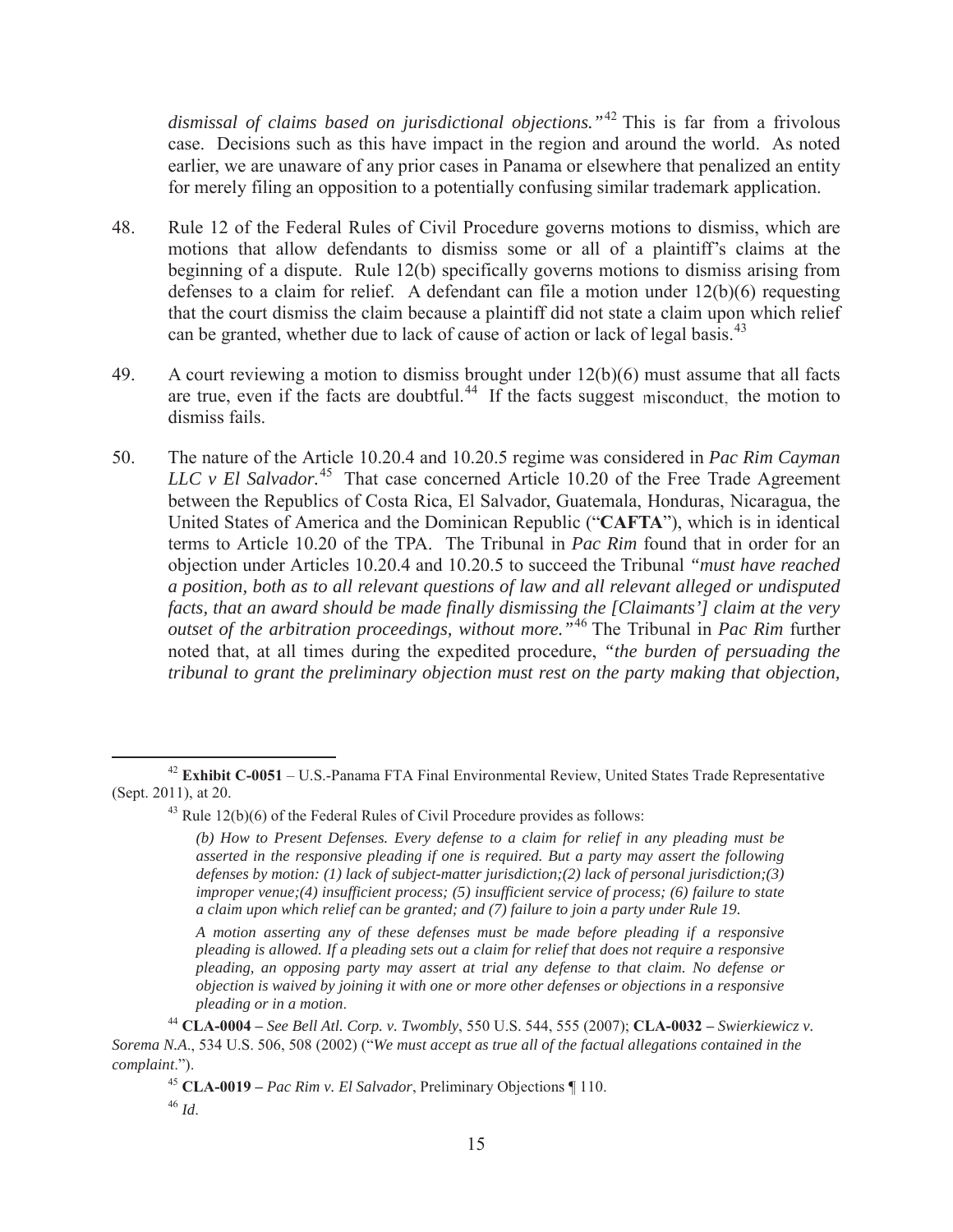*dismissal of claims based on jurisdictional objections."*[42] This is far from a frivolous case. Decisions such as this have impact in the region and around the world. As noted earlier, we are unaware of any prior cases in Panama or elsewhere that penalized an entity for merely filing an opposition to a potentially confusing similar trademark application.

48. Rule 12 of the Federal Rules of Civil Procedure governs motions to dismiss, which are motions that allow defendants to dismiss some or all of a plaintiff's claims at the beginning of a dispute. Rule 12(b) specifically governs motions to dismiss arising from defenses to a claim for relief. A defendant can file a motion under 12(b)(6) requesting that the court dismiss the claim because a plaintiff did not state a claim upon which relief can be granted, whether due to lack of cause of action or lack of legal basis.[43]

49. A court reviewing a motion to dismiss brought under 12(b)(6) must assume that all facts are true, even if the facts are doubtful.[44] If the facts suggest misconduct, the motion to dismiss fails.

50. The nature of the Article 10.20.4 and 10.20.5 regime was considered in *Pac Rim Cayman LLC v El Salvador.*[45] That case concerned Article 10.20 of the Free Trade Agreement between the Republics of Costa Rica, El Salvador, Guatemala, Honduras, Nicaragua, the United States of America and the Dominican Republic ("**CAFTA**"), which is in identical terms to Article 10.20 of the TPA. The Tribunal in *Pac Rim* found that in order for an objection under Articles 10.20.4 and 10.20.5 to succeed the Tribunal *"must have reached a position, both as to all relevant questions of law and all relevant alleged or undisputed facts, that an award should be made finally dismissing the [Claimants'] claim at the very outset of the arbitration proceedings, without more."*[46] The Tribunal in *Pac Rim* further noted that, at all times during the expedited procedure, *"the burden of persuading the tribunal to grant the preliminary objection must rest on the party making that objection,*

---

[42] **Exhibit C-0051** – U.S.-Panama FTA Final Environmental Review, United States Trade Representative (Sept. 2011), at 20.

[43] Rule 12(b)(6) of the Federal Rules of Civil Procedure provides as follows:

> *(b) How to Present Defenses. Every defense to a claim for relief in any pleading must be asserted in the responsive pleading if one is required. But a party may assert the following defenses by motion: (1) lack of subject-matter jurisdiction;(2) lack of personal jurisdiction;(3) improper venue;(4) insufficient process; (5) insufficient service of process; (6) failure to state a claim upon which relief can be granted; and (7) failure to join a party under Rule 19.*
>
> *A motion asserting any of these defenses must be made before pleading if a responsive pleading is allowed. If a pleading sets out a claim for relief that does not require a responsive pleading, an opposing party may assert at trial any defense to that claim. No defense or objection is waived by joining it with one or more other defenses or objections in a responsive pleading or in a motion.*

[44] **CLA-0004 –** *See Bell Atl. Corp. v. Twombly*, 550 U.S. 544, 555 (2007); **CLA-0032 –** *Swierkiewicz v. Sorema N.A.*, 534 U.S. 506, 508 (2002) ("*We must accept as true all of the factual allegations contained in the complaint*.").

[45] **CLA-0019 –** *Pac Rim v. El Salvador*, Preliminary Objections ¶ 110.

[46] *Id*.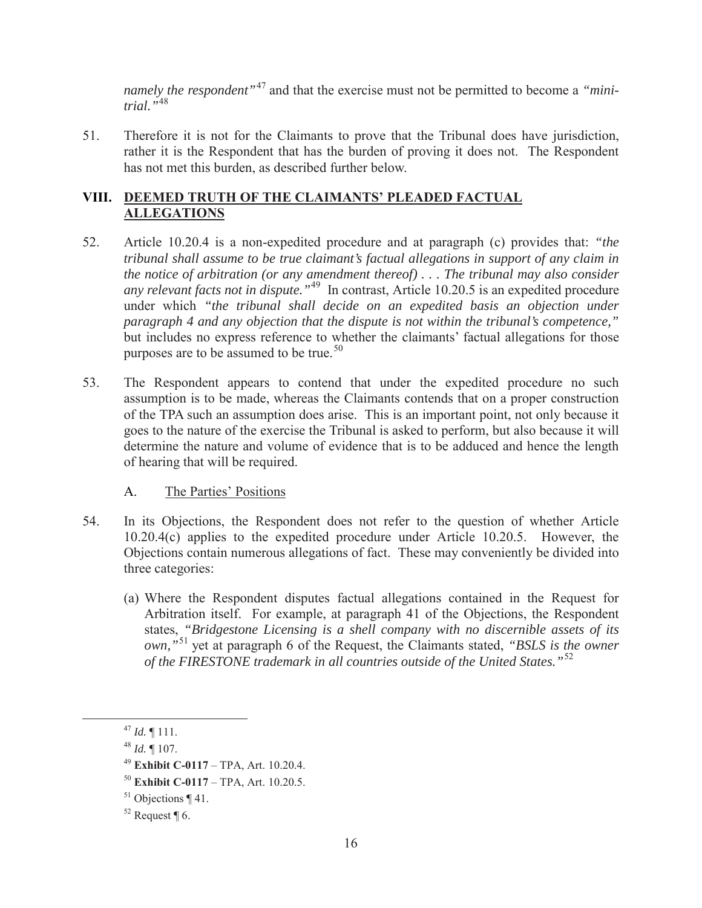*namely the respondent"*[47] and that the exercise must not be permitted to become a *"mini-trial."*[48]

51. Therefore it is not for the Claimants to prove that the Tribunal does have jurisdiction, rather it is the Respondent that has the burden of proving it does not. The Respondent has not met this burden, as described further below.

## VIII. DEEMED TRUTH OF THE CLAIMANTS' PLEADED FACTUAL ALLEGATIONS

52. Article 10.20.4 is a non-expedited procedure and at paragraph (c) provides that: *"the tribunal shall assume to be true claimant's factual allegations in support of any claim in the notice of arbitration (or any amendment thereof) . . . The tribunal may also consider any relevant facts not in dispute."*[49] In contrast, Article 10.20.5 is an expedited procedure under which *"the tribunal shall decide on an expedited basis an objection under paragraph 4 and any objection that the dispute is not within the tribunal's competence,"* but includes no express reference to whether the claimants' factual allegations for those purposes are to be assumed to be true.[50]

53. The Respondent appears to contend that under the expedited procedure no such assumption is to be made, whereas the Claimants contends that on a proper construction of the TPA such an assumption does arise. This is an important point, not only because it goes to the nature of the exercise the Tribunal is asked to perform, but also because it will determine the nature and volume of evidence that is to be adduced and hence the length of hearing that will be required.

### A. The Parties' Positions

54. In its Objections, the Respondent does not refer to the question of whether Article 10.20.4(c) applies to the expedited procedure under Article 10.20.5. However, the Objections contain numerous allegations of fact. These may conveniently be divided into three categories:

(a) Where the Respondent disputes factual allegations contained in the Request for Arbitration itself. For example, at paragraph 41 of the Objections, the Respondent states, *"Bridgestone Licensing is a shell company with no discernible assets of its own,"*[51] yet at paragraph 6 of the Request, the Claimants stated, *"BSLS is the owner of the FIRESTONE trademark in all countries outside of the United States."*[52]

---

[47] *Id.* ¶ 111.

[48] *Id.* ¶ 107.

[49] **Exhibit C-0117** – TPA, Art. 10.20.4.

[50] **Exhibit C-0117** – TPA, Art. 10.20.5.

[51] Objections ¶ 41.

[52] Request ¶ 6.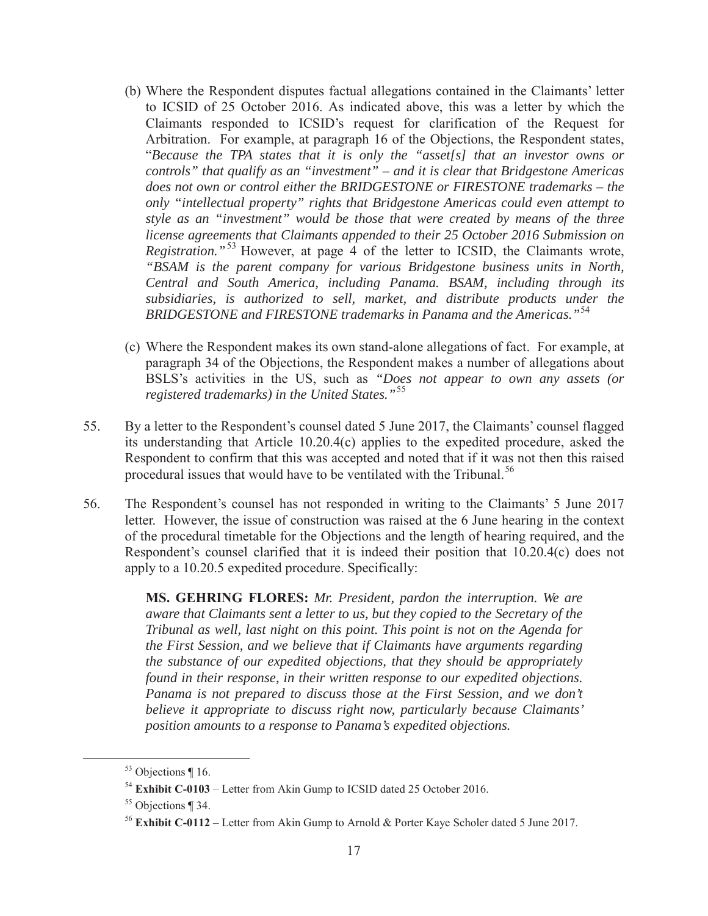(b) Where the Respondent disputes factual allegations contained in the Claimants' letter to ICSID of 25 October 2016. As indicated above, this was a letter by which the Claimants responded to ICSID's request for clarification of the Request for Arbitration. For example, at paragraph 16 of the Objections, the Respondent states, "*Because the TPA states that it is only the "asset[s] that an investor owns or controls" that qualify as an "investment" – and it is clear that Bridgestone Americas does not own or control either the BRIDGESTONE or FIRESTONE trademarks – the only "intellectual property" rights that Bridgestone Americas could even attempt to style as an "investment" would be those that were created by means of the three license agreements that Claimants appended to their 25 October 2016 Submission on Registration."*[53] However, at page 4 of the letter to ICSID, the Claimants wrote, *"BSAM is the parent company for various Bridgestone business units in North, Central and South America, including Panama. BSAM, including through its subsidiaries, is authorized to sell, market, and distribute products under the BRIDGESTONE and FIRESTONE trademarks in Panama and the Americas."*[54]

(c) Where the Respondent makes its own stand-alone allegations of fact. For example, at paragraph 34 of the Objections, the Respondent makes a number of allegations about BSLS's activities in the US, such as *"Does not appear to own any assets (or registered trademarks) in the United States."*[55]

55. By a letter to the Respondent's counsel dated 5 June 2017, the Claimants' counsel flagged its understanding that Article 10.20.4(c) applies to the expedited procedure, asked the Respondent to confirm that this was accepted and noted that if it was not then this raised procedural issues that would have to be ventilated with the Tribunal.[56]

56. The Respondent's counsel has not responded in writing to the Claimants' 5 June 2017 letter. However, the issue of construction was raised at the 6 June hearing in the context of the procedural timetable for the Objections and the length of hearing required, and the Respondent's counsel clarified that it is indeed their position that 10.20.4(c) does not apply to a 10.20.5 expedited procedure. Specifically:

> **MS. GEHRING FLORES:** *Mr. President, pardon the interruption. We are aware that Claimants sent a letter to us, but they copied to the Secretary of the Tribunal as well, last night on this point. This point is not on the Agenda for the First Session, and we believe that if Claimants have arguments regarding the substance of our expedited objections, that they should be appropriately found in their response, in their written response to our expedited objections. Panama is not prepared to discuss those at the First Session, and we don't believe it appropriate to discuss right now, particularly because Claimants' position amounts to a response to Panama's expedited objections.*

---

[53] Objections ¶ 16.

[54] **Exhibit C-0103** – Letter from Akin Gump to ICSID dated 25 October 2016.

[55] Objections ¶ 34.

[56] **Exhibit C-0112** – Letter from Akin Gump to Arnold & Porter Kaye Scholer dated 5 June 2017.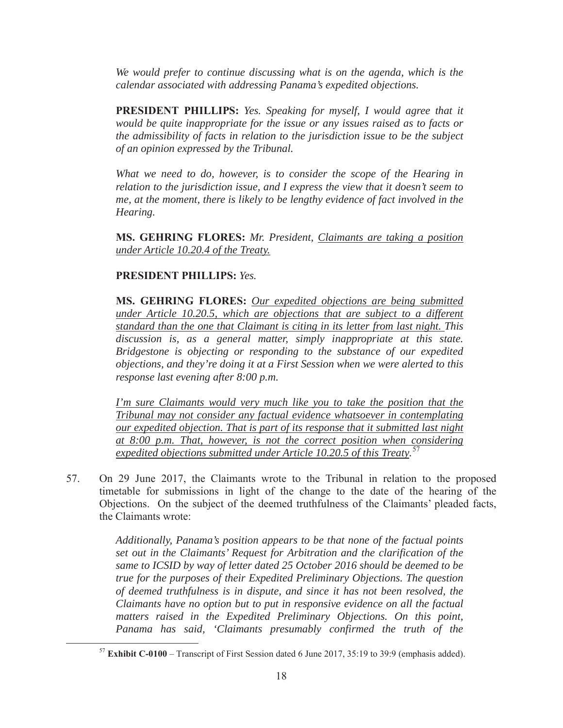*We would prefer to continue discussing what is on the agenda, which is the calendar associated with addressing Panama's expedited objections.*

> **PRESIDENT PHILLIPS:** *Yes. Speaking for myself, I would agree that it would be quite inappropriate for the issue or any issues raised as to facts or the admissibility of facts in relation to the jurisdiction issue to be the subject of an opinion expressed by the Tribunal.*
>
> *What we need to do, however, is to consider the scope of the Hearing in relation to the jurisdiction issue, and I express the view that it doesn't seem to me, at the moment, there is likely to be lengthy evidence of fact involved in the Hearing.*
>
> **MS. GEHRING FLORES:** *Mr. President, <u>Claimants are taking a position under Article 10.20.4 of the Treaty.</u>*
>
> **PRESIDENT PHILLIPS:** *Yes.*
>
> **MS. GEHRING FLORES:** *<u>Our expedited objections are being submitted under Article 10.20.5, which are objections that are subject to a different standard than the one that Claimant is citing in its letter from last night.</u> This discussion is, as a general matter, simply inappropriate at this state. Bridgestone is objecting or responding to the substance of our expedited objections, and they're doing it at a First Session when we were alerted to this response last evening after 8:00 p.m.*
>
> *<u>I'm sure Claimants would very much like you to take the position that the Tribunal may not consider any factual evidence whatsoever in contemplating our expedited objection. That is part of its response that it submitted last night at 8:00 p.m. That, however, is not the correct position when considering expedited objections submitted under Article 10.20.5 of this Treaty.</u>*[57]

57. On 29 June 2017, the Claimants wrote to the Tribunal in relation to the proposed timetable for submissions in light of the change to the date of the hearing of the Objections. On the subject of the deemed truthfulness of the Claimants' pleaded facts, the Claimants wrote:

> *Additionally, Panama's position appears to be that none of the factual points set out in the Claimants' Request for Arbitration and the clarification of the same to ICSID by way of letter dated 25 October 2016 should be deemed to be true for the purposes of their Expedited Preliminary Objections. The question of deemed truthfulness is in dispute, and since it has not been resolved, the Claimants have no option but to put in responsive evidence on all the factual matters raised in the Expedited Preliminary Objections. On this point, Panama has said, 'Claimants presumably confirmed the truth of the*

[57] **Exhibit C-0100** – Transcript of First Session dated 6 June 2017, 35:19 to 39:9 (emphasis added).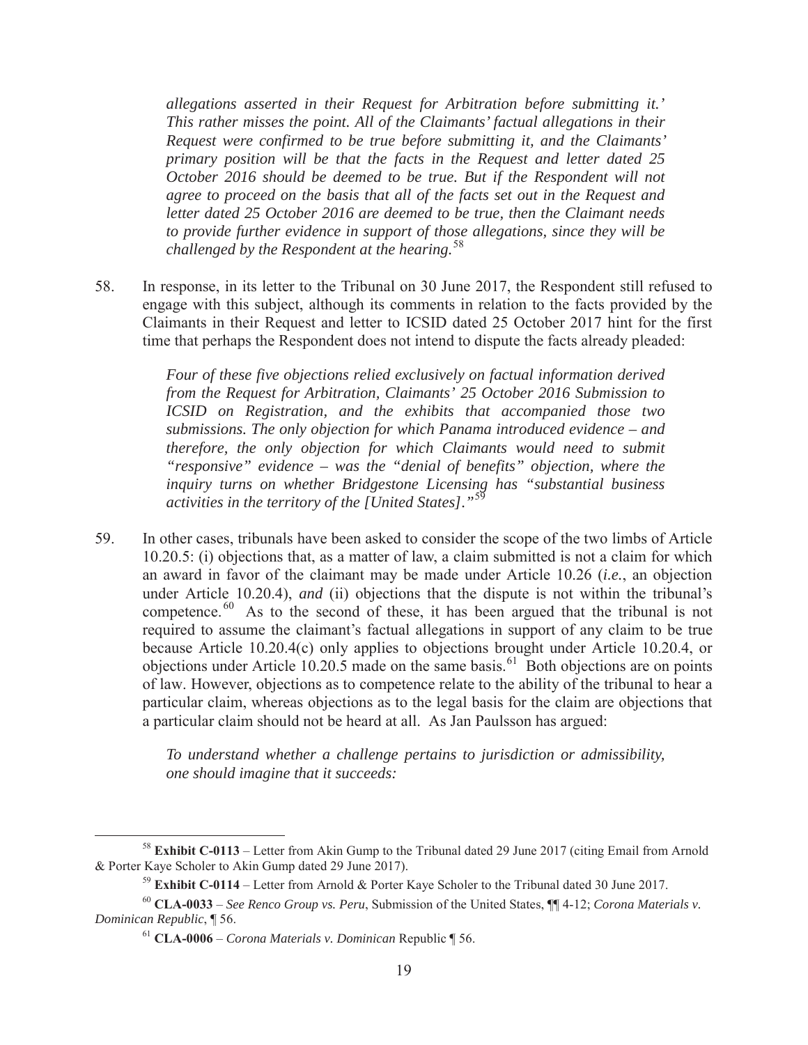*allegations asserted in their Request for Arbitration before submitting it.' This rather misses the point. All of the Claimants' factual allegations in their Request were confirmed to be true before submitting it, and the Claimants' primary position will be that the facts in the Request and letter dated 25 October 2016 should be deemed to be true. But if the Respondent will not agree to proceed on the basis that all of the facts set out in the Request and letter dated 25 October 2016 are deemed to be true, then the Claimant needs to provide further evidence in support of those allegations, since they will be challenged by the Respondent at the hearing.*[58]

58. In response, in its letter to the Tribunal on 30 June 2017, the Respondent still refused to engage with this subject, although its comments in relation to the facts provided by the Claimants in their Request and letter to ICSID dated 25 October 2017 hint for the first time that perhaps the Respondent does not intend to dispute the facts already pleaded:

> *Four of these five objections relied exclusively on factual information derived from the Request for Arbitration, Claimants' 25 October 2016 Submission to ICSID on Registration, and the exhibits that accompanied those two submissions. The only objection for which Panama introduced evidence – and therefore, the only objection for which Claimants would need to submit "responsive" evidence – was the "denial of benefits" objection, where the inquiry turns on whether Bridgestone Licensing has "substantial business activities in the territory of the [United States]."*[59]

59. In other cases, tribunals have been asked to consider the scope of the two limbs of Article 10.20.5: (i) objections that, as a matter of law, a claim submitted is not a claim for which an award in favor of the claimant may be made under Article 10.26 (*i.e.*, an objection under Article 10.20.4), *and* (ii) objections that the dispute is not within the tribunal's competence.[60] As to the second of these, it has been argued that the tribunal is not required to assume the claimant's factual allegations in support of any claim to be true because Article 10.20.4(c) only applies to objections brought under Article 10.20.4, or objections under Article 10.20.5 made on the same basis.[61] Both objections are on points of law. However, objections as to competence relate to the ability of the tribunal to hear a particular claim, whereas objections as to the legal basis for the claim are objections that a particular claim should not be heard at all. As Jan Paulsson has argued:

> *To understand whether a challenge pertains to jurisdiction or admissibility, one should imagine that it succeeds:*

---

[58] **Exhibit C-0113** – Letter from Akin Gump to the Tribunal dated 29 June 2017 (citing Email from Arnold & Porter Kaye Scholer to Akin Gump dated 29 June 2017).

[59] **Exhibit C-0114** – Letter from Arnold & Porter Kaye Scholer to the Tribunal dated 30 June 2017.

[60] **CLA-0033** – *See Renco Group vs. Peru*, Submission of the United States, ¶¶ 4-12; *Corona Materials v. Dominican Republic*, ¶ 56.

[61] **CLA-0006** – *Corona Materials v. Dominican* Republic ¶ 56.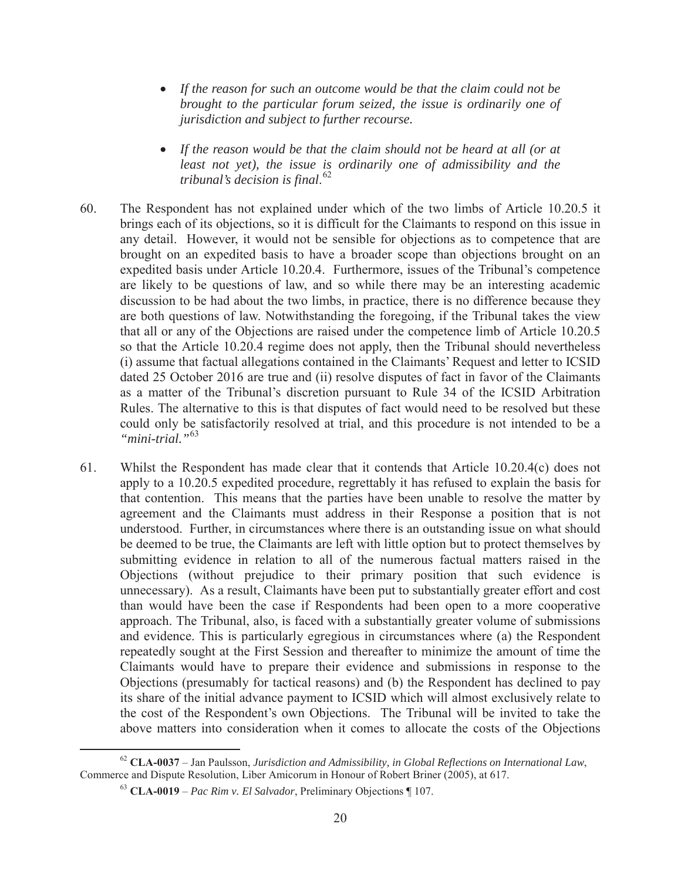- *If the reason for such an outcome would be that the claim could not be brought to the particular forum seized, the issue is ordinarily one of jurisdiction and subject to further recourse.*

- *If the reason would be that the claim should not be heard at all (or at least not yet), the issue is ordinarily one of admissibility and the tribunal's decision is final.*[62]

60. The Respondent has not explained under which of the two limbs of Article 10.20.5 it brings each of its objections, so it is difficult for the Claimants to respond on this issue in any detail. However, it would not be sensible for objections as to competence that are brought on an expedited basis to have a broader scope than objections brought on an expedited basis under Article 10.20.4. Furthermore, issues of the Tribunal's competence are likely to be questions of law, and so while there may be an interesting academic discussion to be had about the two limbs, in practice, there is no difference because they are both questions of law. Notwithstanding the foregoing, if the Tribunal takes the view that all or any of the Objections are raised under the competence limb of Article 10.20.5 so that the Article 10.20.4 regime does not apply, then the Tribunal should nevertheless (i) assume that factual allegations contained in the Claimants' Request and letter to ICSID dated 25 October 2016 are true and (ii) resolve disputes of fact in favor of the Claimants as a matter of the Tribunal's discretion pursuant to Rule 34 of the ICSID Arbitration Rules. The alternative to this is that disputes of fact would need to be resolved but these could only be satisfactorily resolved at trial, and this procedure is not intended to be a *"mini-trial."*[63]

61. Whilst the Respondent has made clear that it contends that Article 10.20.4(c) does not apply to a 10.20.5 expedited procedure, regrettably it has refused to explain the basis for that contention. This means that the parties have been unable to resolve the matter by agreement and the Claimants must address in their Response a position that is not understood. Further, in circumstances where there is an outstanding issue on what should be deemed to be true, the Claimants are left with little option but to protect themselves by submitting evidence in relation to all of the numerous factual matters raised in the Objections (without prejudice to their primary position that such evidence is unnecessary). As a result, Claimants have been put to substantially greater effort and cost than would have been the case if Respondents had been open to a more cooperative approach. The Tribunal, also, is faced with a substantially greater volume of submissions and evidence. This is particularly egregious in circumstances where (a) the Respondent repeatedly sought at the First Session and thereafter to minimize the amount of time the Claimants would have to prepare their evidence and submissions in response to the Objections (presumably for tactical reasons) and (b) the Respondent has declined to pay its share of the initial advance payment to ICSID which will almost exclusively relate to the cost of the Respondent's own Objections. The Tribunal will be invited to take the above matters into consideration when it comes to allocate the costs of the Objections

---

[62] **CLA-0037** – Jan Paulsson, *Jurisdiction and Admissibility, in Global Reflections on International Law*, Commerce and Dispute Resolution, Liber Amicorum in Honour of Robert Briner (2005), at 617.

[63] **CLA-0019** – *Pac Rim v. El Salvador*, Preliminary Objections ¶ 107.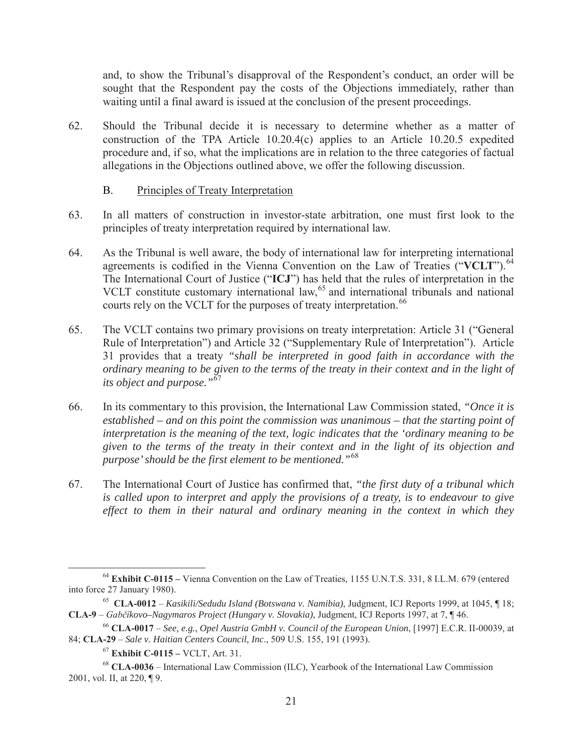and, to show the Tribunal's disapproval of the Respondent's conduct, an order will be sought that the Respondent pay the costs of the Objections immediately, rather than waiting until a final award is issued at the conclusion of the present proceedings.

62. Should the Tribunal decide it is necessary to determine whether as a matter of construction of the TPA Article 10.20.4(c) applies to an Article 10.20.5 expedited procedure and, if so, what the implications are in relation to the three categories of factual allegations in the Objections outlined above, we offer the following discussion.

## B. Principles of Treaty Interpretation

63. In all matters of construction in investor-state arbitration, one must first look to the principles of treaty interpretation required by international law.

64. As the Tribunal is well aware, the body of international law for interpreting international agreements is codified in the Vienna Convention on the Law of Treaties ("**VCLT**").[64] The International Court of Justice ("**ICJ**") has held that the rules of interpretation in the VCLT constitute customary international law,[65] and international tribunals and national courts rely on the VCLT for the purposes of treaty interpretation.[66]

65. The VCLT contains two primary provisions on treaty interpretation: Article 31 ("General Rule of Interpretation") and Article 32 ("Supplementary Rule of Interpretation"). Article 31 provides that a treaty *"shall be interpreted in good faith in accordance with the ordinary meaning to be given to the terms of the treaty in their context and in the light of its object and purpose."*[67]

66. In its commentary to this provision, the International Law Commission stated, *"Once it is established – and on this point the commission was unanimous – that the starting point of interpretation is the meaning of the text, logic indicates that the 'ordinary meaning to be given to the terms of the treaty in their context and in the light of its objection and purpose' should be the first element to be mentioned."*[68]

67. The International Court of Justice has confirmed that, *"the first duty of a tribunal which is called upon to interpret and apply the provisions of a treaty, is to endeavour to give effect to them in their natural and ordinary meaning in the context in which they*

---

[64] **Exhibit C-0115 –** Vienna Convention on the Law of Treaties, 1155 U.N.T.S. 331, 8 I.L.M. 679 (entered into force 27 January 1980).

[65] **CLA-0012** – *Kasikili/Sedudu Island (Botswana v. Namibia)*, Judgment, ICJ Reports 1999, at 1045, ¶ 18; **CLA-9** – *Gabčíkovo–Nagymaros Project (Hungary v. Slovakia)*, Judgment, ICJ Reports 1997, at 7, ¶ 46.

[66] **CLA-0017** – *See, e.g.*, *Opel Austria GmbH v. Council of the European Union*, [1997] E.C.R. II-00039, at 84; **CLA-29** – *Sale v. Haitian Centers Council, Inc*., 509 U.S. 155, 191 (1993).

[67] **Exhibit C-0115 –** VCLT, Art. 31.

[68] **CLA-0036** – International Law Commission (ILC), Yearbook of the International Law Commission 2001, vol. II, at 220, ¶ 9.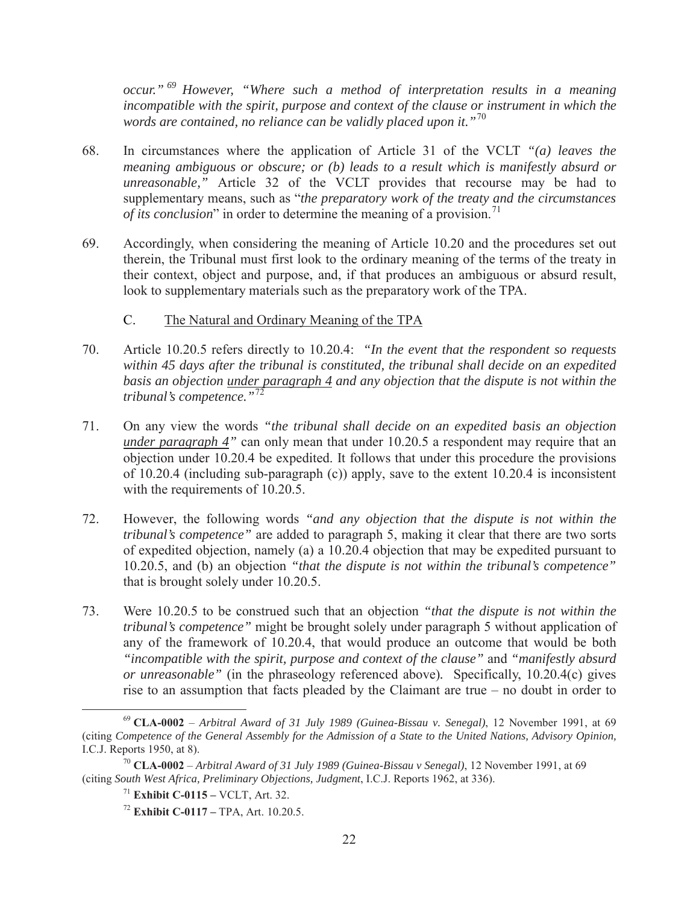*occur."* [69] *However, "Where such a method of interpretation results in a meaning incompatible with the spirit, purpose and context of the clause or instrument in which the words are contained, no reliance can be validly placed upon it."* [70]

68. In circumstances where the application of Article 31 of the VCLT *"(a) leaves the meaning ambiguous or obscure; or (b) leads to a result which is manifestly absurd or unreasonable,"* Article 32 of the VCLT provides that recourse may be had to supplementary means, such as "*the preparatory work of the treaty and the circumstances of its conclusion*" in order to determine the meaning of a provision.[71]

69. Accordingly, when considering the meaning of Article 10.20 and the procedures set out therein, the Tribunal must first look to the ordinary meaning of the terms of the treaty in their context, object and purpose, and, if that produces an ambiguous or absurd result, look to supplementary materials such as the preparatory work of the TPA.

## C. The Natural and Ordinary Meaning of the TPA

70. Article 10.20.5 refers directly to 10.20.4: *"In the event that the respondent so requests within 45 days after the tribunal is constituted, the tribunal shall decide on an expedited basis an objection <u>under paragraph 4</u> and any objection that the dispute is not within the tribunal's competence."* [72]

71. On any view the words *"the tribunal shall decide on an expedited basis an objection <u>under paragraph 4</u>"* can only mean that under 10.20.5 a respondent may require that an objection under 10.20.4 be expedited. It follows that under this procedure the provisions of 10.20.4 (including sub-paragraph (c)) apply, save to the extent 10.20.4 is inconsistent with the requirements of 10.20.5.

72. However, the following words *"and any objection that the dispute is not within the tribunal's competence"* are added to paragraph 5, making it clear that there are two sorts of expedited objection, namely (a) a 10.20.4 objection that may be expedited pursuant to 10.20.5, and (b) an objection *"that the dispute is not within the tribunal's competence"* that is brought solely under 10.20.5.

73. Were 10.20.5 to be construed such that an objection *"that the dispute is not within the tribunal's competence"* might be brought solely under paragraph 5 without application of any of the framework of 10.20.4, that would produce an outcome that would be both *"incompatible with the spirit, purpose and context of the clause"* and *"manifestly absurd or unreasonable"* (in the phraseology referenced above). Specifically, 10.20.4(c) gives rise to an assumption that facts pleaded by the Claimant are true – no doubt in order to

---

[69] **CLA-0002** – *Arbitral Award of 31 July 1989 (Guinea-Bissau v. Senegal)*, 12 November 1991, at 69 (citing *Competence of the General Assembly for the Admission of a State to the United Nations, Advisory Opinion,* I.C.J. Reports 1950, at 8).

[70] **CLA-0002** – *Arbitral Award of 31 July 1989 (Guinea-Bissau v Senegal)*, 12 November 1991, at 69 (citing *South West Africa, Preliminary Objections, Judgment*, I.C.J. Reports 1962, at 336).

[71] **Exhibit C-0115 –** VCLT, Art. 32.

[72] **Exhibit C-0117 –** TPA, Art. 10.20.5.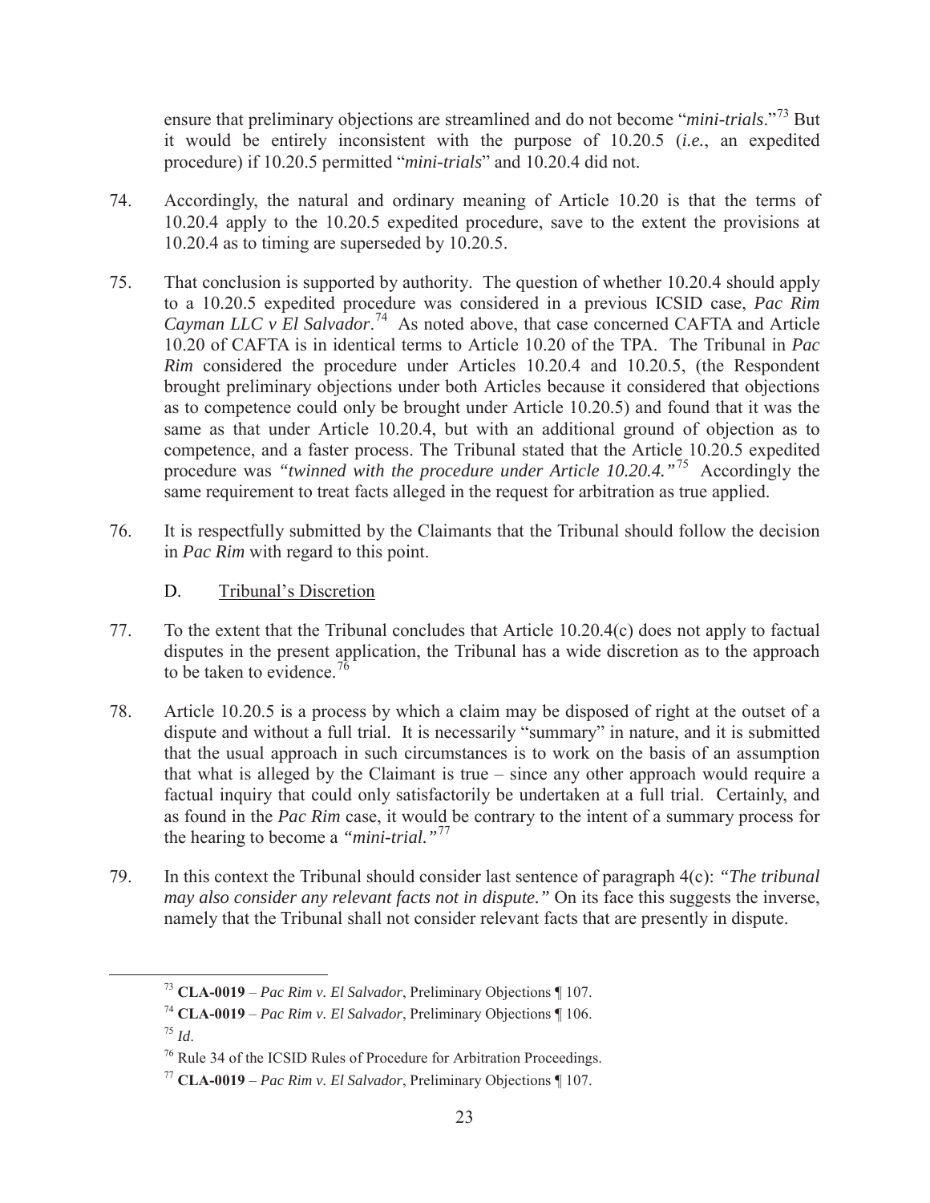ensure that preliminary objections are streamlined and do not become "*mini-trials*."[73] But it would be entirely inconsistent with the purpose of 10.20.5 (*i.e.*, an expedited procedure) if 10.20.5 permitted "*mini-trials*" and 10.20.4 did not.

74. Accordingly, the natural and ordinary meaning of Article 10.20 is that the terms of 10.20.4 apply to the 10.20.5 expedited procedure, save to the extent the provisions at 10.20.4 as to timing are superseded by 10.20.5.

75. That conclusion is supported by authority. The question of whether 10.20.4 should apply to a 10.20.5 expedited procedure was considered in a previous ICSID case, *Pac Rim Cayman LLC v El Salvador*.[74] As noted above, that case concerned CAFTA and Article 10.20 of CAFTA is in identical terms to Article 10.20 of the TPA. The Tribunal in *Pac Rim* considered the procedure under Articles 10.20.4 and 10.20.5, (the Respondent brought preliminary objections under both Articles because it considered that objections as to competence could only be brought under Article 10.20.5) and found that it was the same as that under Article 10.20.4, but with an additional ground of objection as to competence, and a faster process. The Tribunal stated that the Article 10.20.5 expedited procedure was *"twinned with the procedure under Article 10.20.4."*[75] Accordingly the same requirement to treat facts alleged in the request for arbitration as true applied.

76. It is respectfully submitted by the Claimants that the Tribunal should follow the decision in *Pac Rim* with regard to this point.

## D. Tribunal's Discretion

77. To the extent that the Tribunal concludes that Article 10.20.4(c) does not apply to factual disputes in the present application, the Tribunal has a wide discretion as to the approach to be taken to evidence.[76]

78. Article 10.20.5 is a process by which a claim may be disposed of right at the outset of a dispute and without a full trial. It is necessarily "summary" in nature, and it is submitted that the usual approach in such circumstances is to work on the basis of an assumption that what is alleged by the Claimant is true – since any other approach would require a factual inquiry that could only satisfactorily be undertaken at a full trial. Certainly, and as found in the *Pac Rim* case, it would be contrary to the intent of a summary process for the hearing to become a *"mini-trial."*[77]

79. In this context the Tribunal should consider last sentence of paragraph 4(c): *"The tribunal may also consider any relevant facts not in dispute."* On its face this suggests the inverse, namely that the Tribunal shall not consider relevant facts that are presently in dispute.

---

[73] **CLA-0019** – *Pac Rim v. El Salvador*, Preliminary Objections ¶ 107.

[74] **CLA-0019** – *Pac Rim v. El Salvador*, Preliminary Objections ¶ 106.

[75] *Id*.

[76] Rule 34 of the ICSID Rules of Procedure for Arbitration Proceedings.

[77] **CLA-0019** – *Pac Rim v. El Salvador*, Preliminary Objections ¶ 107.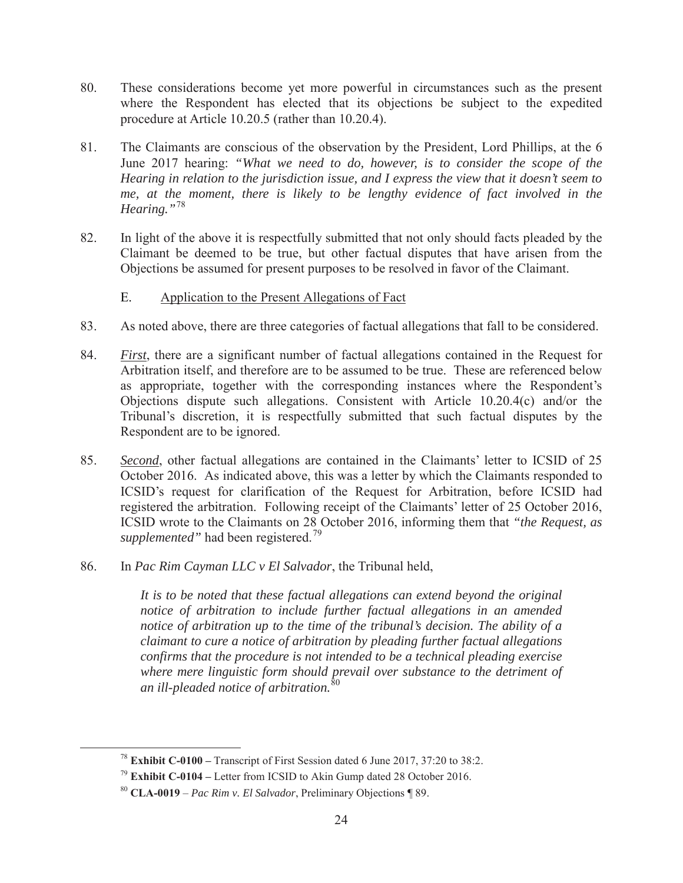80. These considerations become yet more powerful in circumstances such as the present where the Respondent has elected that its objections be subject to the expedited procedure at Article 10.20.5 (rather than 10.20.4).

81. The Claimants are conscious of the observation by the President, Lord Phillips, at the 6 June 2017 hearing: *"What we need to do, however, is to consider the scope of the Hearing in relation to the jurisdiction issue, and I express the view that it doesn't seem to me, at the moment, there is likely to be lengthy evidence of fact involved in the Hearing."*[78]

82. In light of the above it is respectfully submitted that not only should facts pleaded by the Claimant be deemed to be true, but other factual disputes that have arisen from the Objections be assumed for present purposes to be resolved in favor of the Claimant.

### E. Application to the Present Allegations of Fact

83. As noted above, there are three categories of factual allegations that fall to be considered.

84. ***First***, there are a significant number of factual allegations contained in the Request for Arbitration itself, and therefore are to be assumed to be true. These are referenced below as appropriate, together with the corresponding instances where the Respondent's Objections dispute such allegations. Consistent with Article 10.20.4(c) and/or the Tribunal's discretion, it is respectfully submitted that such factual disputes by the Respondent are to be ignored.

85. ***Second***, other factual allegations are contained in the Claimants' letter to ICSID of 25 October 2016. As indicated above, this was a letter by which the Claimants responded to ICSID's request for clarification of the Request for Arbitration, before ICSID had registered the arbitration. Following receipt of the Claimants' letter of 25 October 2016, ICSID wrote to the Claimants on 28 October 2016, informing them that *"the Request, as supplemented"* had been registered.[79]

86. In *Pac Rim Cayman LLC v El Salvador*, the Tribunal held,

> *It is to be noted that these factual allegations can extend beyond the original notice of arbitration to include further factual allegations in an amended notice of arbitration up to the time of the tribunal's decision. The ability of a claimant to cure a notice of arbitration by pleading further factual allegations confirms that the procedure is not intended to be a technical pleading exercise where mere linguistic form should prevail over substance to the detriment of an ill-pleaded notice of arbitration.*[80]

---

[78] **Exhibit C-0100 –** Transcript of First Session dated 6 June 2017, 37:20 to 38:2.

[79] **Exhibit C-0104 –** Letter from ICSID to Akin Gump dated 28 October 2016.

[80] **CLA-0019** – *Pac Rim v. El Salvador*, Preliminary Objections ¶ 89.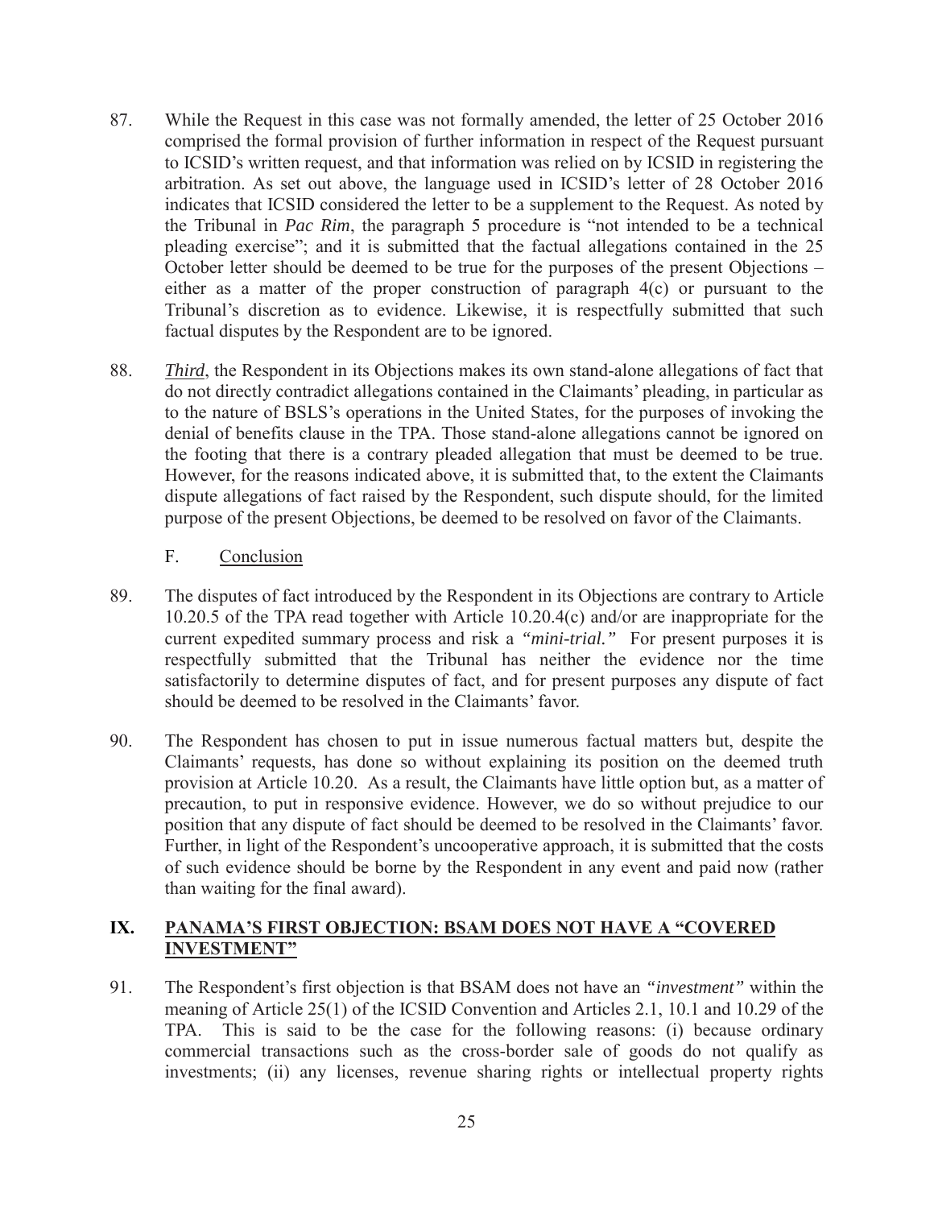87. While the Request in this case was not formally amended, the letter of 25 October 2016 comprised the formal provision of further information in respect of the Request pursuant to ICSID's written request, and that information was relied on by ICSID in registering the arbitration. As set out above, the language used in ICSID's letter of 28 October 2016 indicates that ICSID considered the letter to be a supplement to the Request. As noted by the Tribunal in *Pac Rim*, the paragraph 5 procedure is "not intended to be a technical pleading exercise"; and it is submitted that the factual allegations contained in the 25 October letter should be deemed to be true for the purposes of the present Objections – either as a matter of the proper construction of paragraph 4(c) or pursuant to the Tribunal's discretion as to evidence. Likewise, it is respectfully submitted that such factual disputes by the Respondent are to be ignored.

88. ***Third***, the Respondent in its Objections makes its own stand-alone allegations of fact that do not directly contradict allegations contained in the Claimants' pleading, in particular as to the nature of BSLS's operations in the United States, for the purposes of invoking the denial of benefits clause in the TPA. Those stand-alone allegations cannot be ignored on the footing that there is a contrary pleaded allegation that must be deemed to be true. However, for the reasons indicated above, it is submitted that, to the extent the Claimants dispute allegations of fact raised by the Respondent, such dispute should, for the limited purpose of the present Objections, be deemed to be resolved on favor of the Claimants.

### F. Conclusion

89. The disputes of fact introduced by the Respondent in its Objections are contrary to Article 10.20.5 of the TPA read together with Article 10.20.4(c) and/or are inappropriate for the current expedited summary process and risk a *"mini-trial."* For present purposes it is respectfully submitted that the Tribunal has neither the evidence nor the time satisfactorily to determine disputes of fact, and for present purposes any dispute of fact should be deemed to be resolved in the Claimants' favor.

90. The Respondent has chosen to put in issue numerous factual matters but, despite the Claimants' requests, has done so without explaining its position on the deemed truth provision at Article 10.20. As a result, the Claimants have little option but, as a matter of precaution, to put in responsive evidence. However, we do so without prejudice to our position that any dispute of fact should be deemed to be resolved in the Claimants' favor. Further, in light of the Respondent's uncooperative approach, it is submitted that the costs of such evidence should be borne by the Respondent in any event and paid now (rather than waiting for the final award).

## IX. PANAMA'S FIRST OBJECTION: BSAM DOES NOT HAVE A "COVERED INVESTMENT"

91. The Respondent's first objection is that BSAM does not have an *"investment"* within the meaning of Article 25(1) of the ICSID Convention and Articles 2.1, 10.1 and 10.29 of the TPA. This is said to be the case for the following reasons: (i) because ordinary commercial transactions such as the cross-border sale of goods do not qualify as investments; (ii) any licenses, revenue sharing rights or intellectual property rights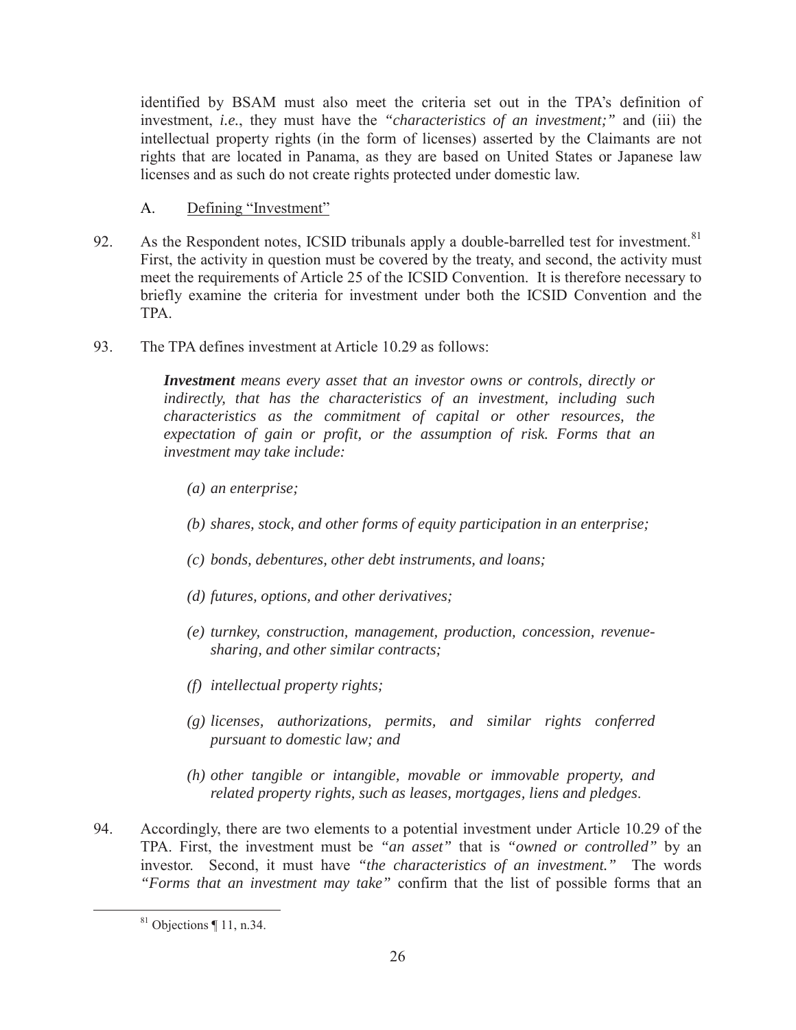identified by BSAM must also meet the criteria set out in the TPA's definition of investment, *i.e.*, they must have the *"characteristics of an investment;"* and (iii) the intellectual property rights (in the form of licenses) asserted by the Claimants are not rights that are located in Panama, as they are based on United States or Japanese law licenses and as such do not create rights protected under domestic law.

### A. Defining "Investment"

92. As the Respondent notes, ICSID tribunals apply a double-barrelled test for investment.[81] First, the activity in question must be covered by the treaty, and second, the activity must meet the requirements of Article 25 of the ICSID Convention. It is therefore necessary to briefly examine the criteria for investment under both the ICSID Convention and the TPA.

93. The TPA defines investment at Article 10.29 as follows:

> ***Investment*** *means every asset that an investor owns or controls, directly or indirectly, that has the characteristics of an investment, including such characteristics as the commitment of capital or other resources, the expectation of gain or profit, or the assumption of risk. Forms that an investment may take include:*
>
> *(a) an enterprise;*
>
> *(b) shares, stock, and other forms of equity participation in an enterprise;*
>
> *(c) bonds, debentures, other debt instruments, and loans;*
>
> *(d) futures, options, and other derivatives;*
>
> *(e) turnkey, construction, management, production, concession, revenue-sharing, and other similar contracts;*
>
> *(f) intellectual property rights;*
>
> *(g) licenses, authorizations, permits, and similar rights conferred pursuant to domestic law; and*
>
> *(h) other tangible or intangible, movable or immovable property, and related property rights, such as leases, mortgages, liens and pledges.*

94. Accordingly, there are two elements to a potential investment under Article 10.29 of the TPA. First, the investment must be *"an asset"* that is *"owned or controlled"* by an investor. Second, it must have *"the characteristics of an investment."* The words *"Forms that an investment may take"* confirm that the list of possible forms that an

[81] Objections ¶ 11, n.34.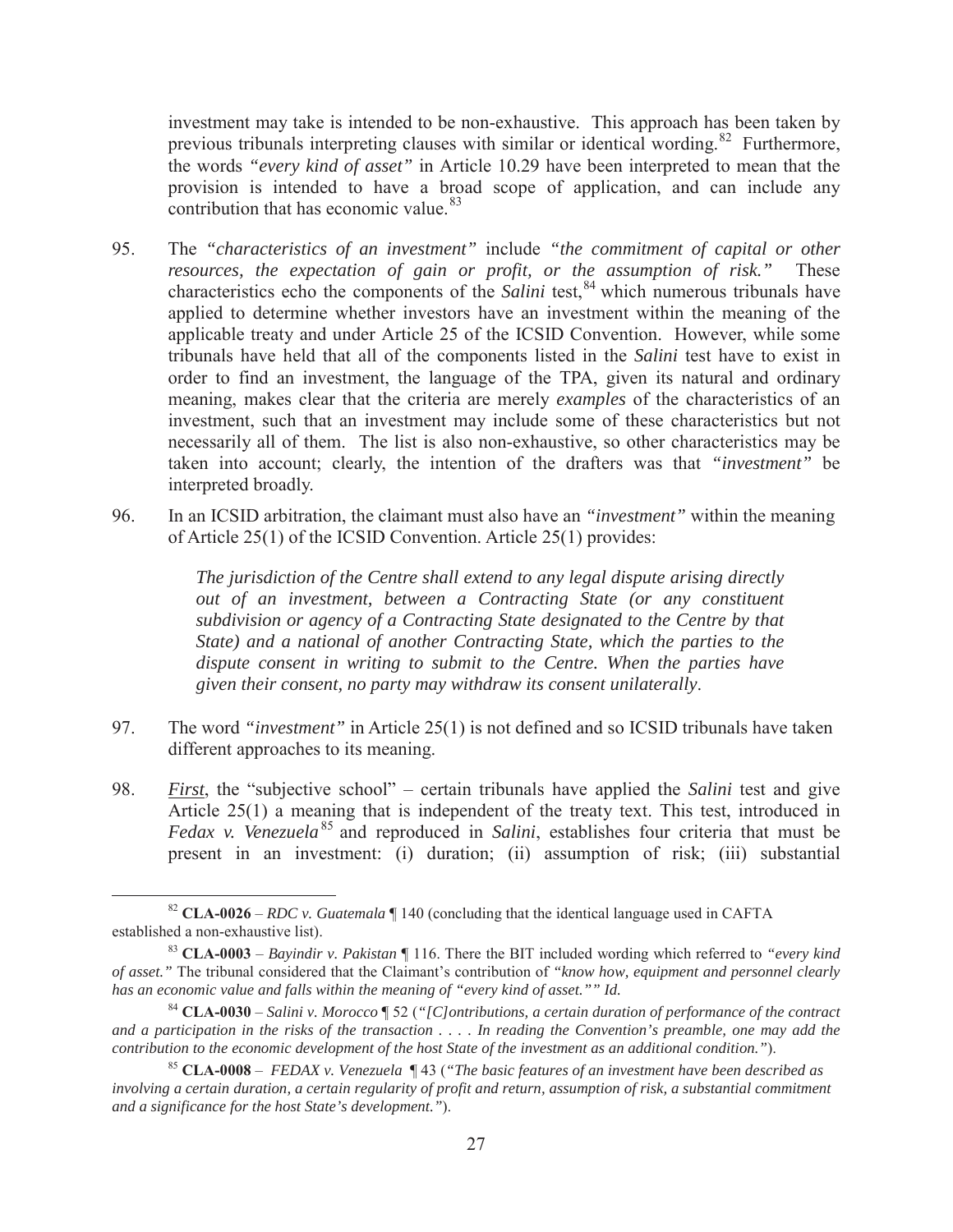investment may take is intended to be non-exhaustive. This approach has been taken by previous tribunals interpreting clauses with similar or identical wording.[82] Furthermore, the words *"every kind of asset"* in Article 10.29 have been interpreted to mean that the provision is intended to have a broad scope of application, and can include any contribution that has economic value.[83]

95. The *"characteristics of an investment"* include *"the commitment of capital or other resources, the expectation of gain or profit, or the assumption of risk."* These characteristics echo the components of the *Salini* test,[84] which numerous tribunals have applied to determine whether investors have an investment within the meaning of the applicable treaty and under Article 25 of the ICSID Convention. However, while some tribunals have held that all of the components listed in the *Salini* test have to exist in order to find an investment, the language of the TPA, given its natural and ordinary meaning, makes clear that the criteria are merely *examples* of the characteristics of an investment, such that an investment may include some of these characteristics but not necessarily all of them. The list is also non-exhaustive, so other characteristics may be taken into account; clearly, the intention of the drafters was that *"investment"* be interpreted broadly.

96. In an ICSID arbitration, the claimant must also have an *"investment"* within the meaning of Article 25(1) of the ICSID Convention. Article 25(1) provides:

> *The jurisdiction of the Centre shall extend to any legal dispute arising directly out of an investment, between a Contracting State (or any constituent subdivision or agency of a Contracting State designated to the Centre by that State) and a national of another Contracting State, which the parties to the dispute consent in writing to submit to the Centre. When the parties have given their consent, no party may withdraw its consent unilaterally*.

97. The word *"investment"* in Article 25(1) is not defined and so ICSID tribunals have taken different approaches to its meaning.

98. ***First***, the "subjective school" – certain tribunals have applied the *Salini* test and give Article 25(1) a meaning that is independent of the treaty text. This test, introduced in *Fedax v. Venezuela*[85] and reproduced in *Salini*, establishes four criteria that must be present in an investment: (i) duration; (ii) assumption of risk; (iii) substantial

---

[82] **CLA-0026** – *RDC v. Guatemala* ¶ 140 (concluding that the identical language used in CAFTA established a non-exhaustive list).

[83] **CLA-0003** – *Bayindir v. Pakistan* ¶ 116. There the BIT included wording which referred to *"every kind of asset."* The tribunal considered that the Claimant's contribution of *"know how, equipment and personnel clearly has an economic value and falls within the meaning of "every kind of asset."" Id.*

[84] **CLA-0030** – *Salini v. Morocco* ¶ 52 (*"[C]ontributions, a certain duration of performance of the contract and a participation in the risks of the transaction . . . . In reading the Convention's preamble, one may add the contribution to the economic development of the host State of the investment as an additional condition."*).

[85] **CLA-0008** – *FEDAX v. Venezuela* ¶ 43 (*"The basic features of an investment have been described as involving a certain duration, a certain regularity of profit and return, assumption of risk, a substantial commitment and a significance for the host State's development."*).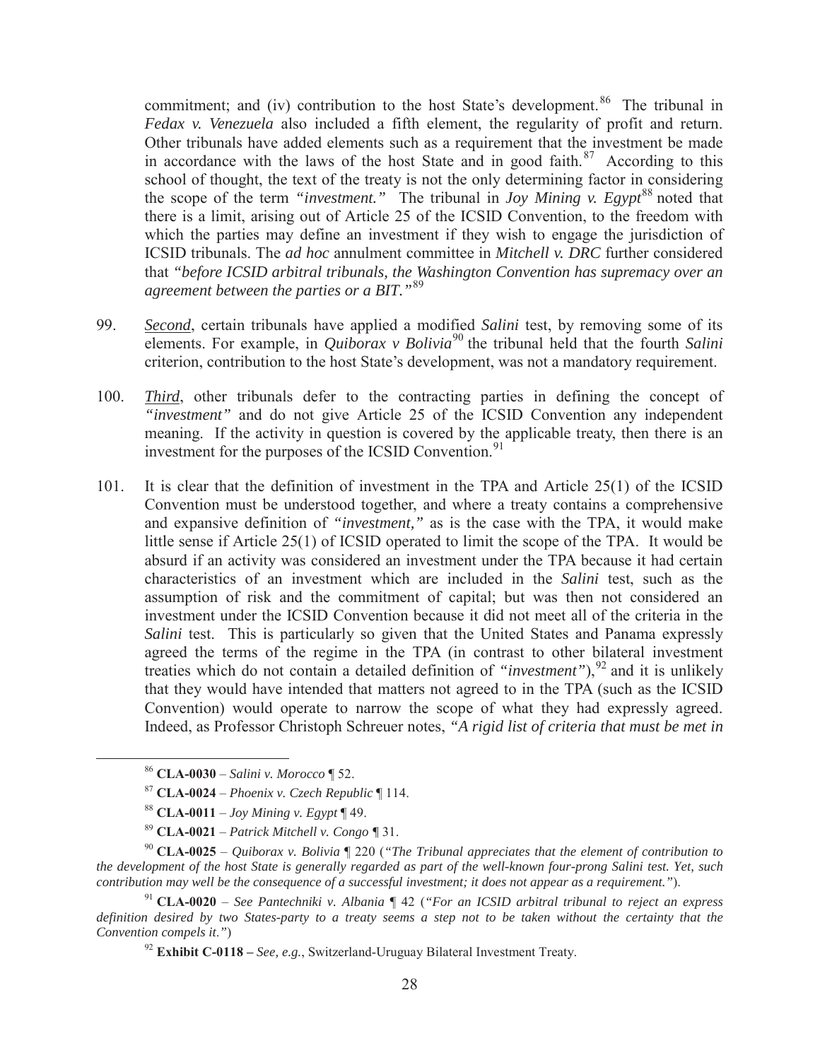commitment; and (iv) contribution to the host State's development.[86] The tribunal in *Fedax v. Venezuela* also included a fifth element, the regularity of profit and return. Other tribunals have added elements such as a requirement that the investment be made in accordance with the laws of the host State and in good faith.[87] According to this school of thought, the text of the treaty is not the only determining factor in considering the scope of the term *"investment."* The tribunal in *Joy Mining v. Egypt*[88] noted that there is a limit, arising out of Article 25 of the ICSID Convention, to the freedom with which the parties may define an investment if they wish to engage the jurisdiction of ICSID tribunals. The *ad hoc* annulment committee in *Mitchell v. DRC* further considered that *"before ICSID arbitral tribunals, the Washington Convention has supremacy over an agreement between the parties or a BIT."*[89]

99. ***Second***, certain tribunals have applied a modified *Salini* test, by removing some of its elements. For example, in *Quiborax v Bolivia*[90] the tribunal held that the fourth *Salini* criterion, contribution to the host State's development, was not a mandatory requirement.

100. ***Third***, other tribunals defer to the contracting parties in defining the concept of *"investment"* and do not give Article 25 of the ICSID Convention any independent meaning. If the activity in question is covered by the applicable treaty, then there is an investment for the purposes of the ICSID Convention.[91]

101. It is clear that the definition of investment in the TPA and Article 25(1) of the ICSID Convention must be understood together, and where a treaty contains a comprehensive and expansive definition of *"investment,"* as is the case with the TPA, it would make little sense if Article 25(1) of ICSID operated to limit the scope of the TPA. It would be absurd if an activity was considered an investment under the TPA because it had certain characteristics of an investment which are included in the *Salini* test, such as the assumption of risk and the commitment of capital; but was then not considered an investment under the ICSID Convention because it did not meet all of the criteria in the *Salini* test. This is particularly so given that the United States and Panama expressly agreed the terms of the regime in the TPA (in contrast to other bilateral investment treaties which do not contain a detailed definition of *"investment"*),[92] and it is unlikely that they would have intended that matters not agreed to in the TPA (such as the ICSID Convention) would operate to narrow the scope of what they had expressly agreed. Indeed, as Professor Christoph Schreuer notes, *"A rigid list of criteria that must be met in*

---

[86] **CLA-0030** – *Salini v. Morocco* ¶ 52.

[87] **CLA-0024** – *Phoenix v. Czech Republic* ¶ 114.

[88] **CLA-0011** – *Joy Mining v. Egypt* ¶ 49.

[89] **CLA-0021** – *Patrick Mitchell v. Congo* ¶ 31.

[90] **CLA-0025** – *Quiborax v. Bolivia* ¶ 220 (*"The Tribunal appreciates that the element of contribution to the development of the host State is generally regarded as part of the well-known four-prong Salini test. Yet, such contribution may well be the consequence of a successful investment; it does not appear as a requirement."*).

[91] **CLA-0020** – *See Pantechniki v. Albania* ¶ 42 (*"For an ICSID arbitral tribunal to reject an express definition desired by two States-party to a treaty seems a step not to be taken without the certainty that the Convention compels it."*)

[92] **Exhibit C-0118 –** *See, e.g.*, Switzerland-Uruguay Bilateral Investment Treaty.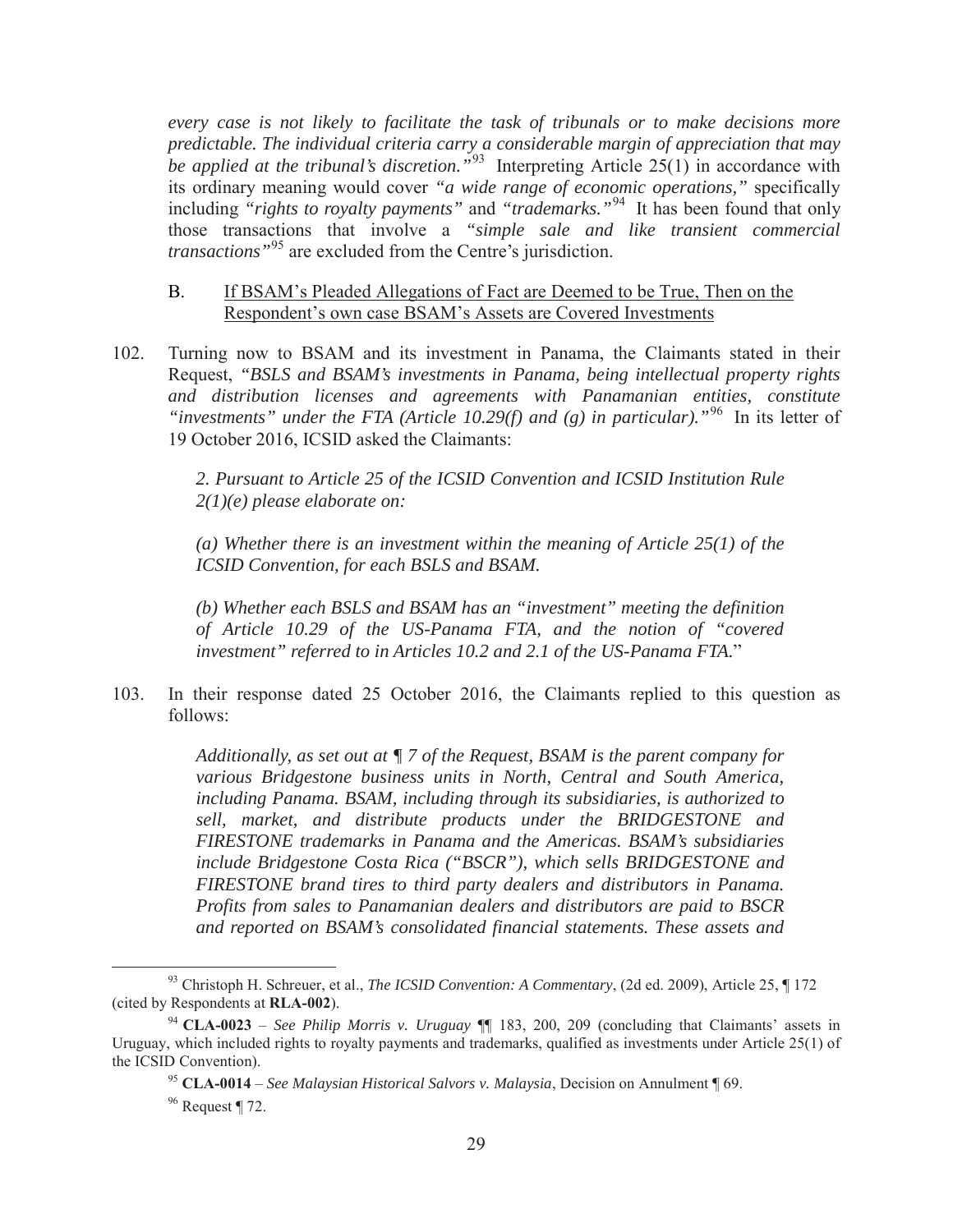*every case is not likely to facilitate the task of tribunals or to make decisions more predictable. The individual criteria carry a considerable margin of appreciation that may be applied at the tribunal's discretion."*[93] Interpreting Article 25(1) in accordance with its ordinary meaning would cover *"a wide range of economic operations,"* specifically including *"rights to royalty payments"* and *"trademarks."*[94] It has been found that only those transactions that involve a *"simple sale and like transient commercial transactions"*[95] are excluded from the Centre's jurisdiction.

## B. If BSAM's Pleaded Allegations of Fact are Deemed to be True, Then on the Respondent's own case BSAM's Assets are Covered Investments

102. Turning now to BSAM and its investment in Panama, the Claimants stated in their Request, *"BSLS and BSAM's investments in Panama, being intellectual property rights and distribution licenses and agreements with Panamanian entities, constitute "investments" under the FTA (Article 10.29(f) and (g) in particular)."*[96] In its letter of 19 October 2016, ICSID asked the Claimants:

> *2. Pursuant to Article 25 of the ICSID Convention and ICSID Institution Rule 2(1)(e) please elaborate on:*
>
> *(a) Whether there is an investment within the meaning of Article 25(1) of the ICSID Convention, for each BSLS and BSAM.*
>
> *(b) Whether each BSLS and BSAM has an "investment" meeting the definition of Article 10.29 of the US-Panama FTA, and the notion of "covered investment" referred to in Articles 10.2 and 2.1 of the US-Panama FTA.*"

103. In their response dated 25 October 2016, the Claimants replied to this question as follows:

> *Additionally, as set out at ¶ 7 of the Request, BSAM is the parent company for various Bridgestone business units in North, Central and South America, including Panama. BSAM, including through its subsidiaries, is authorized to sell, market, and distribute products under the BRIDGESTONE and FIRESTONE trademarks in Panama and the Americas. BSAM's subsidiaries include Bridgestone Costa Rica ("BSCR"), which sells BRIDGESTONE and FIRESTONE brand tires to third party dealers and distributors in Panama. Profits from sales to Panamanian dealers and distributors are paid to BSCR and reported on BSAM's consolidated financial statements. These assets and*

---

[93] Christoph H. Schreuer, et al., *The ICSID Convention: A Commentary*, (2d ed. 2009), Article 25, ¶ 172 (cited by Respondents at **RLA-002**).

[94] **CLA-0023** – *See Philip Morris v. Uruguay* ¶¶ 183, 200, 209 (concluding that Claimants' assets in Uruguay, which included rights to royalty payments and trademarks, qualified as investments under Article 25(1) of the ICSID Convention).

[95] **CLA-0014** – *See Malaysian Historical Salvors v. Malaysia*, Decision on Annulment ¶ 69.

[96] Request ¶ 72.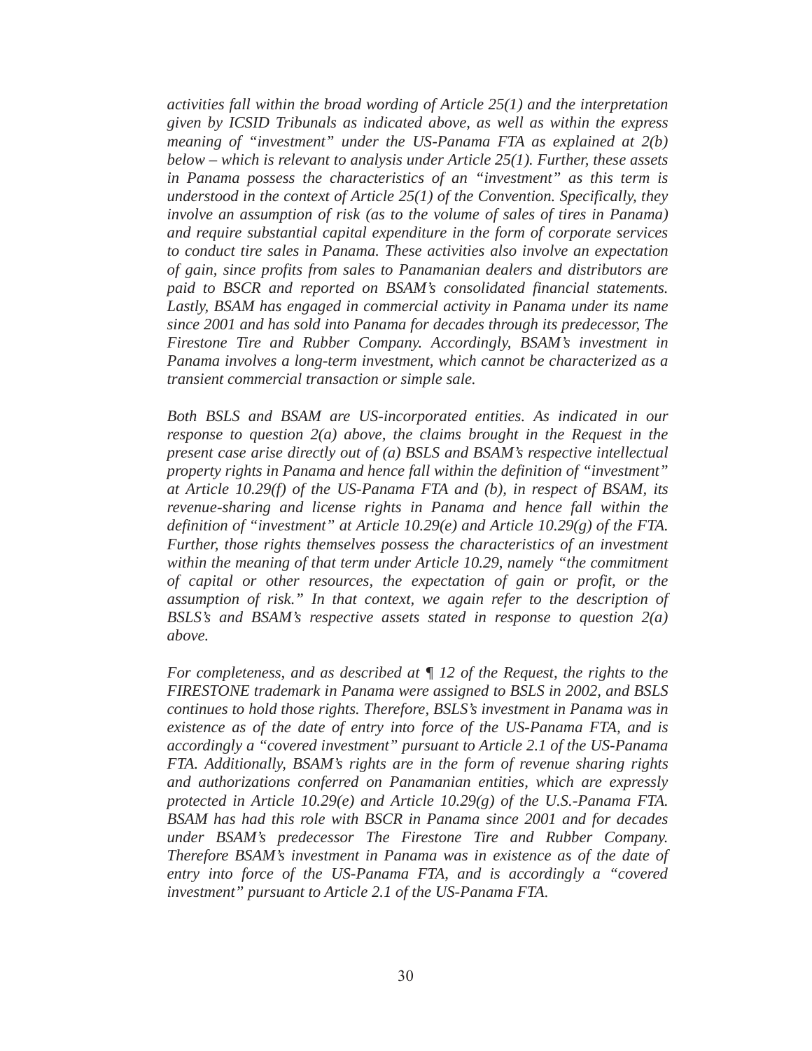*activities fall within the broad wording of Article 25(1) and the interpretation given by ICSID Tribunals as indicated above, as well as within the express meaning of "investment" under the US-Panama FTA as explained at 2(b) below – which is relevant to analysis under Article 25(1). Further, these assets in Panama possess the characteristics of an "investment" as this term is understood in the context of Article 25(1) of the Convention. Specifically, they involve an assumption of risk (as to the volume of sales of tires in Panama) and require substantial capital expenditure in the form of corporate services to conduct tire sales in Panama. These activities also involve an expectation of gain, since profits from sales to Panamanian dealers and distributors are paid to BSCR and reported on BSAM's consolidated financial statements. Lastly, BSAM has engaged in commercial activity in Panama under its name since 2001 and has sold into Panama for decades through its predecessor, The Firestone Tire and Rubber Company. Accordingly, BSAM's investment in Panama involves a long-term investment, which cannot be characterized as a transient commercial transaction or simple sale.*

*Both BSLS and BSAM are US-incorporated entities. As indicated in our response to question 2(a) above, the claims brought in the Request in the present case arise directly out of (a) BSLS and BSAM's respective intellectual property rights in Panama and hence fall within the definition of "investment" at Article 10.29(f) of the US-Panama FTA and (b), in respect of BSAM, its revenue-sharing and license rights in Panama and hence fall within the definition of "investment" at Article 10.29(e) and Article 10.29(g) of the FTA. Further, those rights themselves possess the characteristics of an investment within the meaning of that term under Article 10.29, namely "the commitment of capital or other resources, the expectation of gain or profit, or the assumption of risk." In that context, we again refer to the description of BSLS's and BSAM's respective assets stated in response to question 2(a) above.*

*For completeness, and as described at ¶ 12 of the Request, the rights to the FIRESTONE trademark in Panama were assigned to BSLS in 2002, and BSLS continues to hold those rights. Therefore, BSLS's investment in Panama was in existence as of the date of entry into force of the US-Panama FTA, and is accordingly a "covered investment" pursuant to Article 2.1 of the US-Panama FTA. Additionally, BSAM's rights are in the form of revenue sharing rights and authorizations conferred on Panamanian entities, which are expressly protected in Article 10.29(e) and Article 10.29(g) of the U.S.-Panama FTA. BSAM has had this role with BSCR in Panama since 2001 and for decades under BSAM's predecessor The Firestone Tire and Rubber Company. Therefore BSAM's investment in Panama was in existence as of the date of entry into force of the US-Panama FTA, and is accordingly a "covered investment" pursuant to Article 2.1 of the US-Panama FTA.*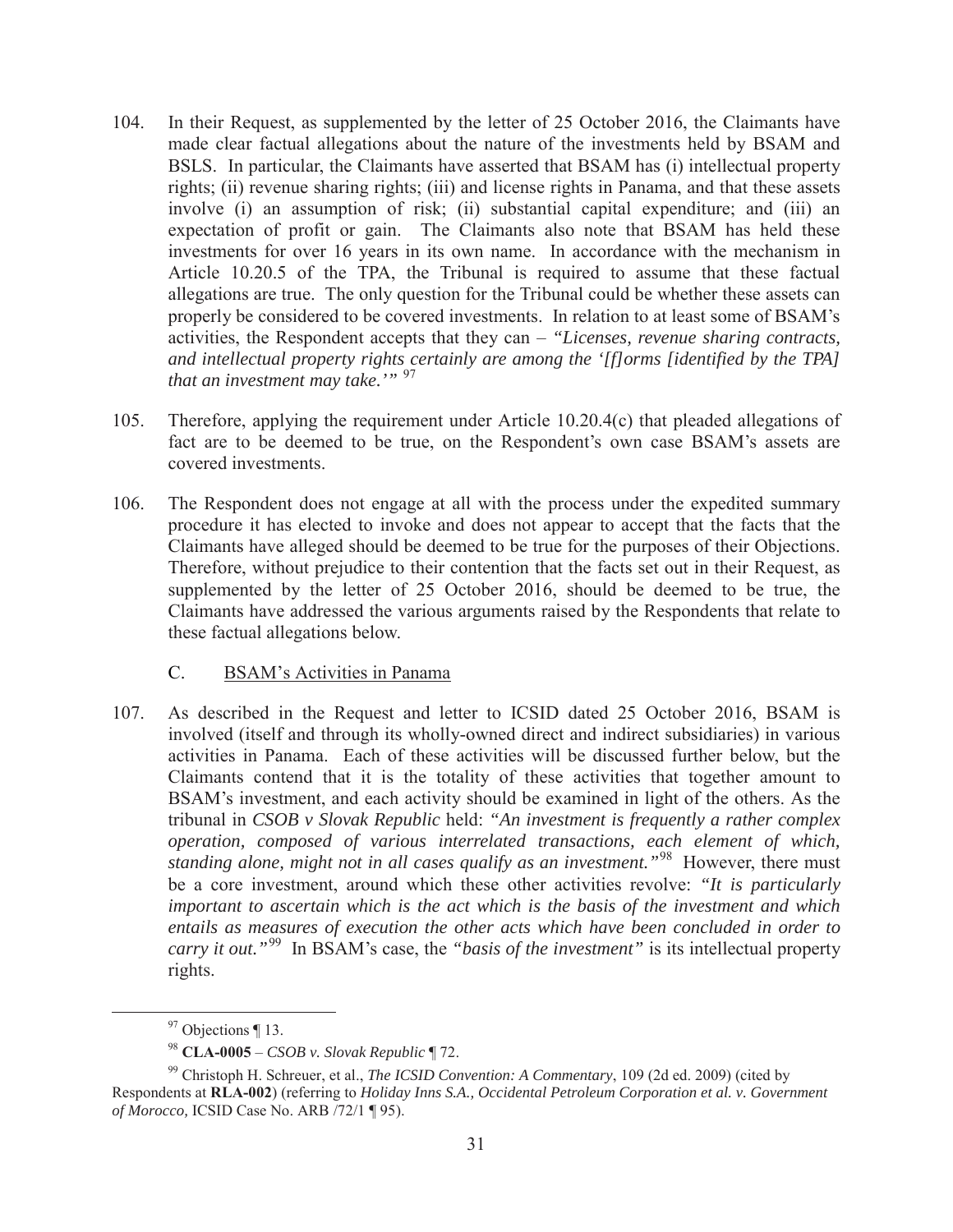104. In their Request, as supplemented by the letter of 25 October 2016, the Claimants have made clear factual allegations about the nature of the investments held by BSAM and BSLS. In particular, the Claimants have asserted that BSAM has (i) intellectual property rights; (ii) revenue sharing rights; (iii) and license rights in Panama, and that these assets involve (i) an assumption of risk; (ii) substantial capital expenditure; and (iii) an expectation of profit or gain. The Claimants also note that BSAM has held these investments for over 16 years in its own name. In accordance with the mechanism in Article 10.20.5 of the TPA, the Tribunal is required to assume that these factual allegations are true. The only question for the Tribunal could be whether these assets can properly be considered to be covered investments. In relation to at least some of BSAM's activities, the Respondent accepts that they can – *"Licenses, revenue sharing contracts, and intellectual property rights certainly are among the '[f]orms [identified by the TPA] that an investment may take.'"* [97]

105. Therefore, applying the requirement under Article 10.20.4(c) that pleaded allegations of fact are to be deemed to be true, on the Respondent's own case BSAM's assets are covered investments.

106. The Respondent does not engage at all with the process under the expedited summary procedure it has elected to invoke and does not appear to accept that the facts that the Claimants have alleged should be deemed to be true for the purposes of their Objections. Therefore, without prejudice to their contention that the facts set out in their Request, as supplemented by the letter of 25 October 2016, should be deemed to be true, the Claimants have addressed the various arguments raised by the Respondents that relate to these factual allegations below.

## C. BSAM's Activities in Panama

107. As described in the Request and letter to ICSID dated 25 October 2016, BSAM is involved (itself and through its wholly-owned direct and indirect subsidiaries) in various activities in Panama. Each of these activities will be discussed further below, but the Claimants contend that it is the totality of these activities that together amount to BSAM's investment, and each activity should be examined in light of the others. As the tribunal in *CSOB v Slovak Republic* held: *"An investment is frequently a rather complex operation, composed of various interrelated transactions, each element of which, standing alone, might not in all cases qualify as an investment."*[98] However, there must be a core investment, around which these other activities revolve: *"It is particularly important to ascertain which is the act which is the basis of the investment and which entails as measures of execution the other acts which have been concluded in order to carry it out."*[99] In BSAM's case, the *"basis of the investment"* is its intellectual property rights.

---

[97] Objections ¶ 13.

[98] **CLA-0005** – *CSOB v. Slovak Republic* ¶ 72.

[99] Christoph H. Schreuer, et al., *The ICSID Convention: A Commentary*, 109 (2d ed. 2009) (cited by Respondents at **RLA-002**) (referring to *Holiday Inns S.A., Occidental Petroleum Corporation et al. v. Government of Morocco*, ICSID Case No. ARB /72/1 ¶ 95).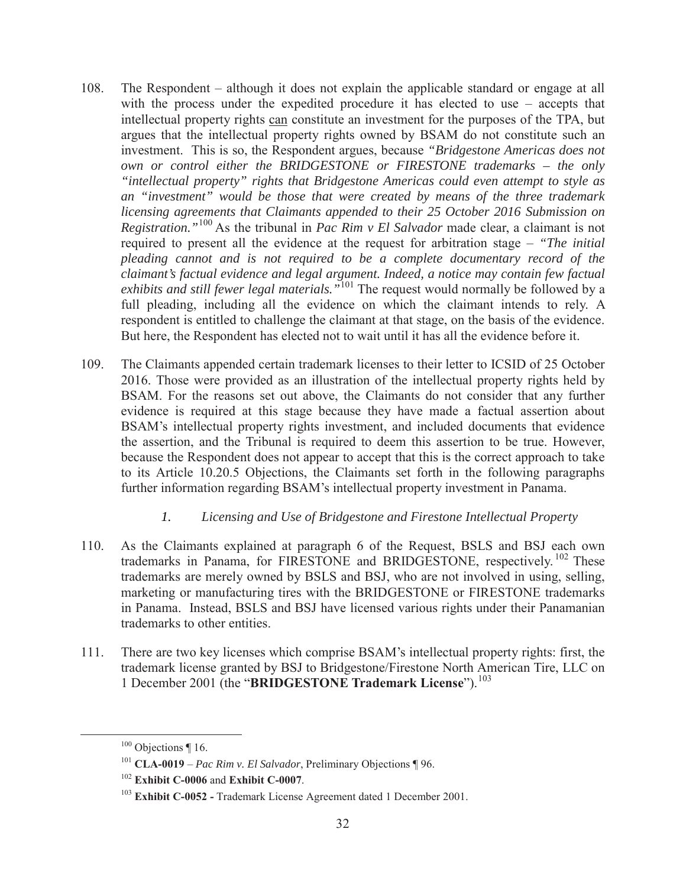108. The Respondent – although it does not explain the applicable standard or engage at all with the process under the expedited procedure it has elected to use – accepts that intellectual property rights <u>can</u> constitute an investment for the purposes of the TPA, but argues that the intellectual property rights owned by BSAM do not constitute such an investment. This is so, the Respondent argues, because *"Bridgestone Americas does not own or control either the BRIDGESTONE or FIRESTONE trademarks – the only "intellectual property" rights that Bridgestone Americas could even attempt to style as an "investment" would be those that were created by means of the three trademark licensing agreements that Claimants appended to their 25 October 2016 Submission on Registration."*[100] As the tribunal in *Pac Rim v El Salvador* made clear, a claimant is not required to present all the evidence at the request for arbitration stage – *"The initial pleading cannot and is not required to be a complete documentary record of the claimant's factual evidence and legal argument. Indeed, a notice may contain few factual exhibits and still fewer legal materials."*[101] The request would normally be followed by a full pleading, including all the evidence on which the claimant intends to rely. A respondent is entitled to challenge the claimant at that stage, on the basis of the evidence. But here, the Respondent has elected not to wait until it has all the evidence before it.

109. The Claimants appended certain trademark licenses to their letter to ICSID of 25 October 2016. Those were provided as an illustration of the intellectual property rights held by BSAM. For the reasons set out above, the Claimants do not consider that any further evidence is required at this stage because they have made a factual assertion about BSAM's intellectual property rights investment, and included documents that evidence the assertion, and the Tribunal is required to deem this assertion to be true. However, because the Respondent does not appear to accept that this is the correct approach to take to its Article 10.20.5 Objections, the Claimants set forth in the following paragraphs further information regarding BSAM's intellectual property investment in Panama.

### *1. Licensing and Use of Bridgestone and Firestone Intellectual Property*

110. As the Claimants explained at paragraph 6 of the Request, BSLS and BSJ each own trademarks in Panama, for FIRESTONE and BRIDGESTONE, respectively.[102] These trademarks are merely owned by BSLS and BSJ, who are not involved in using, selling, marketing or manufacturing tires with the BRIDGESTONE or FIRESTONE trademarks in Panama. Instead, BSLS and BSJ have licensed various rights under their Panamanian trademarks to other entities.

111. There are two key licenses which comprise BSAM's intellectual property rights: first, the trademark license granted by BSJ to Bridgestone/Firestone North American Tire, LLC on 1 December 2001 (the "**BRIDGESTONE Trademark License**").[103]

---

[100] Objections ¶ 16.

[101] **CLA-0019** – *Pac Rim v. El Salvador*, Preliminary Objections ¶ 96.

[102] **Exhibit C-0006** and **Exhibit C-0007**.

[103] **Exhibit C-0052 -** Trademark License Agreement dated 1 December 2001.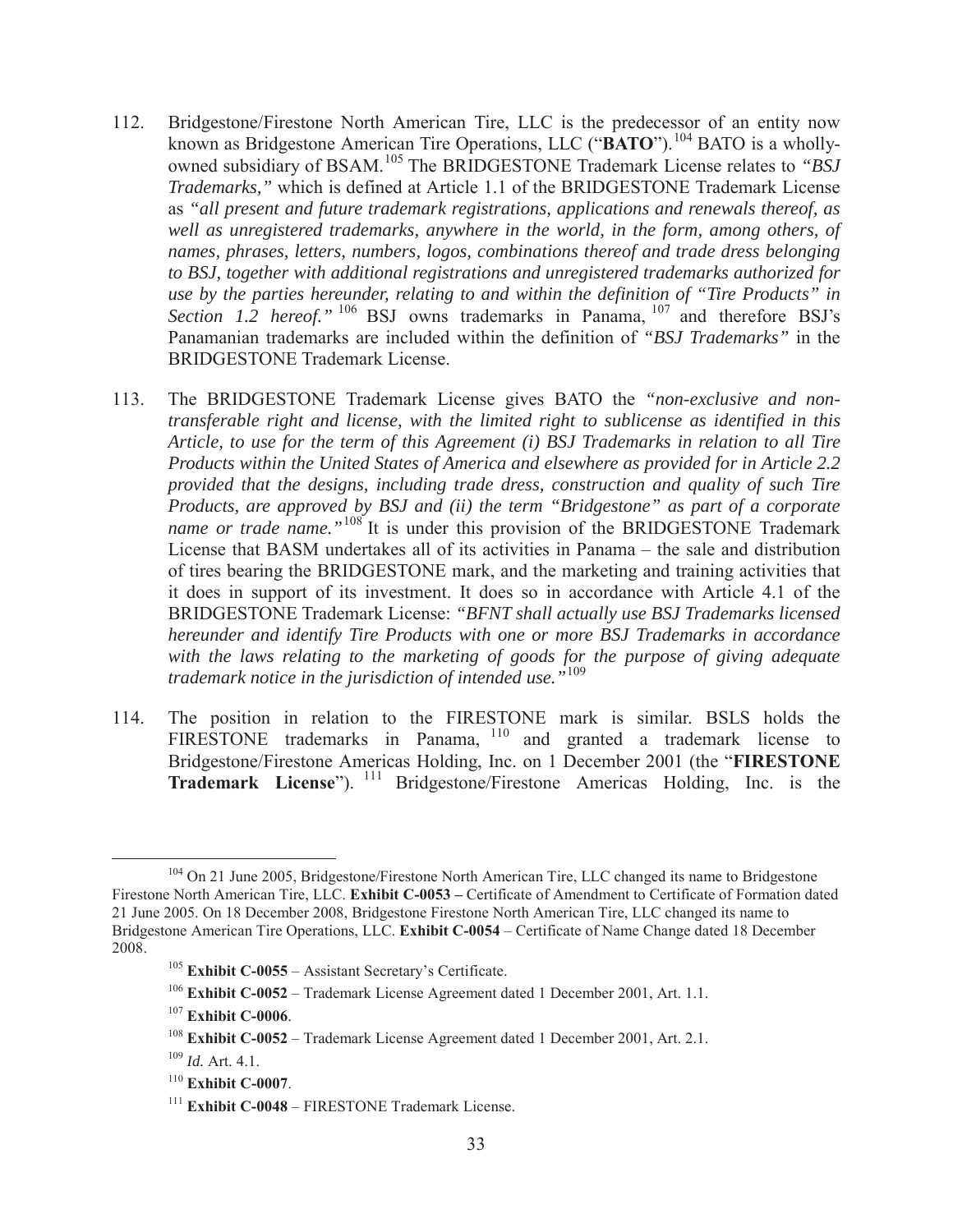112. Bridgestone/Firestone North American Tire, LLC is the predecessor of an entity now known as Bridgestone American Tire Operations, LLC ("**BATO**").[104] BATO is a wholly-owned subsidiary of BSAM.[105] The BRIDGESTONE Trademark License relates to *"BSJ Trademarks,"* which is defined at Article 1.1 of the BRIDGESTONE Trademark License as *"all present and future trademark registrations, applications and renewals thereof, as well as unregistered trademarks, anywhere in the world, in the form, among others, of names, phrases, letters, numbers, logos, combinations thereof and trade dress belonging to BSJ, together with additional registrations and unregistered trademarks authorized for use by the parties hereunder, relating to and within the definition of "Tire Products" in Section 1.2 hereof."* [106] BSJ owns trademarks in Panama, [107] and therefore BSJ's Panamanian trademarks are included within the definition of *"BSJ Trademarks"* in the BRIDGESTONE Trademark License.

113. The BRIDGESTONE Trademark License gives BATO the *"non-exclusive and non-transferable right and license, with the limited right to sublicense as identified in this Article, to use for the term of this Agreement (i) BSJ Trademarks in relation to all Tire Products within the United States of America and elsewhere as provided for in Article 2.2 provided that the designs, including trade dress, construction and quality of such Tire Products, are approved by BSJ and (ii) the term "Bridgestone" as part of a corporate name or trade name."*[108] It is under this provision of the BRIDGESTONE Trademark License that BASM undertakes all of its activities in Panama – the sale and distribution of tires bearing the BRIDGESTONE mark, and the marketing and training activities that it does in support of its investment. It does so in accordance with Article 4.1 of the BRIDGESTONE Trademark License: *"BFNT shall actually use BSJ Trademarks licensed hereunder and identify Tire Products with one or more BSJ Trademarks in accordance with the laws relating to the marketing of goods for the purpose of giving adequate trademark notice in the jurisdiction of intended use."*[109]

114. The position in relation to the FIRESTONE mark is similar. BSLS holds the FIRESTONE trademarks in Panama, [110] and granted a trademark license to Bridgestone/Firestone Americas Holding, Inc. on 1 December 2001 (the "**FIRESTONE Trademark License**"). [111] Bridgestone/Firestone Americas Holding, Inc. is the

---

[104] On 21 June 2005, Bridgestone/Firestone North American Tire, LLC changed its name to Bridgestone Firestone North American Tire, LLC. **Exhibit C-0053 –** Certificate of Amendment to Certificate of Formation dated 21 June 2005. On 18 December 2008, Bridgestone Firestone North American Tire, LLC changed its name to Bridgestone American Tire Operations, LLC. **Exhibit C-0054** – Certificate of Name Change dated 18 December 2008.

[105] **Exhibit C-0055** – Assistant Secretary's Certificate.

[106] **Exhibit C-0052** – Trademark License Agreement dated 1 December 2001, Art. 1.1.

[107] **Exhibit C-0006**.

[108] **Exhibit C-0052** – Trademark License Agreement dated 1 December 2001, Art. 2.1.

[109] *Id.* Art. 4.1.

[110] **Exhibit C-0007**.

[111] **Exhibit C-0048** – FIRESTONE Trademark License.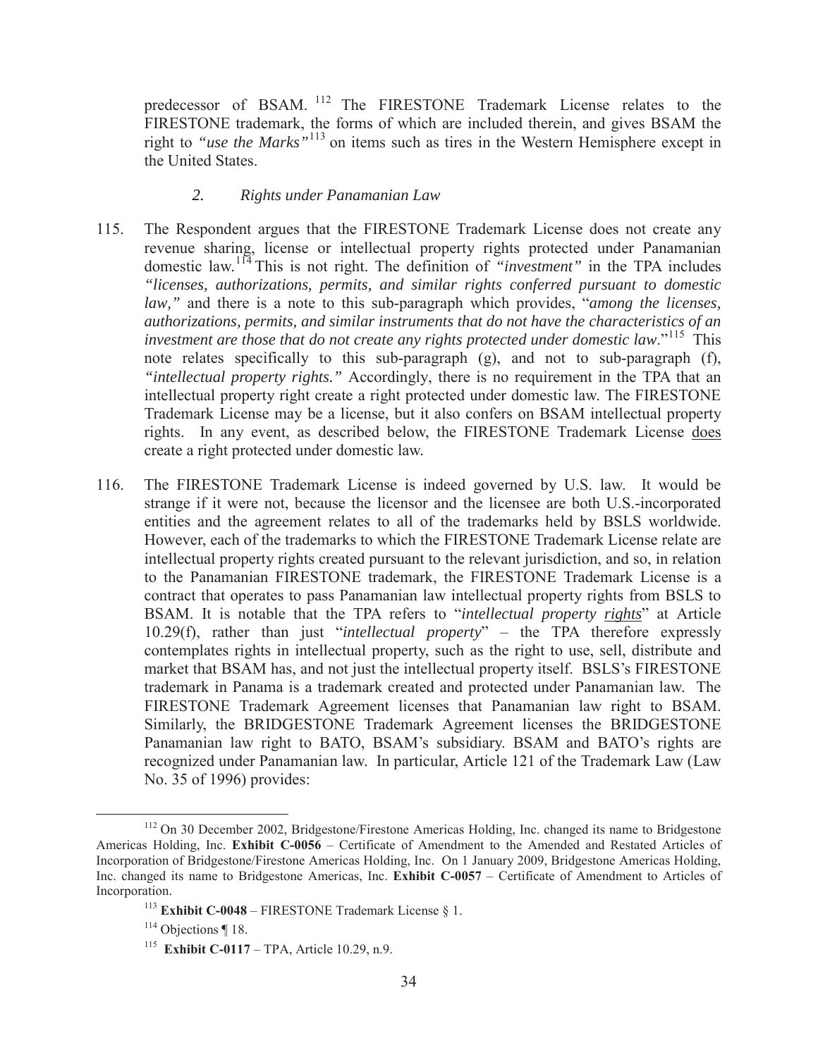predecessor of BSAM. [112] The FIRESTONE Trademark License relates to the FIRESTONE trademark, the forms of which are included therein, and gives BSAM the right to *"use the Marks"*[113] on items such as tires in the Western Hemisphere except in the United States.

### *2. Rights under Panamanian Law*

115. The Respondent argues that the FIRESTONE Trademark License does not create any revenue sharing, license or intellectual property rights protected under Panamanian domestic law.[114] This is not right. The definition of *"investment"* in the TPA includes *"licenses, authorizations, permits, and similar rights conferred pursuant to domestic law,"* and there is a note to this sub-paragraph which provides, "*among the licenses, authorizations, permits, and similar instruments that do not have the characteristics of an investment are those that do not create any rights protected under domestic law*."[115] This note relates specifically to this sub-paragraph (g), and not to sub-paragraph (f), *"intellectual property rights."* Accordingly, there is no requirement in the TPA that an intellectual property right create a right protected under domestic law. The FIRESTONE Trademark License may be a license, but it also confers on BSAM intellectual property rights. In any event, as described below, the FIRESTONE Trademark License does create a right protected under domestic law.

116. The FIRESTONE Trademark License is indeed governed by U.S. law. It would be strange if it were not, because the licensor and the licensee are both U.S.-incorporated entities and the agreement relates to all of the trademarks held by BSLS worldwide. However, each of the trademarks to which the FIRESTONE Trademark License relate are intellectual property rights created pursuant to the relevant jurisdiction, and so, in relation to the Panamanian FIRESTONE trademark, the FIRESTONE Trademark License is a contract that operates to pass Panamanian law intellectual property rights from BSLS to BSAM. It is notable that the TPA refers to "*intellectual property rights*" at Article 10.29(f), rather than just "*intellectual property*" – the TPA therefore expressly contemplates rights in intellectual property, such as the right to use, sell, distribute and market that BSAM has, and not just the intellectual property itself. BSLS's FIRESTONE trademark in Panama is a trademark created and protected under Panamanian law. The FIRESTONE Trademark Agreement licenses that Panamanian law right to BSAM. Similarly, the BRIDGESTONE Trademark Agreement licenses the BRIDGESTONE Panamanian law right to BATO, BSAM's subsidiary. BSAM and BATO's rights are recognized under Panamanian law. In particular, Article 121 of the Trademark Law (Law No. 35 of 1996) provides:

---

[112] On 30 December 2002, Bridgestone/Firestone Americas Holding, Inc. changed its name to Bridgestone Americas Holding, Inc. **Exhibit C-0056** – Certificate of Amendment to the Amended and Restated Articles of Incorporation of Bridgestone/Firestone Americas Holding, Inc. On 1 January 2009, Bridgestone Americas Holding, Inc. changed its name to Bridgestone Americas, Inc. **Exhibit C-0057** – Certificate of Amendment to Articles of Incorporation.

[113] **Exhibit C-0048** – FIRESTONE Trademark License § 1.

[114] Objections ¶ 18.

[115] **Exhibit C-0117** – TPA, Article 10.29, n.9.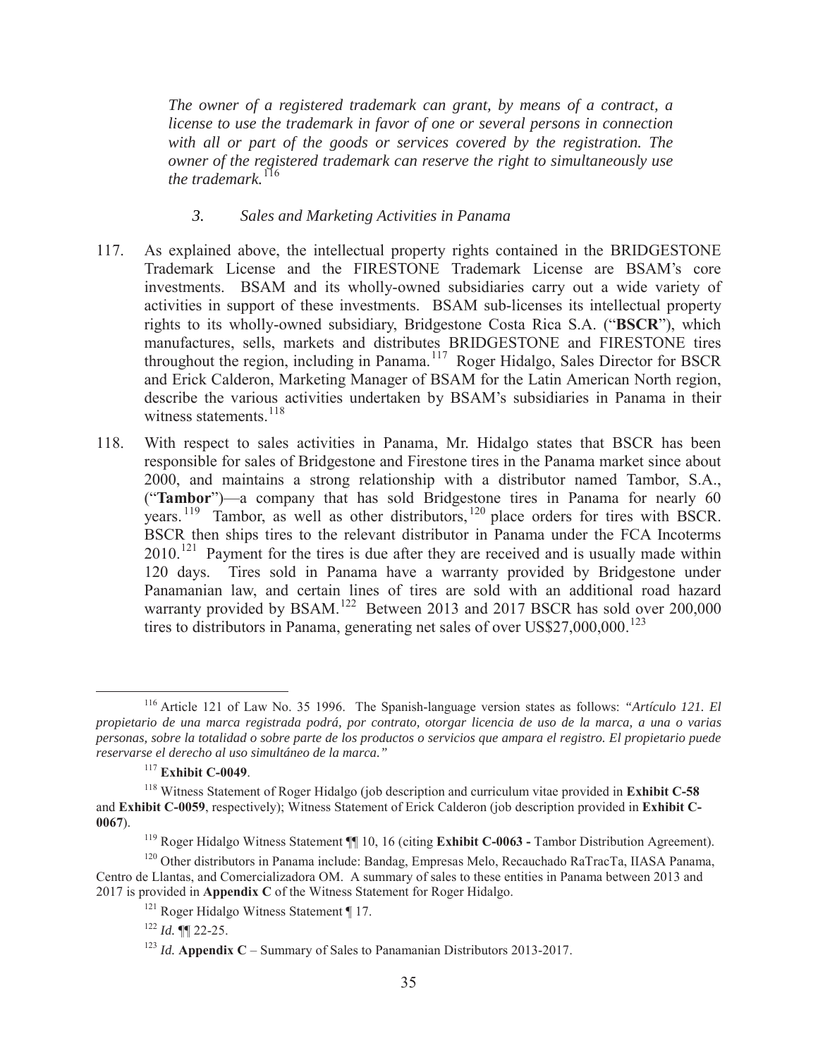*The owner of a registered trademark can grant, by means of a contract, a license to use the trademark in favor of one or several persons in connection with all or part of the goods or services covered by the registration. The owner of the registered trademark can reserve the right to simultaneously use the trademark.*[116]

### *3. Sales and Marketing Activities in Panama*

117. As explained above, the intellectual property rights contained in the BRIDGESTONE Trademark License and the FIRESTONE Trademark License are BSAM's core investments. BSAM and its wholly-owned subsidiaries carry out a wide variety of activities in support of these investments. BSAM sub-licenses its intellectual property rights to its wholly-owned subsidiary, Bridgestone Costa Rica S.A. ("**BSCR**"), which manufactures, sells, markets and distributes BRIDGESTONE and FIRESTONE tires throughout the region, including in Panama.[117] Roger Hidalgo, Sales Director for BSCR and Erick Calderon, Marketing Manager of BSAM for the Latin American North region, describe the various activities undertaken by BSAM's subsidiaries in Panama in their witness statements.[118]

118. With respect to sales activities in Panama, Mr. Hidalgo states that BSCR has been responsible for sales of Bridgestone and Firestone tires in the Panama market since about 2000, and maintains a strong relationship with a distributor named Tambor, S.A., ("**Tambor**")—a company that has sold Bridgestone tires in Panama for nearly 60 years.[119] Tambor, as well as other distributors,[120] place orders for tires with BSCR. BSCR then ships tires to the relevant distributor in Panama under the FCA Incoterms 2010.[121] Payment for the tires is due after they are received and is usually made within 120 days. Tires sold in Panama have a warranty provided by Bridgestone under Panamanian law, and certain lines of tires are sold with an additional road hazard warranty provided by BSAM.[122] Between 2013 and 2017 BSCR has sold over 200,000 tires to distributors in Panama, generating net sales of over US$27,000,000.[123]

---

[116] Article 121 of Law No. 35 1996. The Spanish-language version states as follows: *"Artículo 121. El propietario de una marca registrada podrá, por contrato, otorgar licencia de uso de la marca, a una o varias personas, sobre la totalidad o sobre parte de los productos o servicios que ampara el registro. El propietario puede reservarse el derecho al uso simultáneo de la marca."*

[117] **Exhibit C-0049**.

[118] Witness Statement of Roger Hidalgo (job description and curriculum vitae provided in **Exhibit C-58** and **Exhibit C-0059**, respectively); Witness Statement of Erick Calderon (job description provided in **Exhibit C-0067**).

[119] Roger Hidalgo Witness Statement ¶¶ 10, 16 (citing **Exhibit C-0063 -** Tambor Distribution Agreement).

[120] Other distributors in Panama include: Bandag, Empresas Melo, Recauchado RaTracTa, IIASA Panama, Centro de Llantas, and Comercializadora OM. A summary of sales to these entities in Panama between 2013 and 2017 is provided in **Appendix C** of the Witness Statement for Roger Hidalgo.

[121] Roger Hidalgo Witness Statement ¶ 17.

[122] *Id.* ¶¶ 22-25.

[123] *Id.* **Appendix C** – Summary of Sales to Panamanian Distributors 2013-2017.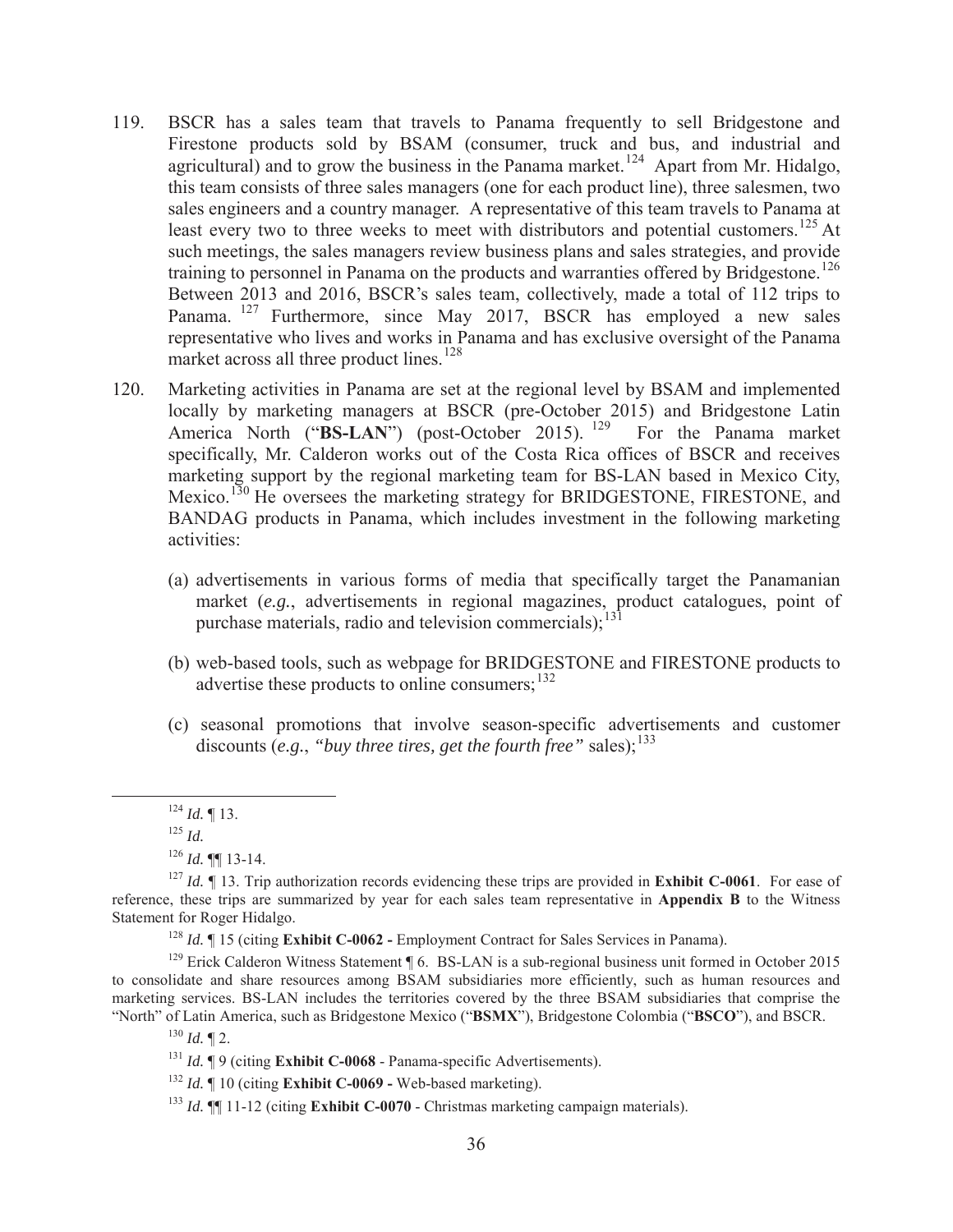119. BSCR has a sales team that travels to Panama frequently to sell Bridgestone and Firestone products sold by BSAM (consumer, truck and bus, and industrial and agricultural) and to grow the business in the Panama market.[124] Apart from Mr. Hidalgo, this team consists of three sales managers (one for each product line), three salesmen, two sales engineers and a country manager. A representative of this team travels to Panama at least every two to three weeks to meet with distributors and potential customers.[125] At such meetings, the sales managers review business plans and sales strategies, and provide training to personnel in Panama on the products and warranties offered by Bridgestone.[126] Between 2013 and 2016, BSCR's sales team, collectively, made a total of 112 trips to Panama.[127] Furthermore, since May 2017, BSCR has employed a new sales representative who lives and works in Panama and has exclusive oversight of the Panama market across all three product lines.[128]

120. Marketing activities in Panama are set at the regional level by BSAM and implemented locally by marketing managers at BSCR (pre-October 2015) and Bridgestone Latin America North ("**BS-LAN**") (post-October 2015).[129] For the Panama market specifically, Mr. Calderon works out of the Costa Rica offices of BSCR and receives marketing support by the regional marketing team for BS-LAN based in Mexico City, Mexico.[130] He oversees the marketing strategy for BRIDGESTONE, FIRESTONE, and BANDAG products in Panama, which includes investment in the following marketing activities:

   (a) advertisements in various forms of media that specifically target the Panamanian market (*e.g.*, advertisements in regional magazines, product catalogues, point of purchase materials, radio and television commercials);[131]

   (b) web-based tools, such as webpage for BRIDGESTONE and FIRESTONE products to advertise these products to online consumers;[132]

   (c) seasonal promotions that involve season-specific advertisements and customer discounts (*e.g.*, *"buy three tires, get the fourth free"* sales);[133]

---

[124] *Id.* ¶ 13.

[125] *Id.*

[126] *Id.* ¶¶ 13-14.

[127] *Id.* ¶ 13. Trip authorization records evidencing these trips are provided in **Exhibit C-0061**. For ease of reference, these trips are summarized by year for each sales team representative in **Appendix B** to the Witness Statement for Roger Hidalgo.

[128] *Id.* ¶ 15 (citing **Exhibit C-0062 -** Employment Contract for Sales Services in Panama).

[129] Erick Calderon Witness Statement ¶ 6. BS-LAN is a sub-regional business unit formed in October 2015 to consolidate and share resources among BSAM subsidiaries more efficiently, such as human resources and marketing services. BS-LAN includes the territories covered by the three BSAM subsidiaries that comprise the "North" of Latin America, such as Bridgestone Mexico ("**BSMX**"), Bridgestone Colombia ("**BSCO**"), and BSCR.

[130] *Id.* ¶ 2.

[131] *Id.* ¶ 9 (citing **Exhibit C-0068** - Panama-specific Advertisements).

[132] *Id.* ¶ 10 (citing **Exhibit C-0069 -** Web-based marketing).

[133] *Id.* ¶¶ 11-12 (citing **Exhibit C-0070** - Christmas marketing campaign materials).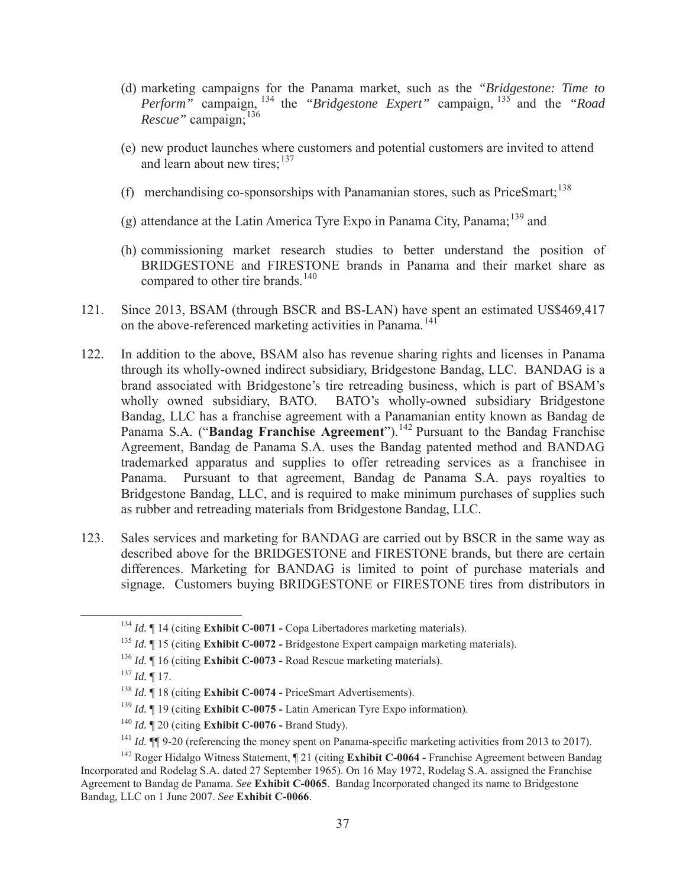(d) marketing campaigns for the Panama market, such as the *"Bridgestone: Time to Perform"* campaign,[134] the *"Bridgestone Expert"* campaign,[135] and the *"Road Rescue"* campaign;[136]

(e) new product launches where customers and potential customers are invited to attend and learn about new tires;[137]

(f) merchandising co-sponsorships with Panamanian stores, such as PriceSmart;[138]

(g) attendance at the Latin America Tyre Expo in Panama City, Panama;[139] and

(h) commissioning market research studies to better understand the position of BRIDGESTONE and FIRESTONE brands in Panama and their market share as compared to other tire brands.[140]

121. Since 2013, BSAM (through BSCR and BS-LAN) have spent an estimated US$469,417 on the above-referenced marketing activities in Panama.[141]

122. In addition to the above, BSAM also has revenue sharing rights and licenses in Panama through its wholly-owned indirect subsidiary, Bridgestone Bandag, LLC. BANDAG is a brand associated with Bridgestone's tire retreading business, which is part of BSAM's wholly owned subsidiary, BATO. BATO's wholly-owned subsidiary Bridgestone Bandag, LLC has a franchise agreement with a Panamanian entity known as Bandag de Panama S.A. ("**Bandag Franchise Agreement**").[142] Pursuant to the Bandag Franchise Agreement, Bandag de Panama S.A. uses the Bandag patented method and BANDAG trademarked apparatus and supplies to offer retreading services as a franchisee in Panama. Pursuant to that agreement, Bandag de Panama S.A. pays royalties to Bridgestone Bandag, LLC, and is required to make minimum purchases of supplies such as rubber and retreading materials from Bridgestone Bandag, LLC.

123. Sales services and marketing for BANDAG are carried out by BSCR in the same way as described above for the BRIDGESTONE and FIRESTONE brands, but there are certain differences. Marketing for BANDAG is limited to point of purchase materials and signage. Customers buying BRIDGESTONE or FIRESTONE tires from distributors in

---

[134] *Id.* ¶ 14 (citing **Exhibit C-0071 -** Copa Libertadores marketing materials).

[135] *Id.* ¶ 15 (citing **Exhibit C-0072 -** Bridgestone Expert campaign marketing materials).

[136] *Id.* ¶ 16 (citing **Exhibit C-0073 -** Road Rescue marketing materials).

[137] *Id.* ¶ 17.

[138] *Id.* ¶ 18 (citing **Exhibit C-0074 -** PriceSmart Advertisements).

[139] *Id.* ¶ 19 (citing **Exhibit C-0075 -** Latin American Tyre Expo information).

[140] *Id.* ¶ 20 (citing **Exhibit C-0076 -** Brand Study).

[141] *Id.* ¶¶ 9-20 (referencing the money spent on Panama-specific marketing activities from 2013 to 2017).

[142] Roger Hidalgo Witness Statement, ¶ 21 (citing **Exhibit C-0064 -** Franchise Agreement between Bandag Incorporated and Rodelag S.A. dated 27 September 1965). On 16 May 1972, Rodelag S.A. assigned the Franchise Agreement to Bandag de Panama. *See* **Exhibit C-0065**. Bandag Incorporated changed its name to Bridgestone Bandag, LLC on 1 June 2007. *See* **Exhibit C-0066**.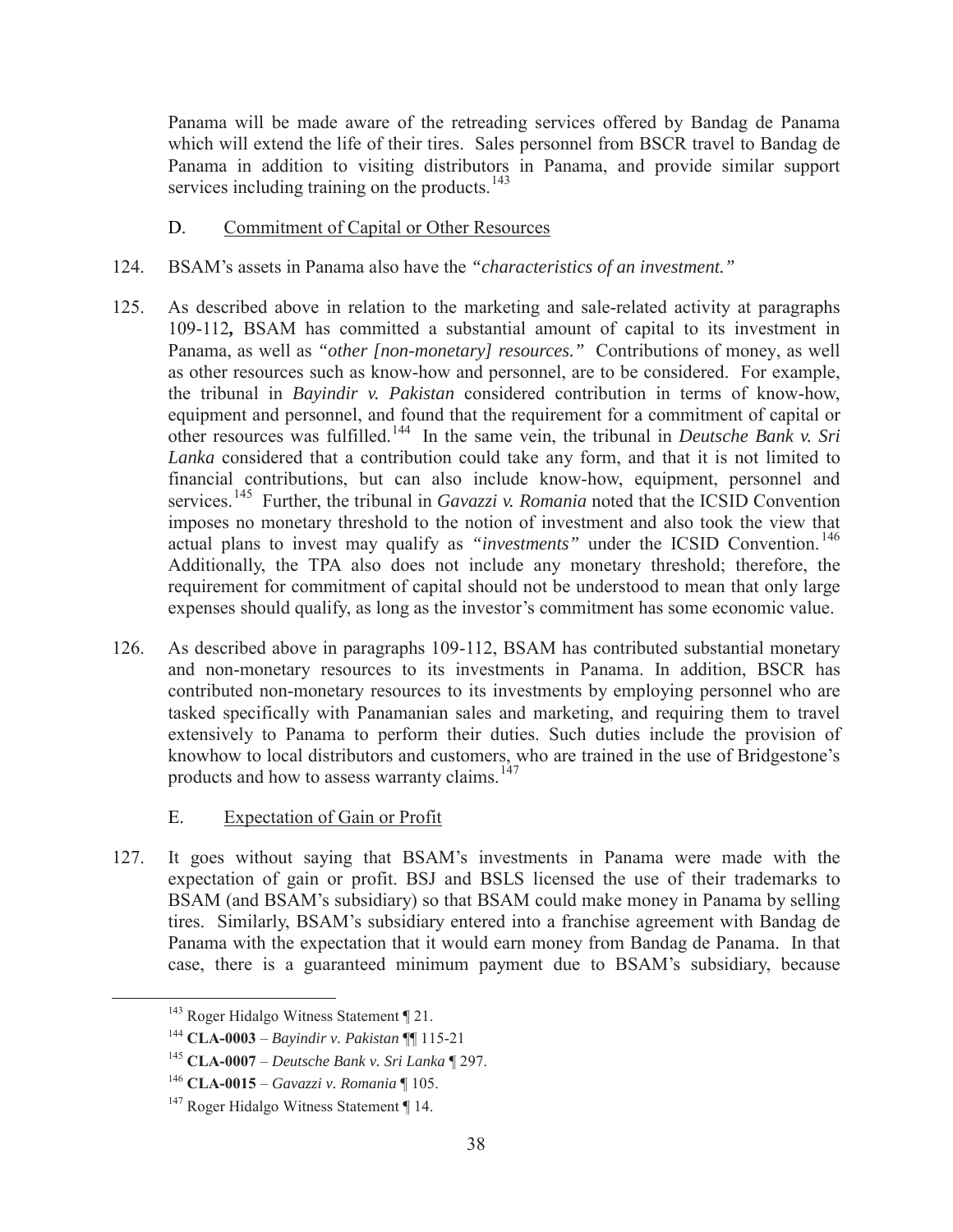Panama will be made aware of the retreading services offered by Bandag de Panama which will extend the life of their tires. Sales personnel from BSCR travel to Bandag de Panama in addition to visiting distributors in Panama, and provide similar support services including training on the products.[143]

D. Commitment of Capital or Other Resources

124. BSAM's assets in Panama also have the *"characteristics of an investment."*

125. As described above in relation to the marketing and sale-related activity at paragraphs 109-112**,** BSAM has committed a substantial amount of capital to its investment in Panama, as well as *"other [non-monetary] resources."* Contributions of money, as well as other resources such as know-how and personnel, are to be considered. For example, the tribunal in *Bayindir v. Pakistan* considered contribution in terms of know-how, equipment and personnel, and found that the requirement for a commitment of capital or other resources was fulfilled.[144] In the same vein, the tribunal in *Deutsche Bank v. Sri Lanka* considered that a contribution could take any form, and that it is not limited to financial contributions, but can also include know-how, equipment, personnel and services.[145] Further, the tribunal in *Gavazzi v. Romania* noted that the ICSID Convention imposes no monetary threshold to the notion of investment and also took the view that actual plans to invest may qualify as *"investments"* under the ICSID Convention.[146] Additionally, the TPA also does not include any monetary threshold; therefore, the requirement for commitment of capital should not be understood to mean that only large expenses should qualify, as long as the investor's commitment has some economic value.

126. As described above in paragraphs 109-112, BSAM has contributed substantial monetary and non-monetary resources to its investments in Panama. In addition, BSCR has contributed non-monetary resources to its investments by employing personnel who are tasked specifically with Panamanian sales and marketing, and requiring them to travel extensively to Panama to perform their duties. Such duties include the provision of knowhow to local distributors and customers, who are trained in the use of Bridgestone's products and how to assess warranty claims.[147]

E. Expectation of Gain or Profit

127. It goes without saying that BSAM's investments in Panama were made with the expectation of gain or profit. BSJ and BSLS licensed the use of their trademarks to BSAM (and BSAM's subsidiary) so that BSAM could make money in Panama by selling tires. Similarly, BSAM's subsidiary entered into a franchise agreement with Bandag de Panama with the expectation that it would earn money from Bandag de Panama. In that case, there is a guaranteed minimum payment due to BSAM's subsidiary, because

[143] Roger Hidalgo Witness Statement ¶ 21.

[144] **CLA-0003** – *Bayindir v. Pakistan* ¶¶ 115-21

[145] **CLA-0007** – *Deutsche Bank v. Sri Lanka* ¶ 297.

[146] **CLA-0015** – *Gavazzi v. Romania* ¶ 105.

[147] Roger Hidalgo Witness Statement ¶ 14.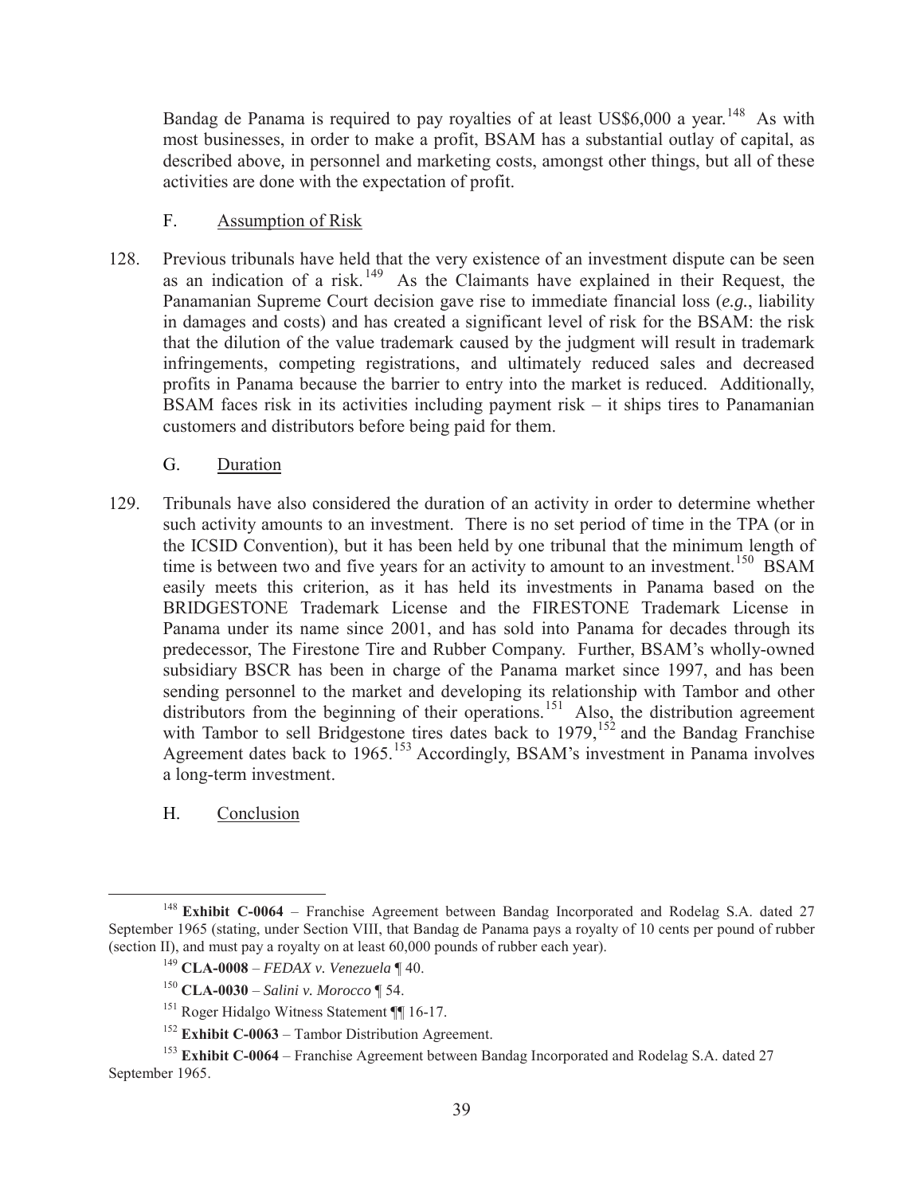Bandag de Panama is required to pay royalties of at least US$6,000 a year.[148] As with most businesses, in order to make a profit, BSAM has a substantial outlay of capital, as described above, in personnel and marketing costs, amongst other things, but all of these activities are done with the expectation of profit.

### F. Assumption of Risk

128. Previous tribunals have held that the very existence of an investment dispute can be seen as an indication of a risk.[149] As the Claimants have explained in their Request, the Panamanian Supreme Court decision gave rise to immediate financial loss (*e.g.*, liability in damages and costs) and has created a significant level of risk for the BSAM: the risk that the dilution of the value trademark caused by the judgment will result in trademark infringements, competing registrations, and ultimately reduced sales and decreased profits in Panama because the barrier to entry into the market is reduced. Additionally, BSAM faces risk in its activities including payment risk – it ships tires to Panamanian customers and distributors before being paid for them.

### G. Duration

129. Tribunals have also considered the duration of an activity in order to determine whether such activity amounts to an investment. There is no set period of time in the TPA (or in the ICSID Convention), but it has been held by one tribunal that the minimum length of time is between two and five years for an activity to amount to an investment.[150] BSAM easily meets this criterion, as it has held its investments in Panama based on the BRIDGESTONE Trademark License and the FIRESTONE Trademark License in Panama under its name since 2001, and has sold into Panama for decades through its predecessor, The Firestone Tire and Rubber Company. Further, BSAM's wholly-owned subsidiary BSCR has been in charge of the Panama market since 1997, and has been sending personnel to the market and developing its relationship with Tambor and other distributors from the beginning of their operations.[151] Also, the distribution agreement with Tambor to sell Bridgestone tires dates back to 1979,[152] and the Bandag Franchise Agreement dates back to 1965.[153] Accordingly, BSAM's investment in Panama involves a long-term investment.

### H. Conclusion

---

[148] **Exhibit C-0064** – Franchise Agreement between Bandag Incorporated and Rodelag S.A. dated 27 September 1965 (stating, under Section VIII, that Bandag de Panama pays a royalty of 10 cents per pound of rubber (section II), and must pay a royalty on at least 60,000 pounds of rubber each year).

[149] **CLA-0008** – *FEDAX v. Venezuela* ¶ 40.

[150] **CLA-0030** – *Salini v. Morocco* ¶ 54.

[151] Roger Hidalgo Witness Statement ¶¶ 16-17.

[152] **Exhibit C-0063** – Tambor Distribution Agreement.

[153] **Exhibit C-0064** – Franchise Agreement between Bandag Incorporated and Rodelag S.A. dated 27 September 1965.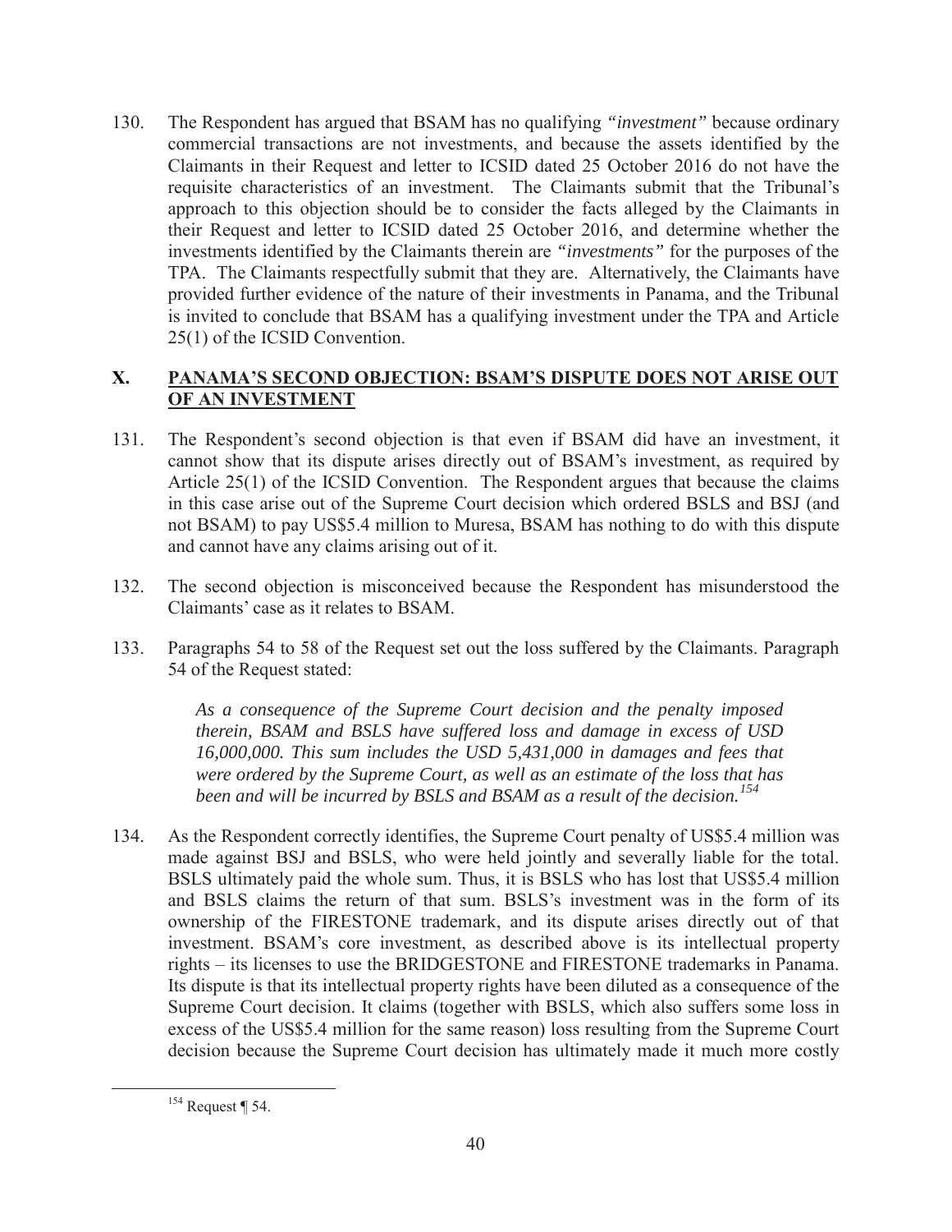130. The Respondent has argued that BSAM has no qualifying *"investment"* because ordinary commercial transactions are not investments, and because the assets identified by the Claimants in their Request and letter to ICSID dated 25 October 2016 do not have the requisite characteristics of an investment. The Claimants submit that the Tribunal's approach to this objection should be to consider the facts alleged by the Claimants in their Request and letter to ICSID dated 25 October 2016, and determine whether the investments identified by the Claimants therein are *"investments"* for the purposes of the TPA. The Claimants respectfully submit that they are. Alternatively, the Claimants have provided further evidence of the nature of their investments in Panama, and the Tribunal is invited to conclude that BSAM has a qualifying investment under the TPA and Article 25(1) of the ICSID Convention.

## X. PANAMA'S SECOND OBJECTION: BSAM'S DISPUTE DOES NOT ARISE OUT OF AN INVESTMENT

131. The Respondent's second objection is that even if BSAM did have an investment, it cannot show that its dispute arises directly out of BSAM's investment, as required by Article 25(1) of the ICSID Convention. The Respondent argues that because the claims in this case arise out of the Supreme Court decision which ordered BSLS and BSJ (and not BSAM) to pay US$5.4 million to Muresa, BSAM has nothing to do with this dispute and cannot have any claims arising out of it.

132. The second objection is misconceived because the Respondent has misunderstood the Claimants' case as it relates to BSAM.

133. Paragraphs 54 to 58 of the Request set out the loss suffered by the Claimants. Paragraph 54 of the Request stated:

> *As a consequence of the Supreme Court decision and the penalty imposed therein, BSAM and BSLS have suffered loss and damage in excess of USD 16,000,000. This sum includes the USD 5,431,000 in damages and fees that were ordered by the Supreme Court, as well as an estimate of the loss that has been and will be incurred by BSLS and BSAM as a result of the decision.*[154]

134. As the Respondent correctly identifies, the Supreme Court penalty of US$5.4 million was made against BSJ and BSLS, who were held jointly and severally liable for the total. BSLS ultimately paid the whole sum. Thus, it is BSLS who has lost that US$5.4 million and BSLS claims the return of that sum. BSLS's investment was in the form of its ownership of the FIRESTONE trademark, and its dispute arises directly out of that investment. BSAM's core investment, as described above is its intellectual property rights – its licenses to use the BRIDGESTONE and FIRESTONE trademarks in Panama. Its dispute is that its intellectual property rights have been diluted as a consequence of the Supreme Court decision. It claims (together with BSLS, which also suffers some loss in excess of the US$5.4 million for the same reason) loss resulting from the Supreme Court decision because the Supreme Court decision has ultimately made it much more costly

[154] Request ¶ 54.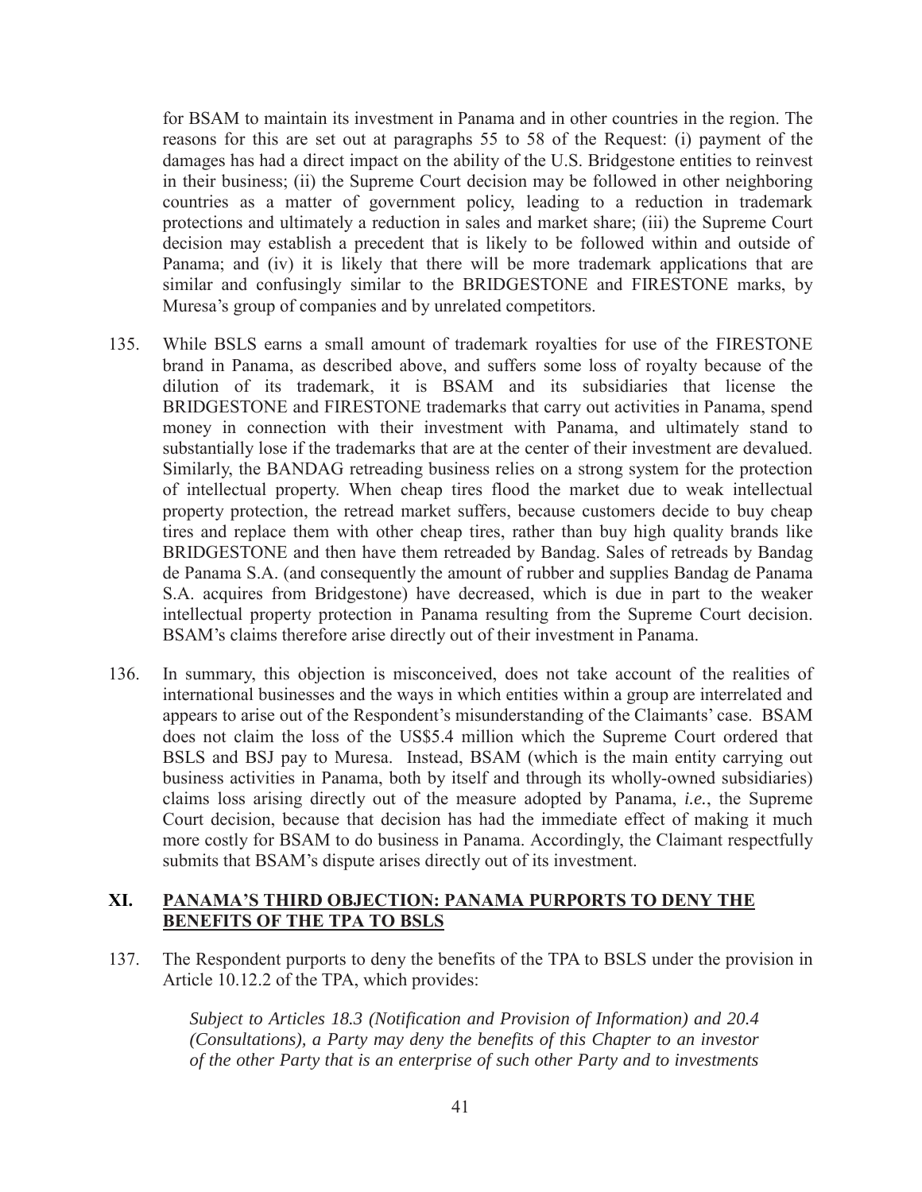for BSAM to maintain its investment in Panama and in other countries in the region. The reasons for this are set out at paragraphs 55 to 58 of the Request: (i) payment of the damages has had a direct impact on the ability of the U.S. Bridgestone entities to reinvest in their business; (ii) the Supreme Court decision may be followed in other neighboring countries as a matter of government policy, leading to a reduction in trademark protections and ultimately a reduction in sales and market share; (iii) the Supreme Court decision may establish a precedent that is likely to be followed within and outside of Panama; and (iv) it is likely that there will be more trademark applications that are similar and confusingly similar to the BRIDGESTONE and FIRESTONE marks, by Muresa's group of companies and by unrelated competitors.

135. While BSLS earns a small amount of trademark royalties for use of the FIRESTONE brand in Panama, as described above, and suffers some loss of royalty because of the dilution of its trademark, it is BSAM and its subsidiaries that license the BRIDGESTONE and FIRESTONE trademarks that carry out activities in Panama, spend money in connection with their investment with Panama, and ultimately stand to substantially lose if the trademarks that are at the center of their investment are devalued. Similarly, the BANDAG retreading business relies on a strong system for the protection of intellectual property. When cheap tires flood the market due to weak intellectual property protection, the retread market suffers, because customers decide to buy cheap tires and replace them with other cheap tires, rather than buy high quality brands like BRIDGESTONE and then have them retreaded by Bandag. Sales of retreads by Bandag de Panama S.A. (and consequently the amount of rubber and supplies Bandag de Panama S.A. acquires from Bridgestone) have decreased, which is due in part to the weaker intellectual property protection in Panama resulting from the Supreme Court decision. BSAM's claims therefore arise directly out of their investment in Panama.

136. In summary, this objection is misconceived, does not take account of the realities of international businesses and the ways in which entities within a group are interrelated and appears to arise out of the Respondent's misunderstanding of the Claimants' case. BSAM does not claim the loss of the US$5.4 million which the Supreme Court ordered that BSLS and BSJ pay to Muresa. Instead, BSAM (which is the main entity carrying out business activities in Panama, both by itself and through its wholly-owned subsidiaries) claims loss arising directly out of the measure adopted by Panama, *i.e.*, the Supreme Court decision, because that decision has had the immediate effect of making it much more costly for BSAM to do business in Panama. Accordingly, the Claimant respectfully submits that BSAM's dispute arises directly out of its investment.

## XI. <u>PANAMA'S THIRD OBJECTION: PANAMA PURPORTS TO DENY THE BENEFITS OF THE TPA TO BSLS</u>

137. The Respondent purports to deny the benefits of the TPA to BSLS under the provision in Article 10.12.2 of the TPA, which provides:

> *Subject to Articles 18.3 (Notification and Provision of Information) and 20.4 (Consultations), a Party may deny the benefits of this Chapter to an investor of the other Party that is an enterprise of such other Party and to investments*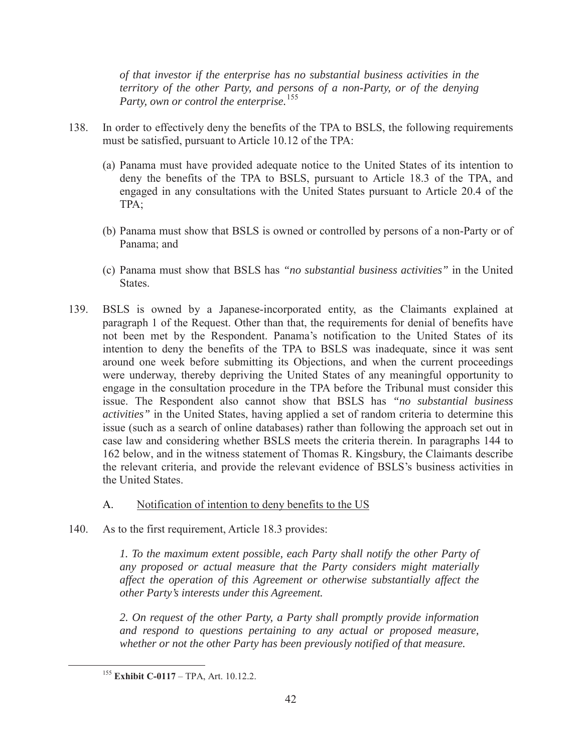> *of that investor if the enterprise has no substantial business activities in the territory of the other Party, and persons of a non-Party, or of the denying Party, own or control the enterprise.*[155]

138. In order to effectively deny the benefits of the TPA to BSLS, the following requirements must be satisfied, pursuant to Article 10.12 of the TPA:

    (a) Panama must have provided adequate notice to the United States of its intention to deny the benefits of the TPA to BSLS, pursuant to Article 18.3 of the TPA, and engaged in any consultations with the United States pursuant to Article 20.4 of the TPA;

    (b) Panama must show that BSLS is owned or controlled by persons of a non-Party or of Panama; and

    (c) Panama must show that BSLS has *"no substantial business activities"* in the United States.

139. BSLS is owned by a Japanese-incorporated entity, as the Claimants explained at paragraph 1 of the Request. Other than that, the requirements for denial of benefits have not been met by the Respondent. Panama's notification to the United States of its intention to deny the benefits of the TPA to BSLS was inadequate, since it was sent around one week before submitting its Objections, and when the current proceedings were underway, thereby depriving the United States of any meaningful opportunity to engage in the consultation procedure in the TPA before the Tribunal must consider this issue. The Respondent also cannot show that BSLS has *"no substantial business activities"* in the United States, having applied a set of random criteria to determine this issue (such as a search of online databases) rather than following the approach set out in case law and considering whether BSLS meets the criteria therein. In paragraphs 144 to 162 below, and in the witness statement of Thomas R. Kingsbury, the Claimants describe the relevant criteria, and provide the relevant evidence of BSLS's business activities in the United States.

### A. <u>Notification of intention to deny benefits to the US</u>

140. As to the first requirement, Article 18.3 provides:

> *1. To the maximum extent possible, each Party shall notify the other Party of any proposed or actual measure that the Party considers might materially affect the operation of this Agreement or otherwise substantially affect the other Party's interests under this Agreement.*
>
> *2. On request of the other Party, a Party shall promptly provide information and respond to questions pertaining to any actual or proposed measure, whether or not the other Party has been previously notified of that measure.*

---

[155] **Exhibit C-0117** – TPA, Art. 10.12.2.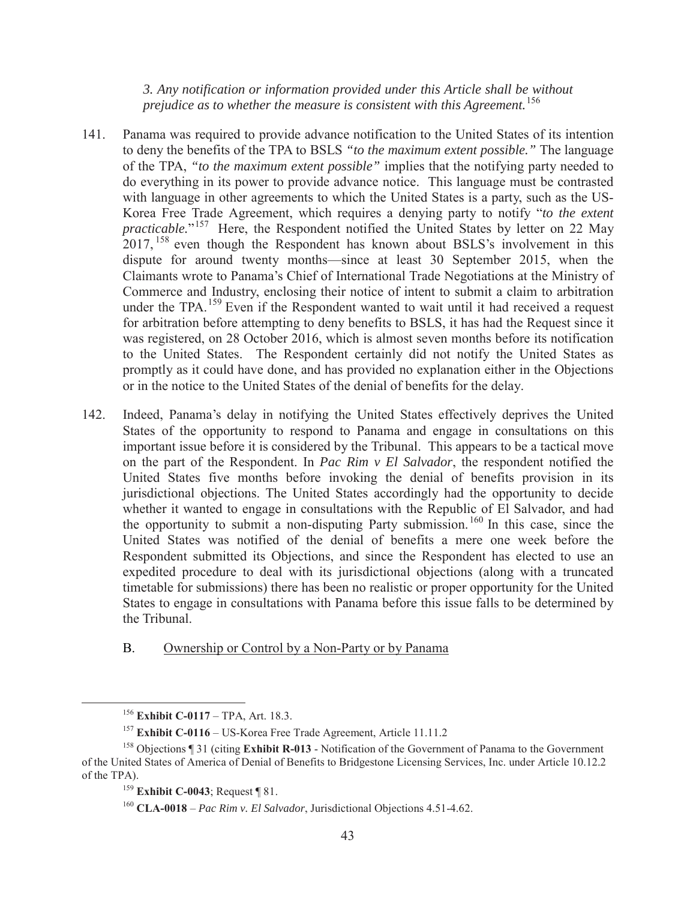*3. Any notification or information provided under this Article shall be without prejudice as to whether the measure is consistent with this Agreement.*[156]

141. Panama was required to provide advance notification to the United States of its intention to deny the benefits of the TPA to BSLS *"to the maximum extent possible."* The language of the TPA, *"to the maximum extent possible"* implies that the notifying party needed to do everything in its power to provide advance notice. This language must be contrasted with language in other agreements to which the United States is a party, such as the US-Korea Free Trade Agreement, which requires a denying party to notify "*to the extent practicable.*"[157] Here, the Respondent notified the United States by letter on 22 May 2017,[158] even though the Respondent has known about BSLS's involvement in this dispute for around twenty months—since at least 30 September 2015, when the Claimants wrote to Panama's Chief of International Trade Negotiations at the Ministry of Commerce and Industry, enclosing their notice of intent to submit a claim to arbitration under the TPA.[159] Even if the Respondent wanted to wait until it had received a request for arbitration before attempting to deny benefits to BSLS, it has had the Request since it was registered, on 28 October 2016, which is almost seven months before its notification to the United States. The Respondent certainly did not notify the United States as promptly as it could have done, and has provided no explanation either in the Objections or in the notice to the United States of the denial of benefits for the delay.

142. Indeed, Panama's delay in notifying the United States effectively deprives the United States of the opportunity to respond to Panama and engage in consultations on this important issue before it is considered by the Tribunal. This appears to be a tactical move on the part of the Respondent. In *Pac Rim v El Salvador*, the respondent notified the United States five months before invoking the denial of benefits provision in its jurisdictional objections. The United States accordingly had the opportunity to decide whether it wanted to engage in consultations with the Republic of El Salvador, and had the opportunity to submit a non-disputing Party submission.[160] In this case, since the United States was notified of the denial of benefits a mere one week before the Respondent submitted its Objections, and since the Respondent has elected to use an expedited procedure to deal with its jurisdictional objections (along with a truncated timetable for submissions) there has been no realistic or proper opportunity for the United States to engage in consultations with Panama before this issue falls to be determined by the Tribunal.

## B. Ownership or Control by a Non-Party or by Panama

[156] **Exhibit C-0117** – TPA, Art. 18.3.

[157] **Exhibit C-0116** – US-Korea Free Trade Agreement, Article 11.11.2

[158] Objections ¶ 31 (citing **Exhibit R-013** - Notification of the Government of Panama to the Government of the United States of America of Denial of Benefits to Bridgestone Licensing Services, Inc. under Article 10.12.2 of the TPA).

[159] **Exhibit C-0043**; Request ¶ 81.

[160] **CLA-0018** – *Pac Rim v. El Salvador*, Jurisdictional Objections 4.51-4.62.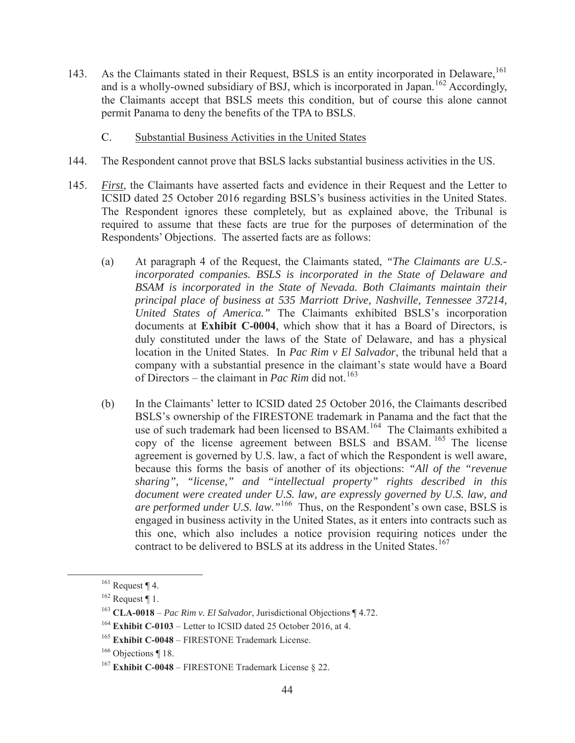143. As the Claimants stated in their Request, BSLS is an entity incorporated in Delaware,[161] and is a wholly-owned subsidiary of BSJ, which is incorporated in Japan.[162] Accordingly, the Claimants accept that BSLS meets this condition, but of course this alone cannot permit Panama to deny the benefits of the TPA to BSLS.

### C. Substantial Business Activities in the United States

144. The Respondent cannot prove that BSLS lacks substantial business activities in the US.

145. *First*, the Claimants have asserted facts and evidence in their Request and the Letter to ICSID dated 25 October 2016 regarding BSLS's business activities in the United States. The Respondent ignores these completely, but as explained above, the Tribunal is required to assume that these facts are true for the purposes of determination of the Respondents' Objections. The asserted facts are as follows:

(a) At paragraph 4 of the Request, the Claimants stated, *"The Claimants are U.S.-incorporated companies. BSLS is incorporated in the State of Delaware and BSAM is incorporated in the State of Nevada. Both Claimants maintain their principal place of business at 535 Marriott Drive, Nashville, Tennessee 37214, United States of America."* The Claimants exhibited BSLS's incorporation documents at **Exhibit C-0004**, which show that it has a Board of Directors, is duly constituted under the laws of the State of Delaware, and has a physical location in the United States. In *Pac Rim v El Salvador*, the tribunal held that a company with a substantial presence in the claimant's state would have a Board of Directors – the claimant in *Pac Rim* did not.[163]

(b) In the Claimants' letter to ICSID dated 25 October 2016, the Claimants described BSLS's ownership of the FIRESTONE trademark in Panama and the fact that the use of such trademark had been licensed to BSAM.[164] The Claimants exhibited a copy of the license agreement between BSLS and BSAM.[165] The license agreement is governed by U.S. law, a fact of which the Respondent is well aware, because this forms the basis of another of its objections: *"All of the "revenue sharing", "license," and "intellectual property" rights described in this document were created under U.S. law, are expressly governed by U.S. law, and are performed under U.S. law."*[166] Thus, on the Respondent's own case, BSLS is engaged in business activity in the United States, as it enters into contracts such as this one, which also includes a notice provision requiring notices under the contract to be delivered to BSLS at its address in the United States.[167]

---

[161] Request ¶ 4.

[162] Request ¶ 1.

[163] **CLA-0018** – *Pac Rim v. El Salvador*, Jurisdictional Objections ¶ 4.72.

[164] **Exhibit C-0103** – Letter to ICSID dated 25 October 2016, at 4.

[165] **Exhibit C-0048** – FIRESTONE Trademark License.

[166] Objections ¶ 18.

[167] **Exhibit C-0048** – FIRESTONE Trademark License § 22.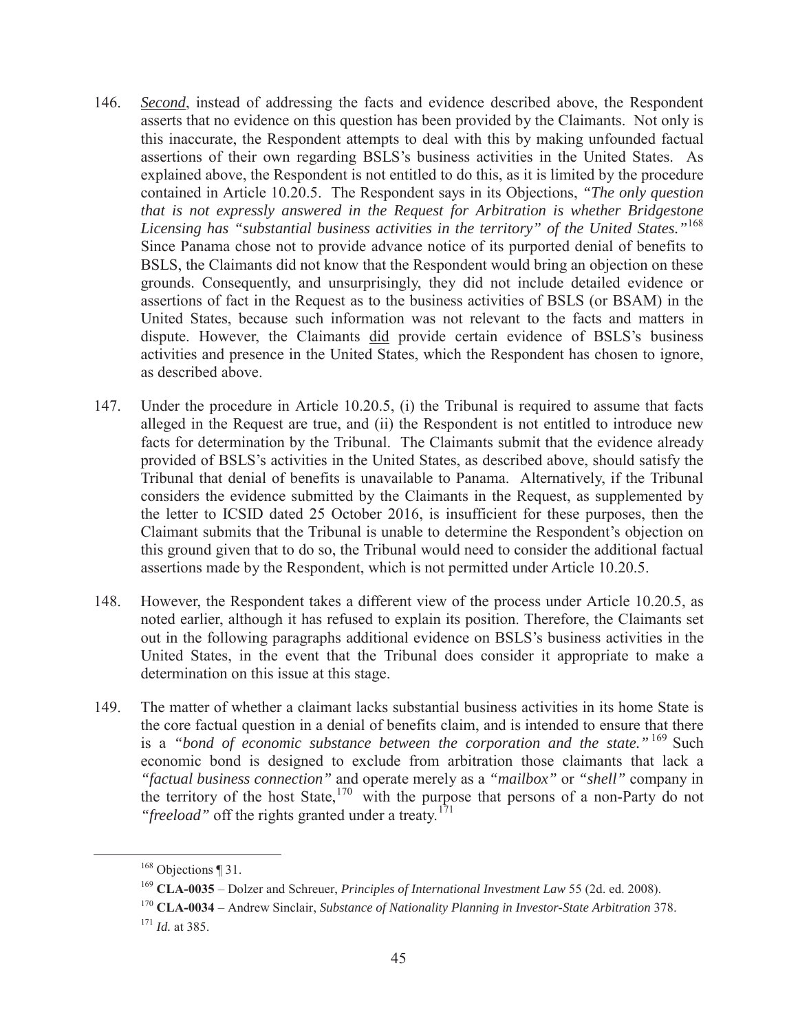146. *Second*, instead of addressing the facts and evidence described above, the Respondent asserts that no evidence on this question has been provided by the Claimants. Not only is this inaccurate, the Respondent attempts to deal with this by making unfounded factual assertions of their own regarding BSLS's business activities in the United States. As explained above, the Respondent is not entitled to do this, as it is limited by the procedure contained in Article 10.20.5. The Respondent says in its Objections, *"The only question that is not expressly answered in the Request for Arbitration is whether Bridgestone Licensing has "substantial business activities in the territory" of the United States."*[168] Since Panama chose not to provide advance notice of its purported denial of benefits to BSLS, the Claimants did not know that the Respondent would bring an objection on these grounds. Consequently, and unsurprisingly, they did not include detailed evidence or assertions of fact in the Request as to the business activities of BSLS (or BSAM) in the United States, because such information was not relevant to the facts and matters in dispute. However, the Claimants did provide certain evidence of BSLS's business activities and presence in the United States, which the Respondent has chosen to ignore, as described above.

147. Under the procedure in Article 10.20.5, (i) the Tribunal is required to assume that facts alleged in the Request are true, and (ii) the Respondent is not entitled to introduce new facts for determination by the Tribunal. The Claimants submit that the evidence already provided of BSLS's activities in the United States, as described above, should satisfy the Tribunal that denial of benefits is unavailable to Panama. Alternatively, if the Tribunal considers the evidence submitted by the Claimants in the Request, as supplemented by the letter to ICSID dated 25 October 2016, is insufficient for these purposes, then the Claimant submits that the Tribunal is unable to determine the Respondent's objection on this ground given that to do so, the Tribunal would need to consider the additional factual assertions made by the Respondent, which is not permitted under Article 10.20.5.

148. However, the Respondent takes a different view of the process under Article 10.20.5, as noted earlier, although it has refused to explain its position. Therefore, the Claimants set out in the following paragraphs additional evidence on BSLS's business activities in the United States, in the event that the Tribunal does consider it appropriate to make a determination on this issue at this stage.

149. The matter of whether a claimant lacks substantial business activities in its home State is the core factual question in a denial of benefits claim, and is intended to ensure that there is a *"bond of economic substance between the corporation and the state."*[169] Such economic bond is designed to exclude from arbitration those claimants that lack a *"factual business connection"* and operate merely as a *"mailbox"* or *"shell"* company in the territory of the host State,[170] with the purpose that persons of a non-Party do not *"freeload"* off the rights granted under a treaty.[171]

---

[168] Objections ¶ 31.

[169] **CLA-0035** – Dolzer and Schreuer, *Principles of International Investment Law* 55 (2d. ed. 2008).

[170] **CLA-0034** – Andrew Sinclair, *Substance of Nationality Planning in Investor-State Arbitration* 378.

[171] *Id.* at 385.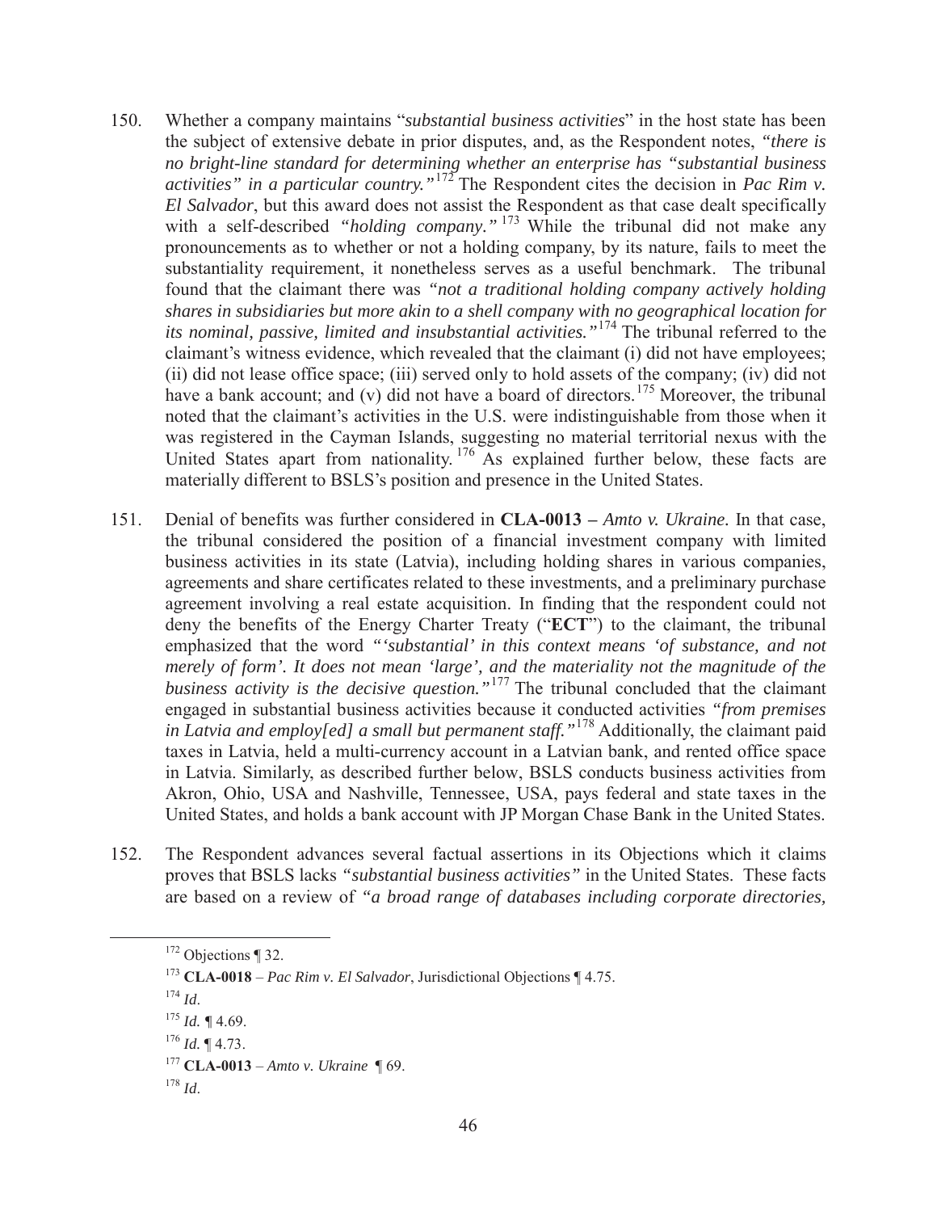150. Whether a company maintains "*substantial business activities*" in the host state has been the subject of extensive debate in prior disputes, and, as the Respondent notes, *"there is no bright-line standard for determining whether an enterprise has "substantial business activities" in a particular country."*[172] The Respondent cites the decision in *Pac Rim v. El Salvador*, but this award does not assist the Respondent as that case dealt specifically with a self-described *"holding company."*[173] While the tribunal did not make any pronouncements as to whether or not a holding company, by its nature, fails to meet the substantiality requirement, it nonetheless serves as a useful benchmark. The tribunal found that the claimant there was *"not a traditional holding company actively holding shares in subsidiaries but more akin to a shell company with no geographical location for its nominal, passive, limited and insubstantial activities."*[174] The tribunal referred to the claimant's witness evidence, which revealed that the claimant (i) did not have employees; (ii) did not lease office space; (iii) served only to hold assets of the company; (iv) did not have a bank account; and (v) did not have a board of directors.[175] Moreover, the tribunal noted that the claimant's activities in the U.S. were indistinguishable from those when it was registered in the Cayman Islands, suggesting no material territorial nexus with the United States apart from nationality.[176] As explained further below, these facts are materially different to BSLS's position and presence in the United States.

151. Denial of benefits was further considered in **CLA-0013 –** *Amto v. Ukraine.* In that case, the tribunal considered the position of a financial investment company with limited business activities in its state (Latvia), including holding shares in various companies, agreements and share certificates related to these investments, and a preliminary purchase agreement involving a real estate acquisition. In finding that the respondent could not deny the benefits of the Energy Charter Treaty ("**ECT**") to the claimant, the tribunal emphasized that the word *"'substantial' in this context means 'of substance, and not merely of form'. It does not mean 'large', and the materiality not the magnitude of the business activity is the decisive question."*[177] The tribunal concluded that the claimant engaged in substantial business activities because it conducted activities *"from premises in Latvia and employ[ed] a small but permanent staff."*[178] Additionally, the claimant paid taxes in Latvia, held a multi-currency account in a Latvian bank, and rented office space in Latvia. Similarly, as described further below, BSLS conducts business activities from Akron, Ohio, USA and Nashville, Tennessee, USA, pays federal and state taxes in the United States, and holds a bank account with JP Morgan Chase Bank in the United States.

152. The Respondent advances several factual assertions in its Objections which it claims proves that BSLS lacks *"substantial business activities"* in the United States. These facts are based on a review of *"a broad range of databases including corporate directories,*

---

[172] Objections ¶ 32.

[173] **CLA-0018** – *Pac Rim v. El Salvador*, Jurisdictional Objections ¶ 4.75.

[174] *Id*.

[175] *Id.* ¶ 4.69.

[176] *Id.* ¶ 4.73.

[177] **CLA-0013** – *Amto v. Ukraine* ¶ 69.

[178] *Id*.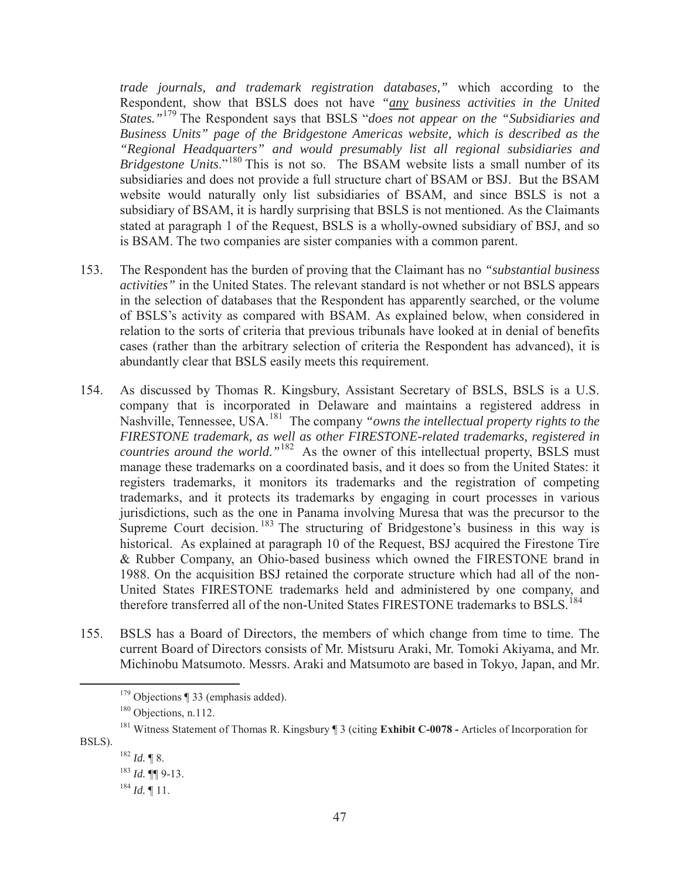*trade journals, and trademark registration databases,"* which according to the Respondent, show that BSLS does not have *"__any__ business activities in the United States."*[179] The Respondent says that BSLS "*does not appear on the "Subsidiaries and Business Units" page of the Bridgestone Americas website, which is described as the "Regional Headquarters" and would presumably list all regional subsidiaries and Bridgestone Units*."[180] This is not so. The BSAM website lists a small number of its subsidiaries and does not provide a full structure chart of BSAM or BSJ. But the BSAM website would naturally only list subsidiaries of BSAM, and since BSLS is not a subsidiary of BSAM, it is hardly surprising that BSLS is not mentioned. As the Claimants stated at paragraph 1 of the Request, BSLS is a wholly-owned subsidiary of BSJ, and so is BSAM. The two companies are sister companies with a common parent.

153. The Respondent has the burden of proving that the Claimant has no *"substantial business activities"* in the United States. The relevant standard is not whether or not BSLS appears in the selection of databases that the Respondent has apparently searched, or the volume of BSLS's activity as compared with BSAM. As explained below, when considered in relation to the sorts of criteria that previous tribunals have looked at in denial of benefits cases (rather than the arbitrary selection of criteria the Respondent has advanced), it is abundantly clear that BSLS easily meets this requirement.

154. As discussed by Thomas R. Kingsbury, Assistant Secretary of BSLS, BSLS is a U.S. company that is incorporated in Delaware and maintains a registered address in Nashville, Tennessee, USA.[181] The company *"owns the intellectual property rights to the FIRESTONE trademark, as well as other FIRESTONE-related trademarks, registered in countries around the world."*[182] As the owner of this intellectual property, BSLS must manage these trademarks on a coordinated basis, and it does so from the United States: it registers trademarks, it monitors its trademarks and the registration of competing trademarks, and it protects its trademarks by engaging in court processes in various jurisdictions, such as the one in Panama involving Muresa that was the precursor to the Supreme Court decision.[183] The structuring of Bridgestone's business in this way is historical. As explained at paragraph 10 of the Request, BSJ acquired the Firestone Tire & Rubber Company, an Ohio-based business which owned the FIRESTONE brand in 1988. On the acquisition BSJ retained the corporate structure which had all of the non-United States FIRESTONE trademarks held and administered by one company, and therefore transferred all of the non-United States FIRESTONE trademarks to BSLS.[184]

155. BSLS has a Board of Directors, the members of which change from time to time. The current Board of Directors consists of Mr. Mistsuru Araki, Mr. Tomoki Akiyama, and Mr. Michinobu Matsumoto. Messrs. Araki and Matsumoto are based in Tokyo, Japan, and Mr.

---

[179] Objections ¶ 33 (emphasis added).

[180] Objections, n.112.

[181] Witness Statement of Thomas R. Kingsbury ¶ 3 (citing **Exhibit C-0078 -** Articles of Incorporation for BSLS).

[182] *Id.* ¶ 8.

[183] *Id.* ¶¶ 9-13.

[184] *Id.* ¶ 11.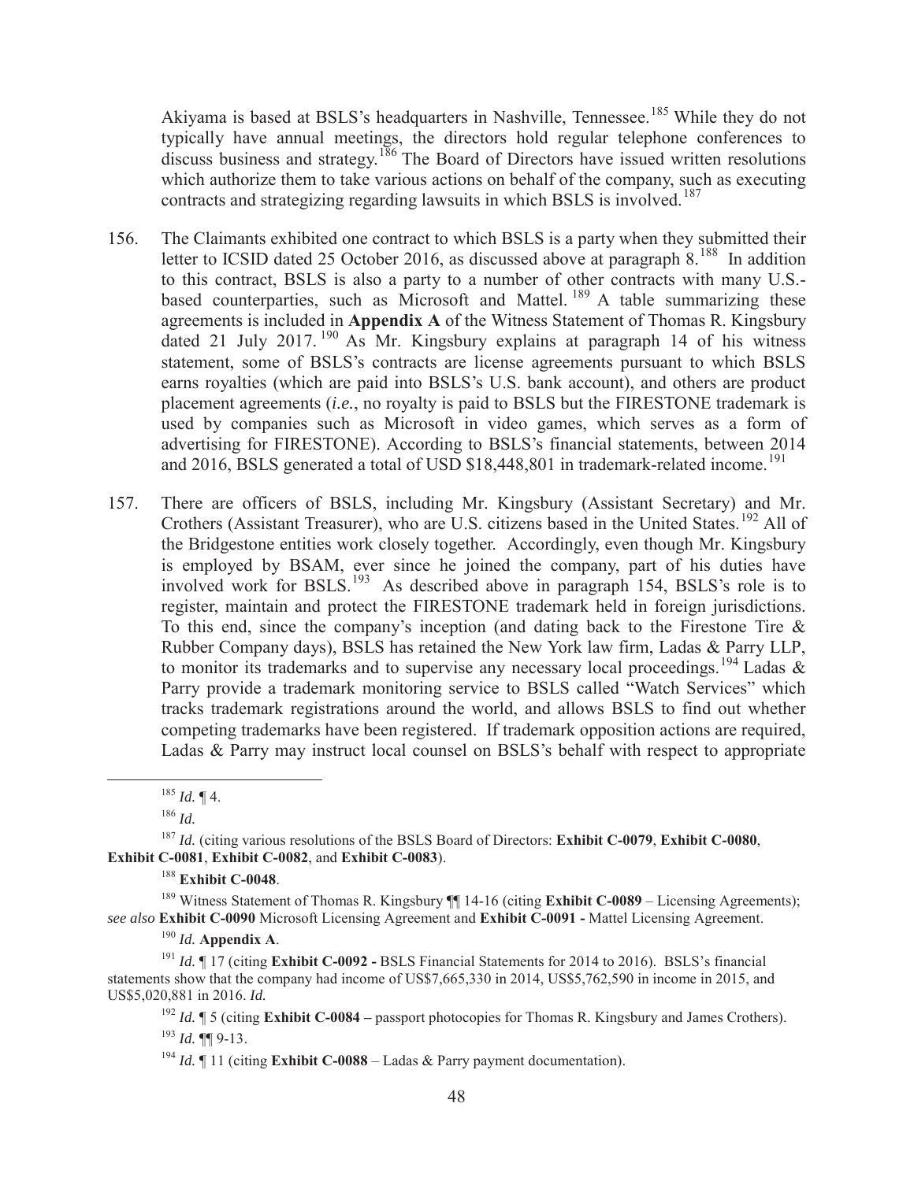Akiyama is based at BSLS's headquarters in Nashville, Tennessee.[185] While they do not typically have annual meetings, the directors hold regular telephone conferences to discuss business and strategy.[186] The Board of Directors have issued written resolutions which authorize them to take various actions on behalf of the company, such as executing contracts and strategizing regarding lawsuits in which BSLS is involved.[187]

156. The Claimants exhibited one contract to which BSLS is a party when they submitted their letter to ICSID dated 25 October 2016, as discussed above at paragraph 8.[188] In addition to this contract, BSLS is also a party to a number of other contracts with many U.S.-based counterparties, such as Microsoft and Mattel.[189] A table summarizing these agreements is included in **Appendix A** of the Witness Statement of Thomas R. Kingsbury dated 21 July 2017.[190] As Mr. Kingsbury explains at paragraph 14 of his witness statement, some of BSLS's contracts are license agreements pursuant to which BSLS earns royalties (which are paid into BSLS's U.S. bank account), and others are product placement agreements (*i.e.*, no royalty is paid to BSLS but the FIRESTONE trademark is used by companies such as Microsoft in video games, which serves as a form of advertising for FIRESTONE). According to BSLS's financial statements, between 2014 and 2016, BSLS generated a total of USD $18,448,801 in trademark-related income.[191]

157. There are officers of BSLS, including Mr. Kingsbury (Assistant Secretary) and Mr. Crothers (Assistant Treasurer), who are U.S. citizens based in the United States.[192] All of the Bridgestone entities work closely together. Accordingly, even though Mr. Kingsbury is employed by BSAM, ever since he joined the company, part of his duties have involved work for BSLS.[193] As described above in paragraph 154, BSLS's role is to register, maintain and protect the FIRESTONE trademark held in foreign jurisdictions. To this end, since the company's inception (and dating back to the Firestone Tire & Rubber Company days), BSLS has retained the New York law firm, Ladas & Parry LLP, to monitor its trademarks and to supervise any necessary local proceedings.[194] Ladas & Parry provide a trademark monitoring service to BSLS called "Watch Services" which tracks trademark registrations around the world, and allows BSLS to find out whether competing trademarks have been registered. If trademark opposition actions are required, Ladas & Parry may instruct local counsel on BSLS's behalf with respect to appropriate

---

[185] *Id.* ¶ 4.

[186] *Id.*

[187] *Id.* (citing various resolutions of the BSLS Board of Directors: **Exhibit C-0079**, **Exhibit C-0080**, **Exhibit C-0081**, **Exhibit C-0082**, and **Exhibit C-0083**).

[188] **Exhibit C-0048**.

[189] Witness Statement of Thomas R. Kingsbury ¶¶ 14-16 (citing **Exhibit C-0089** – Licensing Agreements); *see also* **Exhibit C-0090** Microsoft Licensing Agreement and **Exhibit C-0091 -** Mattel Licensing Agreement.

[190] *Id.* **Appendix A**.

[191] *Id.* ¶ 17 (citing **Exhibit C-0092 -** BSLS Financial Statements for 2014 to 2016). BSLS's financial statements show that the company had income of US$7,665,330 in 2014, US$5,762,590 in income in 2015, and US$5,020,881 in 2016. *Id.*

[192] *Id.* ¶ 5 (citing **Exhibit C-0084 –** passport photocopies for Thomas R. Kingsbury and James Crothers).

[193] *Id.* ¶¶ 9-13.

[194] *Id.* ¶ 11 (citing **Exhibit C-0088** – Ladas & Parry payment documentation).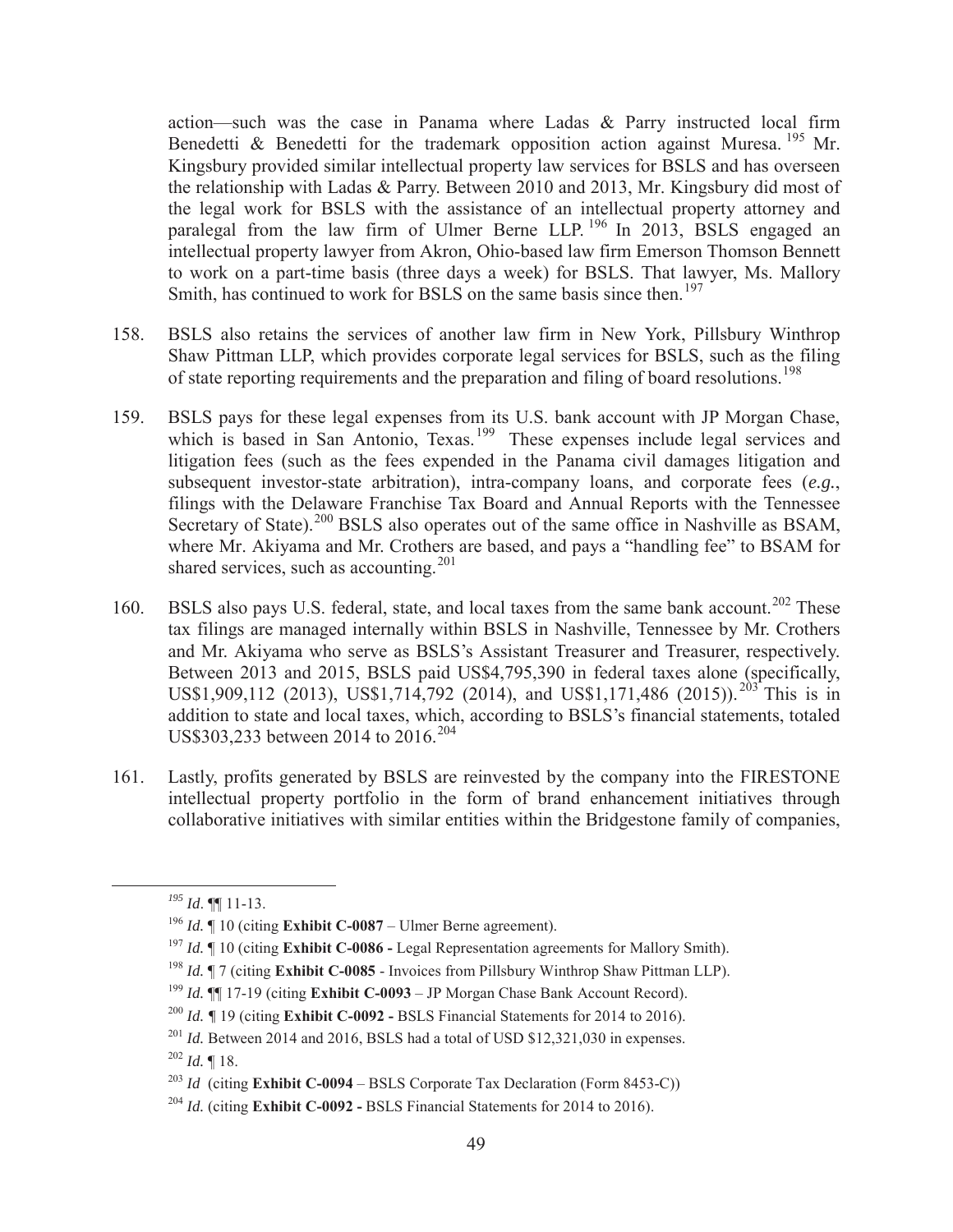action—such was the case in Panama where Ladas & Parry instructed local firm Benedetti & Benedetti for the trademark opposition action against Muresa. [195] Mr. Kingsbury provided similar intellectual property law services for BSLS and has overseen the relationship with Ladas & Parry. Between 2010 and 2013, Mr. Kingsbury did most of the legal work for BSLS with the assistance of an intellectual property attorney and paralegal from the law firm of Ulmer Berne LLP. [196] In 2013, BSLS engaged an intellectual property lawyer from Akron, Ohio-based law firm Emerson Thomson Bennett to work on a part-time basis (three days a week) for BSLS. That lawyer, Ms. Mallory Smith, has continued to work for BSLS on the same basis since then.[197]

158. BSLS also retains the services of another law firm in New York, Pillsbury Winthrop Shaw Pittman LLP, which provides corporate legal services for BSLS, such as the filing of state reporting requirements and the preparation and filing of board resolutions.[198]

159. BSLS pays for these legal expenses from its U.S. bank account with JP Morgan Chase, which is based in San Antonio, Texas.[199] These expenses include legal services and litigation fees (such as the fees expended in the Panama civil damages litigation and subsequent investor-state arbitration), intra-company loans, and corporate fees (*e.g.*, filings with the Delaware Franchise Tax Board and Annual Reports with the Tennessee Secretary of State).[200] BSLS also operates out of the same office in Nashville as BSAM, where Mr. Akiyama and Mr. Crothers are based, and pays a "handling fee" to BSAM for shared services, such as accounting.[201]

160. BSLS also pays U.S. federal, state, and local taxes from the same bank account.[202] These tax filings are managed internally within BSLS in Nashville, Tennessee by Mr. Crothers and Mr. Akiyama who serve as BSLS's Assistant Treasurer and Treasurer, respectively. Between 2013 and 2015, BSLS paid US$4,795,390 in federal taxes alone (specifically, US$1,909,112 (2013), US$1,714,792 (2014), and US$1,171,486 (2015)).[203] This is in addition to state and local taxes, which, according to BSLS's financial statements, totaled US$303,233 between 2014 to 2016.[204]

161. Lastly, profits generated by BSLS are reinvested by the company into the FIRESTONE intellectual property portfolio in the form of brand enhancement initiatives through collaborative initiatives with similar entities within the Bridgestone family of companies,

---

[195] *Id*. ¶¶ 11-13.

[196] *Id.* ¶ 10 (citing **Exhibit C-0087** – Ulmer Berne agreement).

[197] *Id.* ¶ 10 (citing **Exhibit C-0086 -** Legal Representation agreements for Mallory Smith).

[198] *Id.* ¶ 7 (citing **Exhibit C-0085** - Invoices from Pillsbury Winthrop Shaw Pittman LLP).

[199] *Id.* ¶¶ 17-19 (citing **Exhibit C-0093** – JP Morgan Chase Bank Account Record).

[200] *Id.* ¶ 19 (citing **Exhibit C-0092 -** BSLS Financial Statements for 2014 to 2016).

[201] *Id.* Between 2014 and 2016, BSLS had a total of USD $12,321,030 in expenses.

[202] *Id.* ¶ 18.

[203] *Id* (citing **Exhibit C-0094** – BSLS Corporate Tax Declaration (Form 8453-C))

[204] *Id.* (citing **Exhibit C-0092 -** BSLS Financial Statements for 2014 to 2016).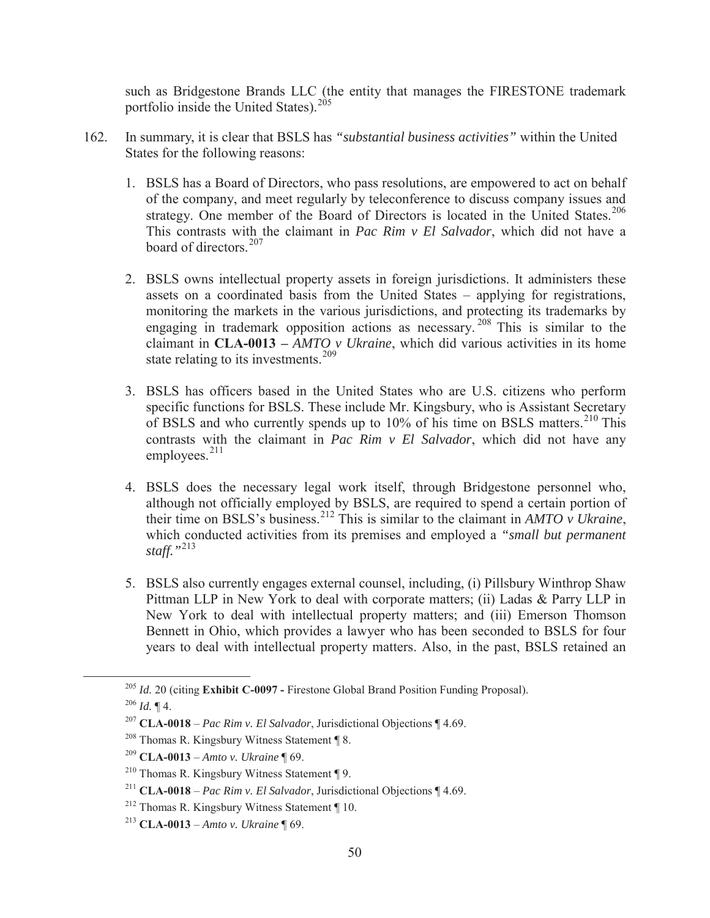such as Bridgestone Brands LLC (the entity that manages the FIRESTONE trademark portfolio inside the United States).[205]

162. In summary, it is clear that BSLS has *"substantial business activities"* within the United States for the following reasons:

 1. BSLS has a Board of Directors, who pass resolutions, are empowered to act on behalf of the company, and meet regularly by teleconference to discuss company issues and strategy. One member of the Board of Directors is located in the United States.[206] This contrasts with the claimant in *Pac Rim v El Salvador*, which did not have a board of directors.[207]

 2. BSLS owns intellectual property assets in foreign jurisdictions. It administers these assets on a coordinated basis from the United States – applying for registrations, monitoring the markets in the various jurisdictions, and protecting its trademarks by engaging in trademark opposition actions as necessary.[208] This is similar to the claimant in **CLA-0013 –** *AMTO v Ukraine*, which did various activities in its home state relating to its investments.[209]

 3. BSLS has officers based in the United States who are U.S. citizens who perform specific functions for BSLS. These include Mr. Kingsbury, who is Assistant Secretary of BSLS and who currently spends up to 10% of his time on BSLS matters.[210] This contrasts with the claimant in *Pac Rim v El Salvador*, which did not have any employees.[211]

 4. BSLS does the necessary legal work itself, through Bridgestone personnel who, although not officially employed by BSLS, are required to spend a certain portion of their time on BSLS's business.[212] This is similar to the claimant in *AMTO v Ukraine*, which conducted activities from its premises and employed a *"small but permanent staff."*[213]

 5. BSLS also currently engages external counsel, including, (i) Pillsbury Winthrop Shaw Pittman LLP in New York to deal with corporate matters; (ii) Ladas & Parry LLP in New York to deal with intellectual property matters; and (iii) Emerson Thomson Bennett in Ohio, which provides a lawyer who has been seconded to BSLS for four years to deal with intellectual property matters. Also, in the past, BSLS retained an

---

[205] *Id.* 20 (citing **Exhibit C-0097 -** Firestone Global Brand Position Funding Proposal).

[206] *Id.* ¶ 4.

[207] **CLA-0018** – *Pac Rim v. El Salvador*, Jurisdictional Objections ¶ 4.69.

[208] Thomas R. Kingsbury Witness Statement ¶ 8.

[209] **CLA-0013** – *Amto v. Ukraine* ¶ 69.

[210] Thomas R. Kingsbury Witness Statement ¶ 9.

[211] **CLA-0018** – *Pac Rim v. El Salvador*, Jurisdictional Objections ¶ 4.69.

[212] Thomas R. Kingsbury Witness Statement ¶ 10.

[213] **CLA-0013** – *Amto v. Ukraine* ¶ 69.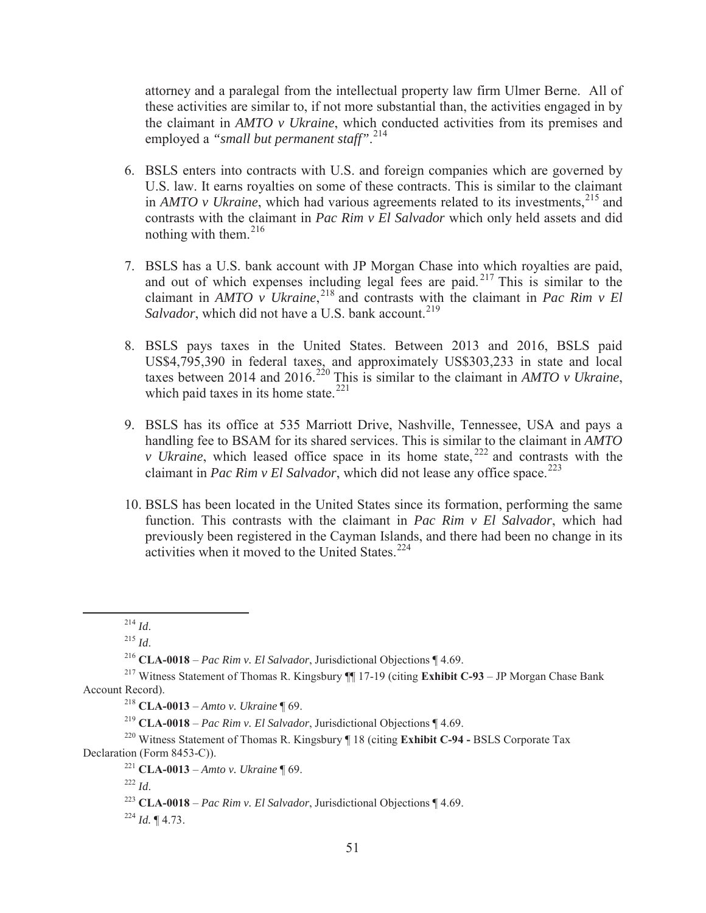attorney and a paralegal from the intellectual property law firm Ulmer Berne. All of these activities are similar to, if not more substantial than, the activities engaged in by the claimant in *AMTO v Ukraine*, which conducted activities from its premises and employed a *"small but permanent staff"*.[214]

6. BSLS enters into contracts with U.S. and foreign companies which are governed by U.S. law. It earns royalties on some of these contracts. This is similar to the claimant in *AMTO v Ukraine*, which had various agreements related to its investments,[215] and contrasts with the claimant in *Pac Rim v El Salvador* which only held assets and did nothing with them.[216]

7. BSLS has a U.S. bank account with JP Morgan Chase into which royalties are paid, and out of which expenses including legal fees are paid.[217] This is similar to the claimant in *AMTO v Ukraine*,[218] and contrasts with the claimant in *Pac Rim v El Salvador*, which did not have a U.S. bank account.[219]

8. BSLS pays taxes in the United States. Between 2013 and 2016, BSLS paid US$4,795,390 in federal taxes, and approximately US$303,233 in state and local taxes between 2014 and 2016.[220] This is similar to the claimant in *AMTO v Ukraine*, which paid taxes in its home state.[221]

9. BSLS has its office at 535 Marriott Drive, Nashville, Tennessee, USA and pays a handling fee to BSAM for its shared services. This is similar to the claimant in *AMTO v Ukraine*, which leased office space in its home state,[222] and contrasts with the claimant in *Pac Rim v El Salvador*, which did not lease any office space.[223]

10. BSLS has been located in the United States since its formation, performing the same function. This contrasts with the claimant in *Pac Rim v El Salvador*, which had previously been registered in the Cayman Islands, and there had been no change in its activities when it moved to the United States.[224]

---

[214] *Id*.

[215] *Id*.

[216] **CLA-0018** – *Pac Rim v. El Salvador*, Jurisdictional Objections ¶ 4.69.

[217] Witness Statement of Thomas R. Kingsbury ¶¶ 17-19 (citing **Exhibit C-93** – JP Morgan Chase Bank Account Record).

[218] **CLA-0013** – *Amto v. Ukraine* ¶ 69.

[219] **CLA-0018** – *Pac Rim v. El Salvador*, Jurisdictional Objections ¶ 4.69.

[220] Witness Statement of Thomas R. Kingsbury ¶ 18 (citing **Exhibit C-94 -** BSLS Corporate Tax Declaration (Form 8453-C)).

[221] **CLA-0013** – *Amto v. Ukraine* ¶ 69.

[222] *Id*.

[223] **CLA-0018** – *Pac Rim v. El Salvador*, Jurisdictional Objections ¶ 4.69.

[224] *Id.* ¶ 4.73.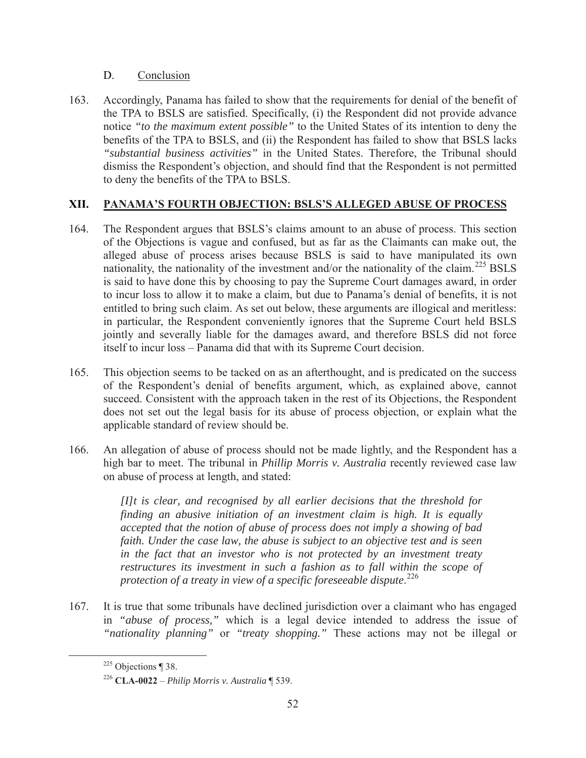### D. Conclusion

163. Accordingly, Panama has failed to show that the requirements for denial of the benefit of the TPA to BSLS are satisfied. Specifically, (i) the Respondent did not provide advance notice *"to the maximum extent possible"* to the United States of its intention to deny the benefits of the TPA to BSLS, and (ii) the Respondent has failed to show that BSLS lacks *"substantial business activities"* in the United States. Therefore, the Tribunal should dismiss the Respondent's objection, and should find that the Respondent is not permitted to deny the benefits of the TPA to BSLS.

## XII. PANAMA'S FOURTH OBJECTION: BSLS'S ALLEGED ABUSE OF PROCESS

164. The Respondent argues that BSLS's claims amount to an abuse of process. This section of the Objections is vague and confused, but as far as the Claimants can make out, the alleged abuse of process arises because BSLS is said to have manipulated its own nationality, the nationality of the investment and/or the nationality of the claim.[225] BSLS is said to have done this by choosing to pay the Supreme Court damages award, in order to incur loss to allow it to make a claim, but due to Panama's denial of benefits, it is not entitled to bring such claim. As set out below, these arguments are illogical and meritless: in particular, the Respondent conveniently ignores that the Supreme Court held BSLS jointly and severally liable for the damages award, and therefore BSLS did not force itself to incur loss – Panama did that with its Supreme Court decision.

165. This objection seems to be tacked on as an afterthought, and is predicated on the success of the Respondent's denial of benefits argument, which, as explained above, cannot succeed. Consistent with the approach taken in the rest of its Objections, the Respondent does not set out the legal basis for its abuse of process objection, or explain what the applicable standard of review should be.

166. An allegation of abuse of process should not be made lightly, and the Respondent has a high bar to meet. The tribunal in *Phillip Morris v. Australia* recently reviewed case law on abuse of process at length, and stated:

> *[I]t is clear, and recognised by all earlier decisions that the threshold for finding an abusive initiation of an investment claim is high. It is equally accepted that the notion of abuse of process does not imply a showing of bad faith. Under the case law, the abuse is subject to an objective test and is seen in the fact that an investor who is not protected by an investment treaty restructures its investment in such a fashion as to fall within the scope of protection of a treaty in view of a specific foreseeable dispute.*[226]

167. It is true that some tribunals have declined jurisdiction over a claimant who has engaged in *"abuse of process,"* which is a legal device intended to address the issue of *"nationality planning"* or *"treaty shopping."* These actions may not be illegal or

---

[225] Objections ¶ 38.

[226] **CLA-0022** – *Philip Morris v. Australia* ¶ 539.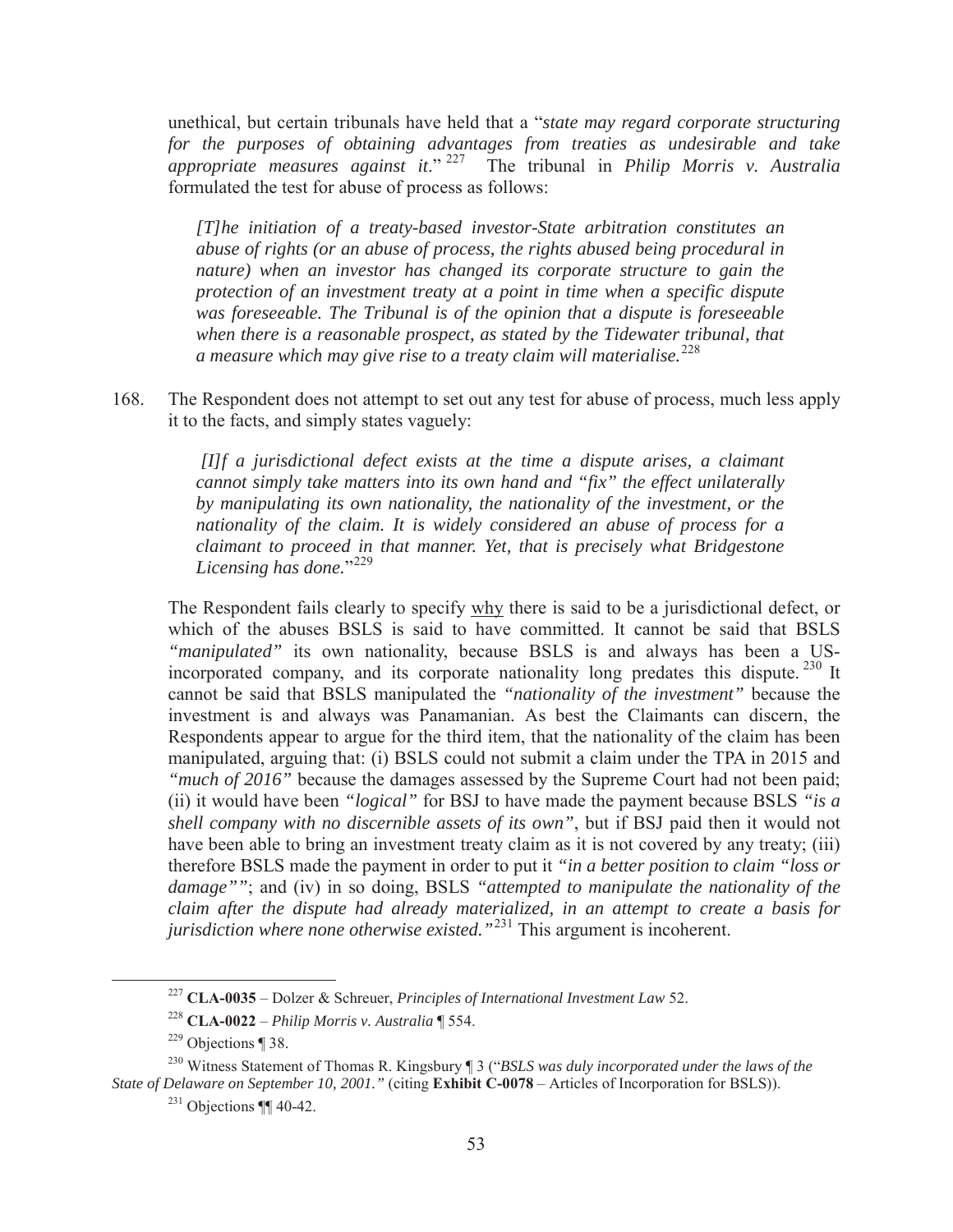unethical, but certain tribunals have held that a "*state may regard corporate structuring for the purposes of obtaining advantages from treaties as undesirable and take appropriate measures against it*."[227] The tribunal in *Philip Morris v. Australia* formulated the test for abuse of process as follows:

> *[T]he initiation of a treaty-based investor-State arbitration constitutes an abuse of rights (or an abuse of process, the rights abused being procedural in nature) when an investor has changed its corporate structure to gain the protection of an investment treaty at a point in time when a specific dispute was foreseeable. The Tribunal is of the opinion that a dispute is foreseeable when there is a reasonable prospect, as stated by the Tidewater tribunal, that a measure which may give rise to a treaty claim will materialise.*[228]

168. The Respondent does not attempt to set out any test for abuse of process, much less apply it to the facts, and simply states vaguely:

> *[I]f a jurisdictional defect exists at the time a dispute arises, a claimant cannot simply take matters into its own hand and "fix" the effect unilaterally by manipulating its own nationality, the nationality of the investment, or the nationality of the claim. It is widely considered an abuse of process for a claimant to proceed in that manner. Yet, that is precisely what Bridgestone Licensing has done.*"[229]

The Respondent fails clearly to specify <u>why</u> there is said to be a jurisdictional defect, or which of the abuses BSLS is said to have committed. It cannot be said that BSLS *"manipulated"* its own nationality, because BSLS is and always has been a US-incorporated company, and its corporate nationality long predates this dispute.[230] It cannot be said that BSLS manipulated the *"nationality of the investment"* because the investment is and always was Panamanian. As best the Claimants can discern, the Respondents appear to argue for the third item, that the nationality of the claim has been manipulated, arguing that: (i) BSLS could not submit a claim under the TPA in 2015 and *"much of 2016"* because the damages assessed by the Supreme Court had not been paid; (ii) it would have been *"logical"* for BSJ to have made the payment because BSLS *"is a shell company with no discernible assets of its own"*, but if BSJ paid then it would not have been able to bring an investment treaty claim as it is not covered by any treaty; (iii) therefore BSLS made the payment in order to put it *"in a better position to claim "loss or damage""*; and (iv) in so doing, BSLS *"attempted to manipulate the nationality of the claim after the dispute had already materialized, in an attempt to create a basis for jurisdiction where none otherwise existed."*[231] This argument is incoherent.

---

[227] **CLA-0035** – Dolzer & Schreuer, *Principles of International Investment Law* 52.

[228] **CLA-0022** – *Philip Morris v. Australia* ¶ 554.

[229] Objections ¶ 38.

[230] Witness Statement of Thomas R. Kingsbury ¶ 3 ("*BSLS was duly incorporated under the laws of the State of Delaware on September 10, 2001."* (citing **Exhibit C-0078** – Articles of Incorporation for BSLS)).

[231] Objections ¶¶ 40-42.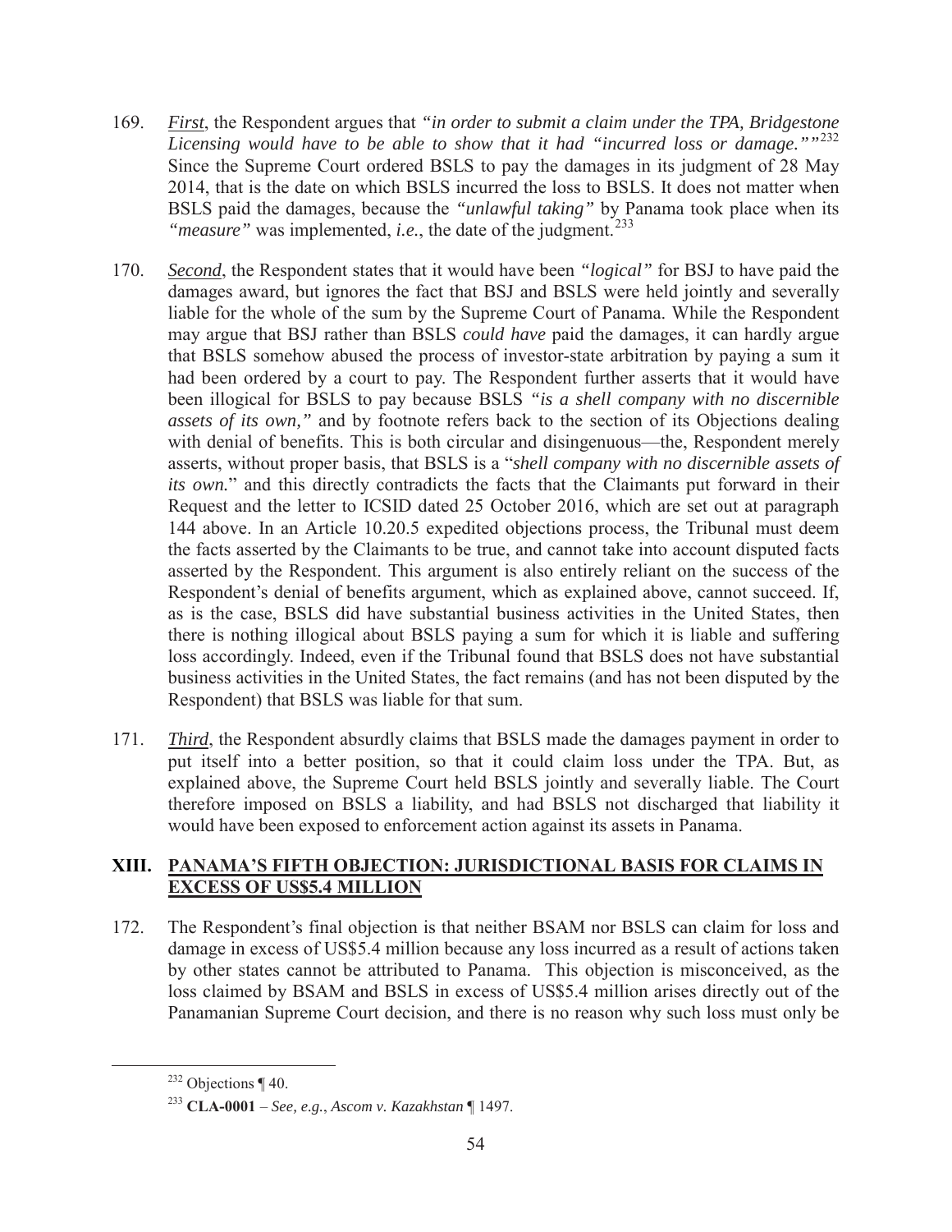169. ***First***, the Respondent argues that *"in order to submit a claim under the TPA, Bridgestone Licensing would have to be able to show that it had "incurred loss or damage.""*[232] Since the Supreme Court ordered BSLS to pay the damages in its judgment of 28 May 2014, that is the date on which BSLS incurred the loss to BSLS. It does not matter when BSLS paid the damages, because the *"unlawful taking"* by Panama took place when its *"measure"* was implemented, *i.e.*, the date of the judgment.[233]

170. ***Second***, the Respondent states that it would have been *"logical"* for BSJ to have paid the damages award, but ignores the fact that BSJ and BSLS were held jointly and severally liable for the whole of the sum by the Supreme Court of Panama. While the Respondent may argue that BSJ rather than BSLS *could have* paid the damages, it can hardly argue that BSLS somehow abused the process of investor-state arbitration by paying a sum it had been ordered by a court to pay. The Respondent further asserts that it would have been illogical for BSLS to pay because BSLS *"is a shell company with no discernible assets of its own,"* and by footnote refers back to the section of its Objections dealing with denial of benefits. This is both circular and disingenuous—the, Respondent merely asserts, without proper basis, that BSLS is a "*shell company with no discernible assets of its own.*" and this directly contradicts the facts that the Claimants put forward in their Request and the letter to ICSID dated 25 October 2016, which are set out at paragraph 144 above. In an Article 10.20.5 expedited objections process, the Tribunal must deem the facts asserted by the Claimants to be true, and cannot take into account disputed facts asserted by the Respondent. This argument is also entirely reliant on the success of the Respondent's denial of benefits argument, which as explained above, cannot succeed. If, as is the case, BSLS did have substantial business activities in the United States, then there is nothing illogical about BSLS paying a sum for which it is liable and suffering loss accordingly. Indeed, even if the Tribunal found that BSLS does not have substantial business activities in the United States, the fact remains (and has not been disputed by the Respondent) that BSLS was liable for that sum.

171. ***Third***, the Respondent absurdly claims that BSLS made the damages payment in order to put itself into a better position, so that it could claim loss under the TPA. But, as explained above, the Supreme Court held BSLS jointly and severally liable. The Court therefore imposed on BSLS a liability, and had BSLS not discharged that liability it would have been exposed to enforcement action against its assets in Panama.

## XIII. PANAMA'S FIFTH OBJECTION: JURISDICTIONAL BASIS FOR CLAIMS IN EXCESS OF US$5.4 MILLION

172. The Respondent's final objection is that neither BSAM nor BSLS can claim for loss and damage in excess of US$5.4 million because any loss incurred as a result of actions taken by other states cannot be attributed to Panama. This objection is misconceived, as the loss claimed by BSAM and BSLS in excess of US$5.4 million arises directly out of the Panamanian Supreme Court decision, and there is no reason why such loss must only be

---

[232] Objections ¶ 40.

[233] **CLA-0001** – *See, e.g.*, *Ascom v. Kazakhstan* ¶ 1497.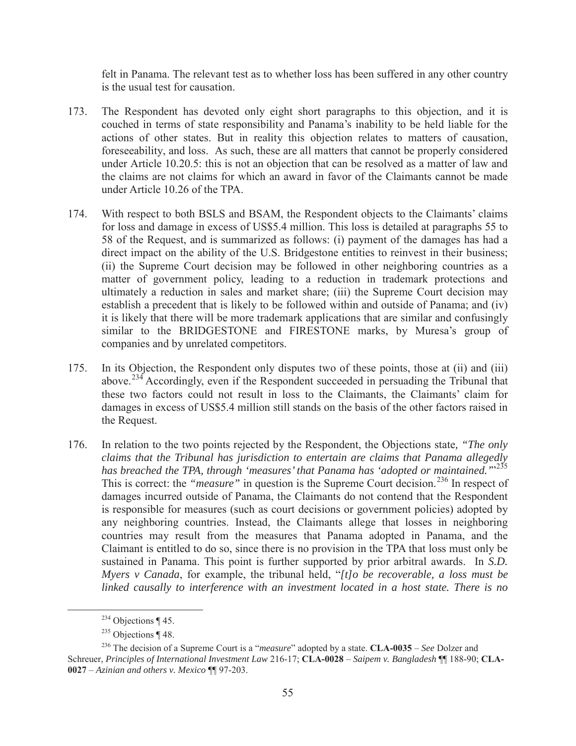felt in Panama. The relevant test as to whether loss has been suffered in any other country is the usual test for causation.

173. The Respondent has devoted only eight short paragraphs to this objection, and it is couched in terms of state responsibility and Panama's inability to be held liable for the actions of other states. But in reality this objection relates to matters of causation, foreseeability, and loss. As such, these are all matters that cannot be properly considered under Article 10.20.5: this is not an objection that can be resolved as a matter of law and the claims are not claims for which an award in favor of the Claimants cannot be made under Article 10.26 of the TPA.

174. With respect to both BSLS and BSAM, the Respondent objects to the Claimants' claims for loss and damage in excess of US$5.4 million. This loss is detailed at paragraphs 55 to 58 of the Request, and is summarized as follows: (i) payment of the damages has had a direct impact on the ability of the U.S. Bridgestone entities to reinvest in their business; (ii) the Supreme Court decision may be followed in other neighboring countries as a matter of government policy, leading to a reduction in trademark protections and ultimately a reduction in sales and market share; (iii) the Supreme Court decision may establish a precedent that is likely to be followed within and outside of Panama; and (iv) it is likely that there will be more trademark applications that are similar and confusingly similar to the BRIDGESTONE and FIRESTONE marks, by Muresa's group of companies and by unrelated competitors.

175. In its Objection, the Respondent only disputes two of these points, those at (ii) and (iii) above.[234] Accordingly, even if the Respondent succeeded in persuading the Tribunal that these two factors could not result in loss to the Claimants, the Claimants' claim for damages in excess of US$5.4 million still stands on the basis of the other factors raised in the Request.

176. In relation to the two points rejected by the Respondent, the Objections state, *"The only claims that the Tribunal has jurisdiction to entertain are claims that Panama allegedly has breached the TPA, through 'measures' that Panama has 'adopted or maintained.'"*[235] This is correct: the *"measure"* in question is the Supreme Court decision.[236] In respect of damages incurred outside of Panama, the Claimants do not contend that the Respondent is responsible for measures (such as court decisions or government policies) adopted by any neighboring countries. Instead, the Claimants allege that losses in neighboring countries may result from the measures that Panama adopted in Panama, and the Claimant is entitled to do so, since there is no provision in the TPA that loss must only be sustained in Panama. This point is further supported by prior arbitral awards. In *S.D. Myers v Canada*, for example, the tribunal held, "*[t]o be recoverable, a loss must be linked causally to interference with an investment located in a host state. There is no*

---

[234] Objections ¶ 45.

[235] Objections ¶ 48.

[236] The decision of a Supreme Court is a "*measure*" adopted by a state. **CLA-0035** – *See* Dolzer and Schreuer, *Principles of International Investment Law* 216-17; **CLA-0028** – *Saipem v. Bangladesh* ¶¶ 188-90; **CLA-0027** – *Azinian and others v. Mexico* ¶¶ 97-203.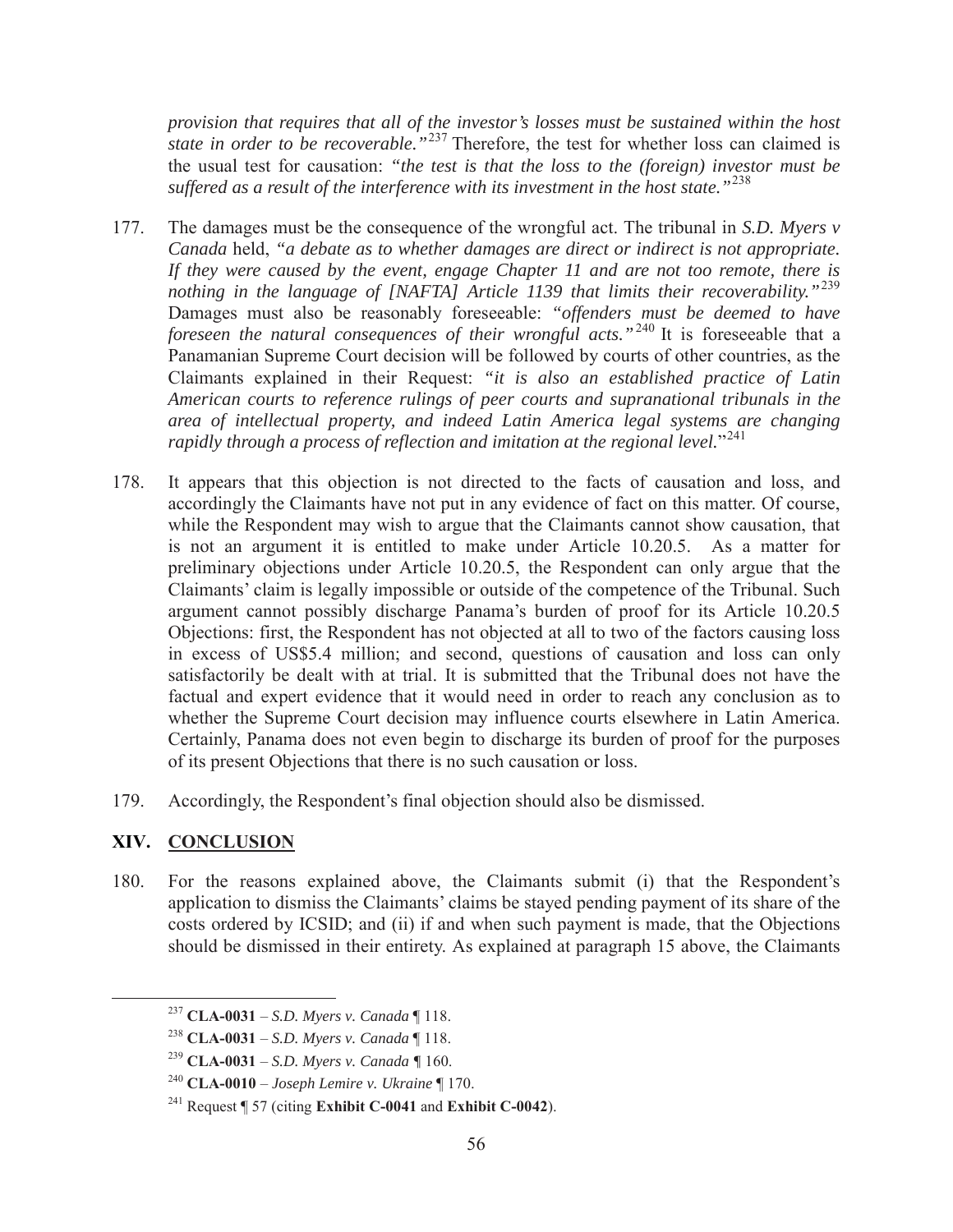*provision that requires that all of the investor's losses must be sustained within the host state in order to be recoverable."*[237] Therefore, the test for whether loss can claimed is the usual test for causation: *"the test is that the loss to the (foreign) investor must be suffered as a result of the interference with its investment in the host state."*[238]

177. The damages must be the consequence of the wrongful act. The tribunal in *S.D. Myers v Canada* held, *"a debate as to whether damages are direct or indirect is not appropriate. If they were caused by the event, engage Chapter 11 and are not too remote, there is nothing in the language of [NAFTA] Article 1139 that limits their recoverability."*[239] Damages must also be reasonably foreseeable: *"offenders must be deemed to have foreseen the natural consequences of their wrongful acts."*[240] It is foreseeable that a Panamanian Supreme Court decision will be followed by courts of other countries, as the Claimants explained in their Request: *"it is also an established practice of Latin American courts to reference rulings of peer courts and supranational tribunals in the area of intellectual property, and indeed Latin America legal systems are changing rapidly through a process of reflection and imitation at the regional level.*"[241]

178. It appears that this objection is not directed to the facts of causation and loss, and accordingly the Claimants have not put in any evidence of fact on this matter. Of course, while the Respondent may wish to argue that the Claimants cannot show causation, that is not an argument it is entitled to make under Article 10.20.5. As a matter for preliminary objections under Article 10.20.5, the Respondent can only argue that the Claimants' claim is legally impossible or outside of the competence of the Tribunal. Such argument cannot possibly discharge Panama's burden of proof for its Article 10.20.5 Objections: first, the Respondent has not objected at all to two of the factors causing loss in excess of US$5.4 million; and second, questions of causation and loss can only satisfactorily be dealt with at trial. It is submitted that the Tribunal does not have the factual and expert evidence that it would need in order to reach any conclusion as to whether the Supreme Court decision may influence courts elsewhere in Latin America. Certainly, Panama does not even begin to discharge its burden of proof for the purposes of its present Objections that there is no such causation or loss.

179. Accordingly, the Respondent's final objection should also be dismissed.

## XIV. CONCLUSION

180. For the reasons explained above, the Claimants submit (i) that the Respondent's application to dismiss the Claimants' claims be stayed pending payment of its share of the costs ordered by ICSID; and (ii) if and when such payment is made, that the Objections should be dismissed in their entirety. As explained at paragraph 15 above, the Claimants

---

[237] **CLA-0031** – *S.D. Myers v. Canada* ¶ 118.

[238] **CLA-0031** – *S.D. Myers v. Canada* ¶ 118.

[239] **CLA-0031** – *S.D. Myers v. Canada* ¶ 160.

[240] **CLA-0010** – *Joseph Lemire v. Ukraine* ¶ 170.

[241] Request ¶ 57 (citing **Exhibit C-0041** and **Exhibit C-0042**).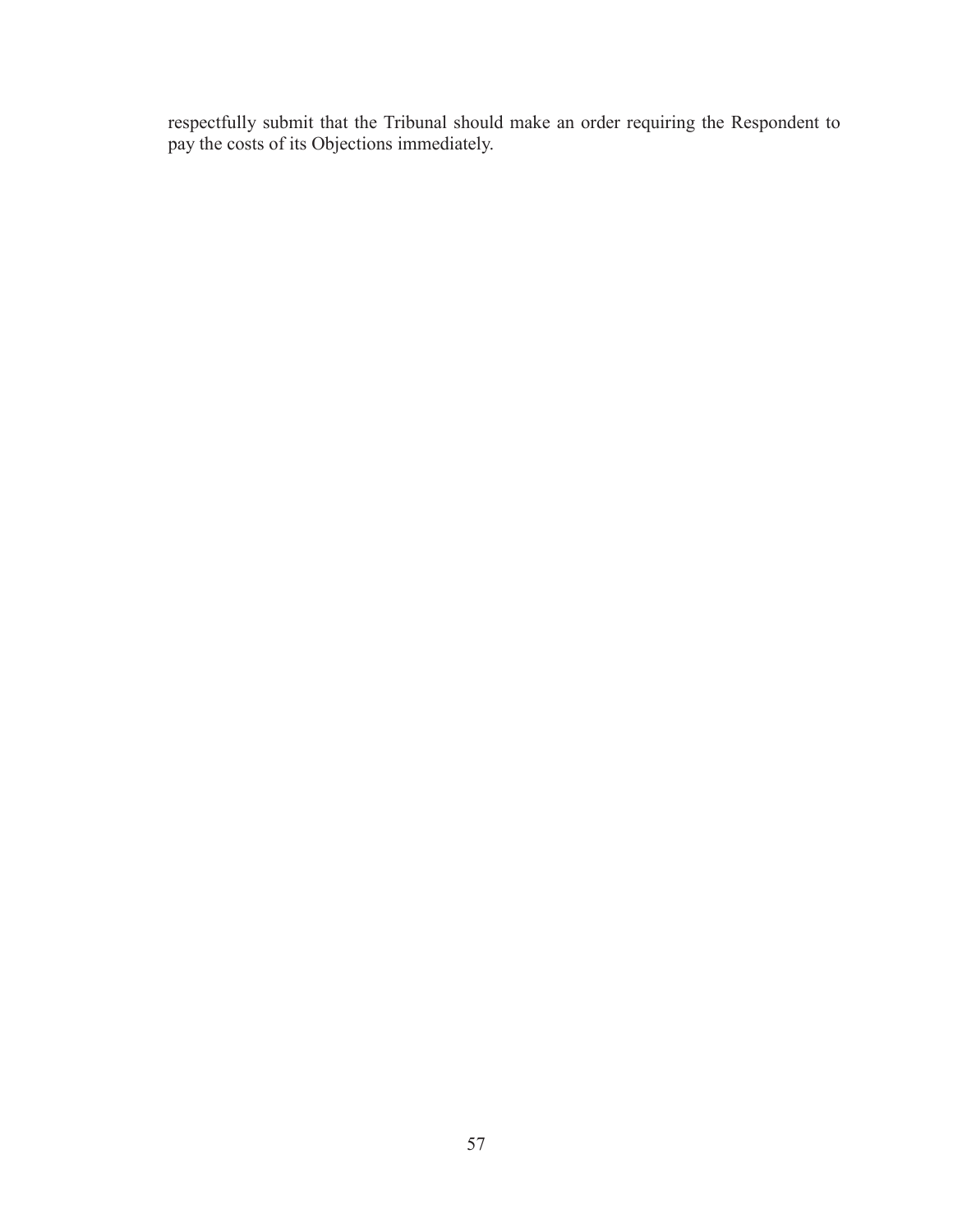respectfully submit that the Tribunal should make an order requiring the Respondent to pay the costs of its Objections immediately.